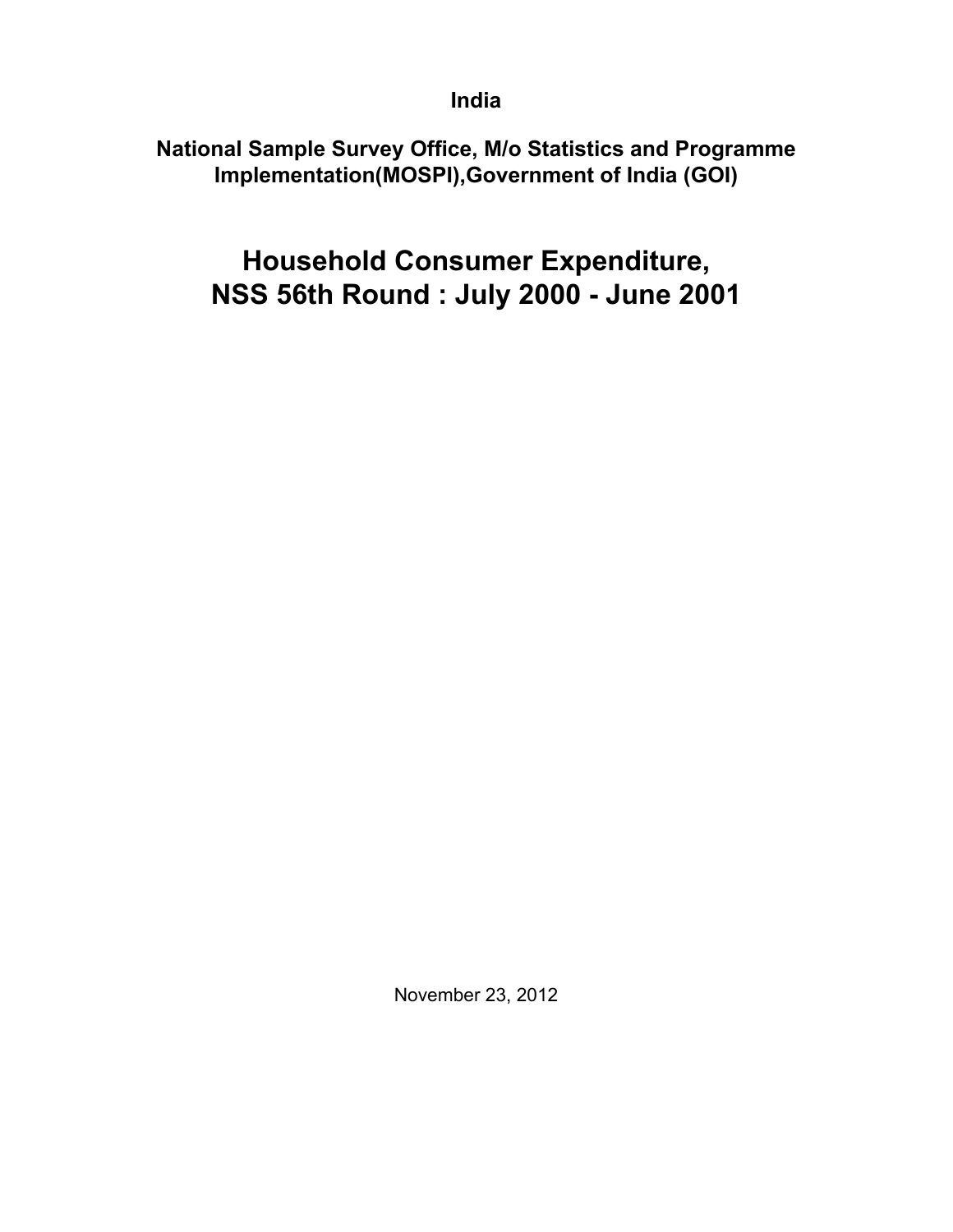**India**

**National Sample Survey Office, M/o Statistics and Programme Implementation(MOSPI),Government of India (GOI)**

# Household Consumer Expenditure, NSS 56th Round : July 2000 - June 2001

November 23, 2012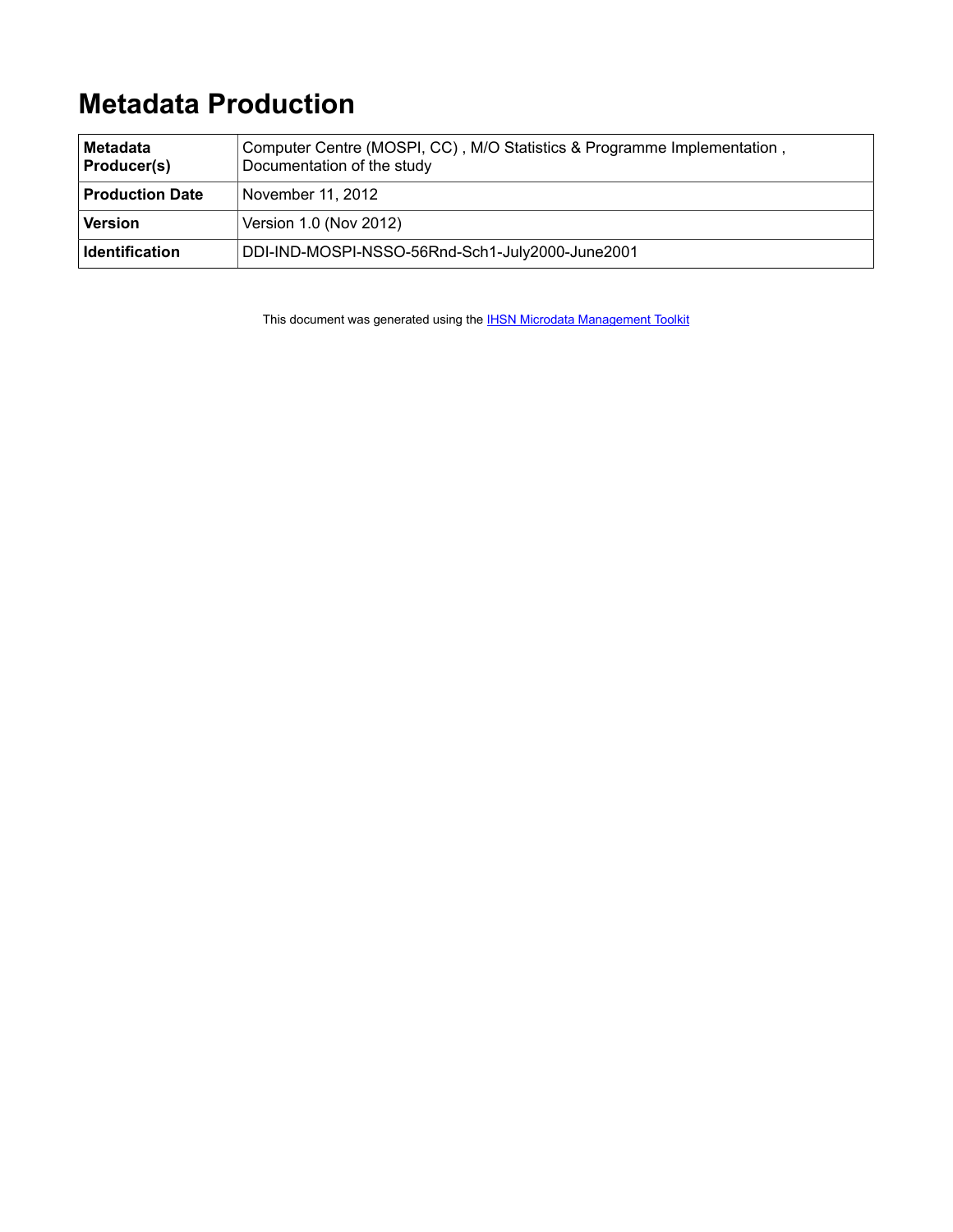# Metadata Production

| | |
|---|---|
| **Metadata Producer(s)** | Computer Centre (MOSPI, CC) , M/O Statistics & Programme Implementation , Documentation of the study |
| **Production Date** | November 11, 2012 |
| **Version** | Version 1.0 (Nov 2012) |
| **Identification** | DDI-IND-MOSPI-NSSO-56Rnd-Sch1-July2000-June2001 |

This document was generated using the [IHSN Microdata Management Toolkit]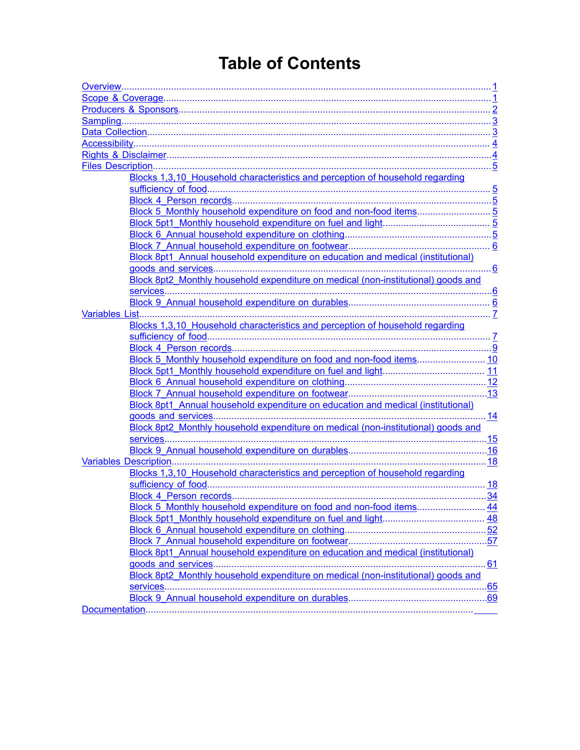# Table of Contents

- Overview ........ 1
- Scope & Coverage ........ 1
- Producers & Sponsors ........ 2
- Sampling ........ 3
- Data Collection ........ 3
- Accessibility ........ 4
- Rights & Disclaimer ........ 4
- Files Description ........ 5
    - Blocks 1,3,10_Household characteristics and perception of household regarding sufficiency of food ........ 5
    - Block 4_Person records ........ 5
    - Block 5_Monthly household expenditure on food and non-food items ........ 5
    - Block 5pt1_Monthly household expenditure on fuel and light ........ 5
    - Block 6_Annual household expenditure on clothing ........ 5
    - Block 7_Annual household expenditure on footwear ........ 6
    - Block 8pt1_Annual household expenditure on education and medical (institutional) goods and services ........ 6
    - Block 8pt2_Monthly household expenditure on medical (non-institutional) goods and services ........ 6
    - Block 9_Annual household expenditure on durables ........ 6
- Variables List ........ 7
    - Blocks 1,3,10_Household characteristics and perception of household regarding sufficiency of food ........ 7
    - Block 4_Person records ........ 9
    - Block 5_Monthly household expenditure on food and non-food items ........ 10
    - Block 5pt1_Monthly household expenditure on fuel and light ........ 11
    - Block 6_Annual household expenditure on clothing ........ 12
    - Block 7_Annual household expenditure on footwear ........ 13
    - Block 8pt1_Annual household expenditure on education and medical (institutional) goods and services ........ 14
    - Block 8pt2_Monthly household expenditure on medical (non-institutional) goods and services ........ 15
    - Block 9_Annual household expenditure on durables ........ 16
- Variables Description ........ 18
    - Blocks 1,3,10_Household characteristics and perception of household regarding sufficiency of food ........ 18
    - Block 4_Person records ........ 34
    - Block 5_Monthly household expenditure on food and non-food items ........ 44
    - Block 5pt1_Monthly household expenditure on fuel and light ........ 48
    - Block 6_Annual household expenditure on clothing ........ 52
    - Block 7_Annual household expenditure on footwear ........ 57
    - Block 8pt1_Annual household expenditure on education and medical (institutional) goods and services ........ 61
    - Block 8pt2_Monthly household expenditure on medical (non-institutional) goods and services ........ 65
    - Block 9_Annual household expenditure on durables ........ 69
- Documentation ........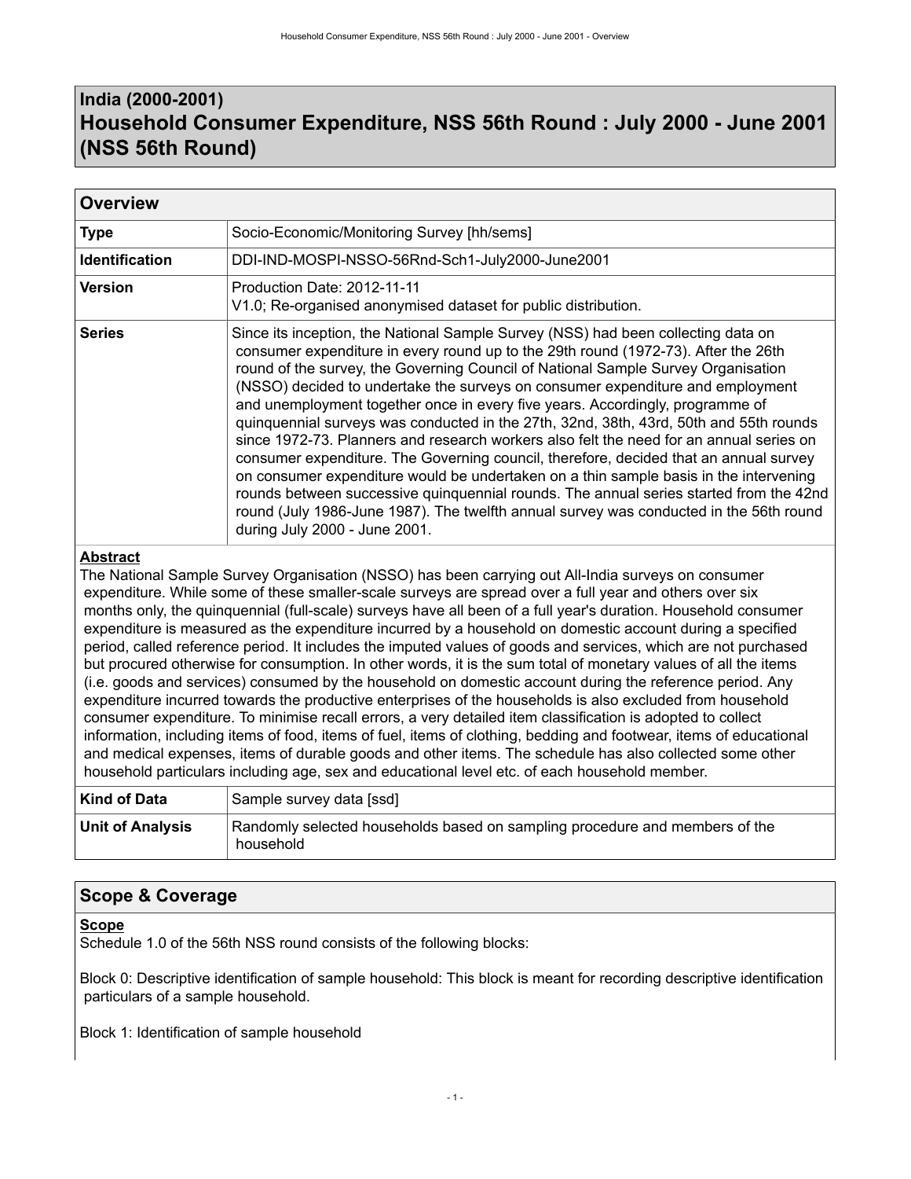# India (2000-2001)
# Household Consumer Expenditure, NSS 56th Round : July 2000 - June 2001 (NSS 56th Round)

## Overview

| | |
|---|---|
| **Type** | Socio-Economic/Monitoring Survey [hh/sems] |
| **Identification** | DDI-IND-MOSPI-NSSO-56Rnd-Sch1-July2000-June2001 |
| **Version** | Production Date: 2012-11-11<br>V1.0; Re-organised anonymised dataset for public distribution. |
| **Series** | Since its inception, the National Sample Survey (NSS) had been collecting data on consumer expenditure in every round up to the 29th round (1972-73). After the 26th round of the survey, the Governing Council of National Sample Survey Organisation (NSSO) decided to undertake the surveys on consumer expenditure and employment and unemployment together once in every five years. Accordingly, programme of quinquennial surveys was conducted in the 27th, 32nd, 38th, 43rd, 50th and 55th rounds since 1972-73. Planners and research workers also felt the need for an annual series on consumer expenditure. The Governing council, therefore, decided that an annual survey on consumer expenditure would be undertaken on a thin sample basis in the intervening rounds between successive quinquennial rounds. The annual series started from the 42nd round (July 1986-June 1987). The twelfth annual survey was conducted in the 56th round during July 2000 - June 2001. |

**Abstract**

The National Sample Survey Organisation (NSSO) has been carrying out All-India surveys on consumer expenditure. While some of these smaller-scale surveys are spread over a full year and others over six months only, the quinquennial (full-scale) surveys have all been of a full year's duration. Household consumer expenditure is measured as the expenditure incurred by a household on domestic account during a specified period, called reference period. It includes the imputed values of goods and services, which are not purchased but procured otherwise for consumption. In other words, it is the sum total of monetary values of all the items (i.e. goods and services) consumed by the household on domestic account during the reference period. Any expenditure incurred towards the productive enterprises of the households is also excluded from household consumer expenditure. To minimise recall errors, a very detailed item classification is adopted to collect information, including items of food, items of fuel, items of clothing, bedding and footwear, items of educational and medical expenses, items of durable goods and other items. The schedule has also collected some other household particulars including age, sex and educational level etc. of each household member.

| | |
|---|---|
| **Kind of Data** | Sample survey data [ssd] |
| **Unit of Analysis** | Randomly selected households based on sampling procedure and members of the household |

## Scope & Coverage

**Scope**

Schedule 1.0 of the 56th NSS round consists of the following blocks:

Block 0: Descriptive identification of sample household: This block is meant for recording descriptive identification particulars of a sample household.

Block 1: Identification of sample household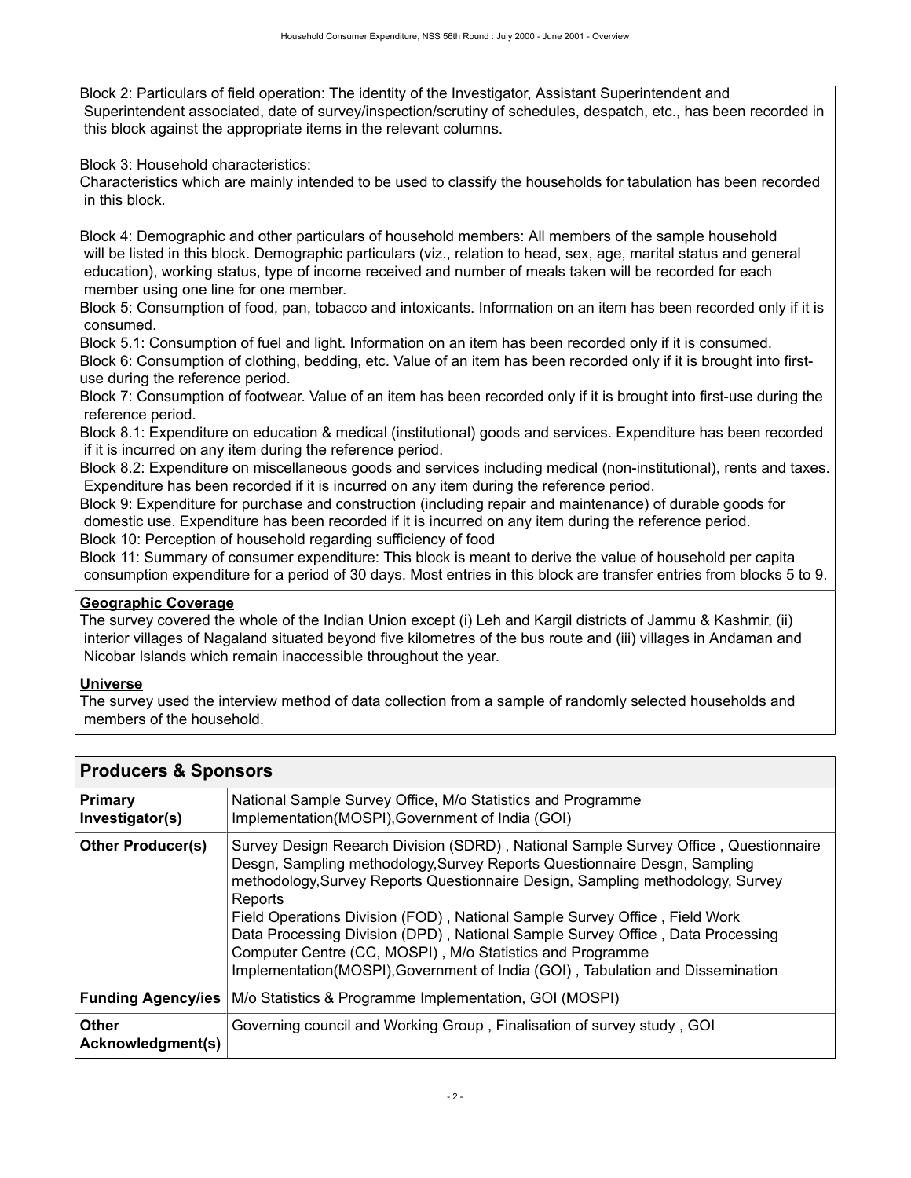Block 2: Particulars of field operation: The identity of the Investigator, Assistant Superintendent and Superintendent associated, date of survey/inspection/scrutiny of schedules, despatch, etc., has been recorded in this block against the appropriate items in the relevant columns.

Block 3: Household characteristics:
Characteristics which are mainly intended to be used to classify the households for tabulation has been recorded in this block.

Block 4: Demographic and other particulars of household members: All members of the sample household will be listed in this block. Demographic particulars (viz., relation to head, sex, age, marital status and general education), working status, type of income received and number of meals taken will be recorded for each member using one line for one member.
Block 5: Consumption of food, pan, tobacco and intoxicants. Information on an item has been recorded only if it is consumed.
Block 5.1: Consumption of fuel and light. Information on an item has been recorded only if it is consumed.
Block 6: Consumption of clothing, bedding, etc. Value of an item has been recorded only if it is brought into first-use during the reference period.
Block 7: Consumption of footwear. Value of an item has been recorded only if it is brought into first-use during the reference period.
Block 8.1: Expenditure on education & medical (institutional) goods and services. Expenditure has been recorded if it is incurred on any item during the reference period.
Block 8.2: Expenditure on miscellaneous goods and services including medical (non-institutional), rents and taxes. Expenditure has been recorded if it is incurred on any item during the reference period.
Block 9: Expenditure for purchase and construction (including repair and maintenance) of durable goods for domestic use. Expenditure has been recorded if it is incurred on any item during the reference period.
Block 10: Perception of household regarding sufficiency of food
Block 11: Summary of consumer expenditure: This block is meant to derive the value of household per capita consumption expenditure for a period of 30 days. Most entries in this block are transfer entries from blocks 5 to 9.

**Geographic Coverage**

The survey covered the whole of the Indian Union except (i) Leh and Kargil districts of Jammu & Kashmir, (ii) interior villages of Nagaland situated beyond five kilometres of the bus route and (iii) villages in Andaman and Nicobar Islands which remain inaccessible throughout the year.

**Universe**

The survey used the interview method of data collection from a sample of randomly selected households and members of the household.

## Producers & Sponsors

| | |
|---|---|
| **Primary Investigator(s)** | National Sample Survey Office, M/o Statistics and Programme Implementation(MOSPI),Government of India (GOI) |
| **Other Producer(s)** | Survey Design Rearch Division (SDRD) , National Sample Survey Office , Questionnaire Desgn, Sampling methodology,Survey Reports Questionnaire Desgn, Sampling methodology,Survey Reports Questionnaire Design, Sampling methodology, Survey Reports<br>Field Operations Division (FOD) , National Sample Survey Office , Field Work<br>Data Processing Division (DPD) , National Sample Survey Office , Data Processing<br>Computer Centre (CC, MOSPI) , M/o Statistics and Programme Implementation(MOSPI),Government of India (GOI) , Tabulation and Dissemination |
| **Funding Agency/ies** | M/o Statistics & Programme Implementation, GOI (MOSPI) |
| **Other Acknowledgment(s)** | Governing council and Working Group , Finalisation of survey study , GOI |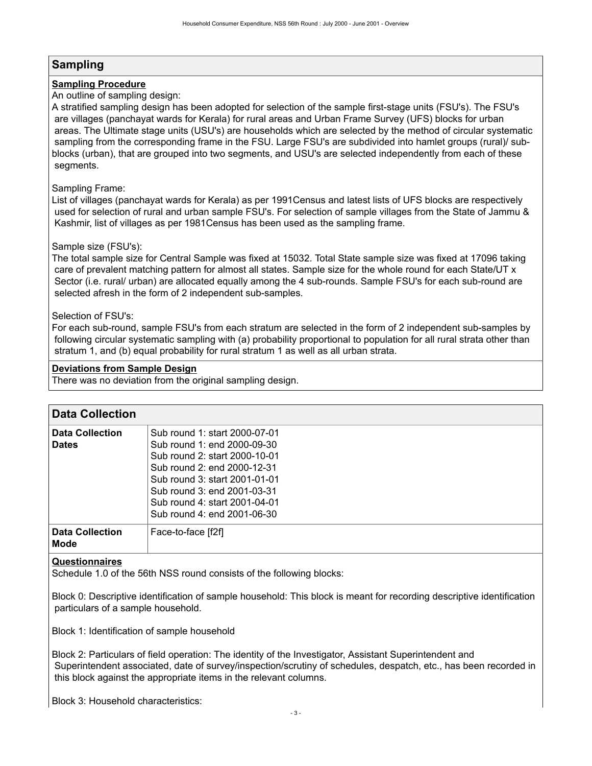## Sampling

**Sampling Procedure**

An outline of sampling design:

A stratified sampling design has been adopted for selection of the sample first-stage units (FSU's). The FSU's are villages (panchayat wards for Kerala) for rural areas and Urban Frame Survey (UFS) blocks for urban areas. The Ultimate stage units (USU's) are households which are selected by the method of circular systematic sampling from the corresponding frame in the FSU. Large FSU's are subdivided into hamlet groups (rural)/ sub-blocks (urban), that are grouped into two segments, and USU's are selected independently from each of these segments.

Sampling Frame:

List of villages (panchayat wards for Kerala) as per 1991Census and latest lists of UFS blocks are respectively used for selection of rural and urban sample FSU's. For selection of sample villages from the State of Jammu & Kashmir, list of villages as per 1981Census has been used as the sampling frame.

Sample size (FSU's):

The total sample size for Central Sample was fixed at 15032. Total State sample size was fixed at 17096 taking care of prevalent matching pattern for almost all states. Sample size for the whole round for each State/UT x Sector (i.e. rural/ urban) are allocated equally among the 4 sub-rounds. Sample FSU's for each sub-round are selected afresh in the form of 2 independent sub-samples.

Selection of FSU's:

For each sub-round, sample FSU's from each stratum are selected in the form of 2 independent sub-samples by following circular systematic sampling with (a) probability proportional to population for all rural strata other than stratum 1, and (b) equal probability for rural stratum 1 as well as all urban strata.

**Deviations from Sample Design**

There was no deviation from the original sampling design.

## Data Collection

| | |
|---|---|
| **Data Collection Dates** | Sub round 1: start 2000-07-01<br>Sub round 1: end 2000-09-30<br>Sub round 2: start 2000-10-01<br>Sub round 2: end 2000-12-31<br>Sub round 3: start 2001-01-01<br>Sub round 3: end 2001-03-31<br>Sub round 4: start 2001-04-01<br>Sub round 4: end 2001-06-30 |
| **Data Collection Mode** | Face-to-face [f2f] |

**Questionnaires**

Schedule 1.0 of the 56th NSS round consists of the following blocks:

Block 0: Descriptive identification of sample household: This block is meant for recording descriptive identification particulars of a sample household.

Block 1: Identification of sample household

Block 2: Particulars of field operation: The identity of the Investigator, Assistant Superintendent and Superintendent associated, date of survey/inspection/scrutiny of schedules, despatch, etc., has been recorded in this block against the appropriate items in the relevant columns.

Block 3: Household characteristics: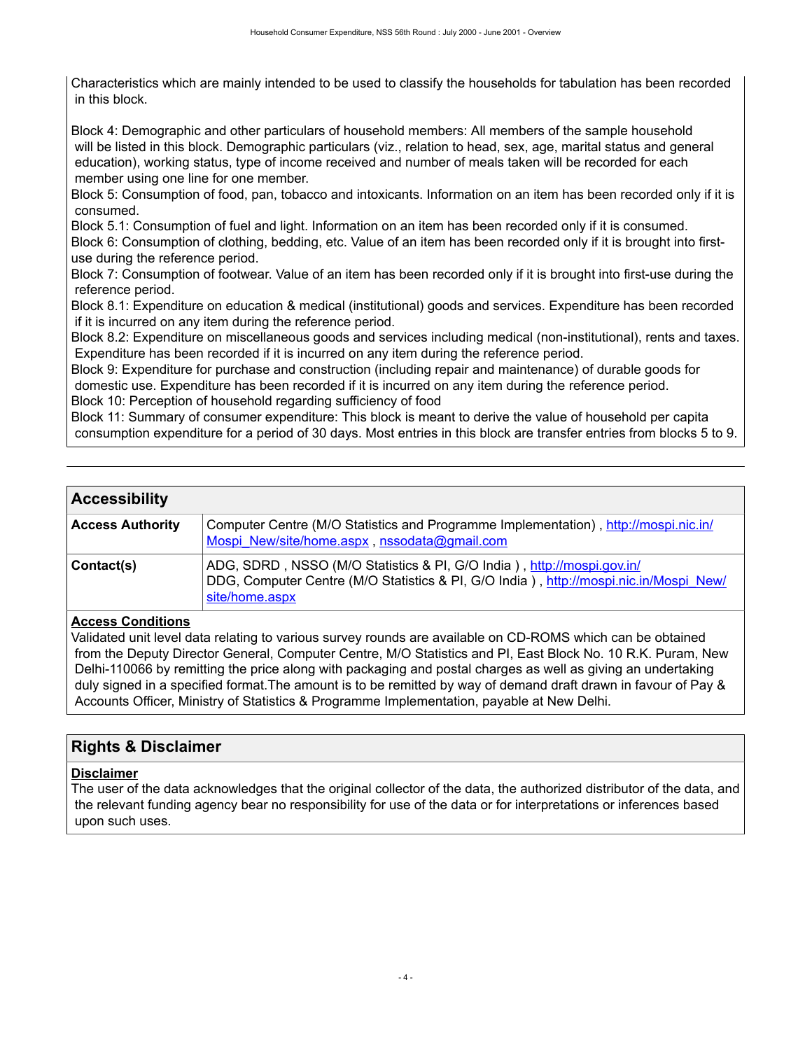Characteristics which are mainly intended to be used to classify the households for tabulation has been recorded in this block.

Block 4: Demographic and other particulars of household members: All members of the sample household will be listed in this block. Demographic particulars (viz., relation to head, sex, age, marital status and general education), working status, type of income received and number of meals taken will be recorded for each member using one line for one member.
Block 5: Consumption of food, pan, tobacco and intoxicants. Information on an item has been recorded only if it is consumed.
Block 5.1: Consumption of fuel and light. Information on an item has been recorded only if it is consumed.
Block 6: Consumption of clothing, bedding, etc. Value of an item has been recorded only if it is brought into first-use during the reference period.
Block 7: Consumption of footwear. Value of an item has been recorded only if it is brought into first-use during the reference period.
Block 8.1: Expenditure on education & medical (institutional) goods and services. Expenditure has been recorded if it is incurred on any item during the reference period.
Block 8.2: Expenditure on miscellaneous goods and services including medical (non-institutional), rents and taxes. Expenditure has been recorded if it is incurred on any item during the reference period.
Block 9: Expenditure for purchase and construction (including repair and maintenance) of durable goods for domestic use. Expenditure has been recorded if it is incurred on any item during the reference period.
Block 10: Perception of household regarding sufficiency of food
Block 11: Summary of consumer expenditure: This block is meant to derive the value of household per capita consumption expenditure for a period of 30 days. Most entries in this block are transfer entries from blocks 5 to 9.

---

## Accessibility

| | |
|---|---|
| **Access Authority** | Computer Centre (M/O Statistics and Programme Implementation) , http://mospi.nic.in/Mospi_New/site/home.aspx , nssodata@gmail.com |
| **Contact(s)** | ADG, SDRD , NSSO (M/O Statistics & PI, G/O India ) , http://mospi.gov.in/<br>DDG, Computer Centre (M/O Statistics & PI, G/O India ) , http://mospi.nic.in/Mospi_New/site/home.aspx |

**Access Conditions**

Validated unit level data relating to various survey rounds are available on CD-ROMS which can be obtained from the Deputy Director General, Computer Centre, M/O Statistics and PI, East Block No. 10 R.K. Puram, New Delhi-110066 by remitting the price along with packaging and postal charges as well as giving an undertaking duly signed in a specified format.The amount is to be remitted by way of demand draft drawn in favour of Pay & Accounts Officer, Ministry of Statistics & Programme Implementation, payable at New Delhi.

## Rights & Disclaimer

**Disclaimer**

The user of the data acknowledges that the original collector of the data, the authorized distributor of the data, and the relevant funding agency bear no responsibility for use of the data or for interpretations or inferences based upon such uses.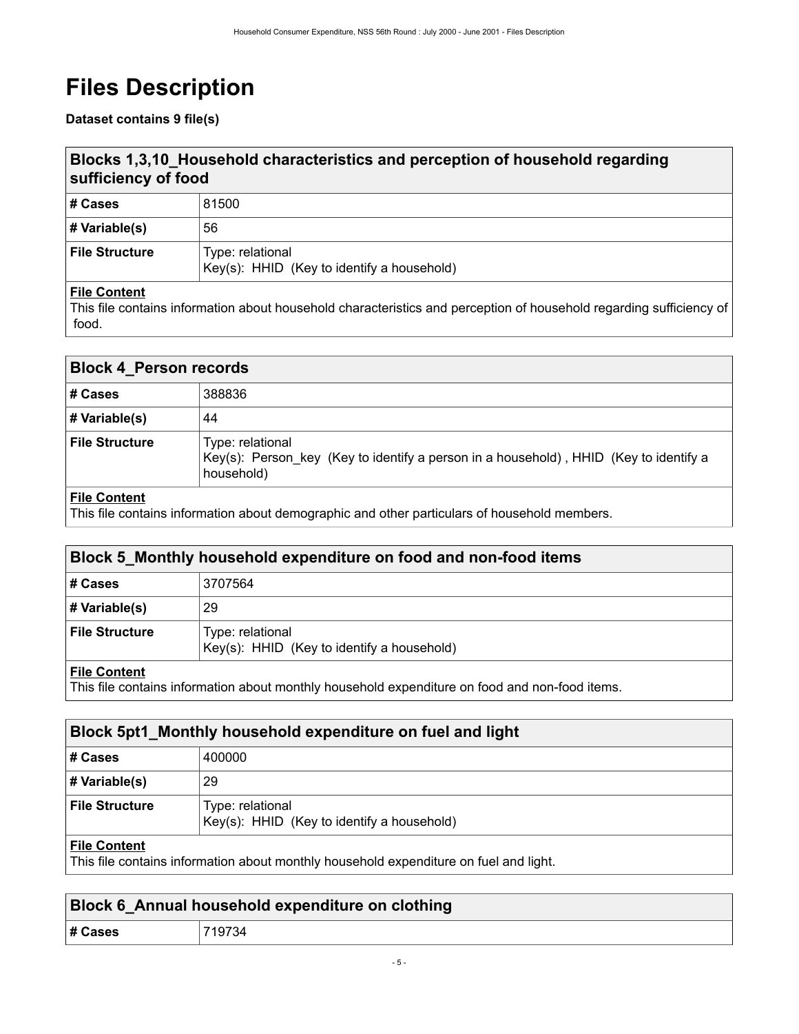# Files Description

**Dataset contains 9 file(s)**

## Blocks 1,3,10_Household characteristics and perception of household regarding sufficiency of food

| | |
|---|---|
| **# Cases** | 81500 |
| **# Variable(s)** | 56 |
| **File Structure** | Type: relational<br>Key(s): HHID (Key to identify a household) |

**File Content**

This file contains information about household characteristics and perception of household regarding sufficiency of food.

## Block 4_Person records

| | |
|---|---|
| **# Cases** | 388836 |
| **# Variable(s)** | 44 |
| **File Structure** | Type: relational<br>Key(s): Person_key (Key to identify a person in a household) , HHID (Key to identify a household) |

**File Content**

This file contains information about demographic and other particulars of household members.

## Block 5_Monthly household expenditure on food and non-food items

| | |
|---|---|
| **# Cases** | 3707564 |
| **# Variable(s)** | 29 |
| **File Structure** | Type: relational<br>Key(s): HHID (Key to identify a household) |

**File Content**

This file contains information about monthly household expenditure on food and non-food items.

## Block 5pt1_Monthly household expenditure on fuel and light

| | |
|---|---|
| **# Cases** | 400000 |
| **# Variable(s)** | 29 |
| **File Structure** | Type: relational<br>Key(s): HHID (Key to identify a household) |

**File Content**

This file contains information about monthly household expenditure on fuel and light.

## Block 6_Annual household expenditure on clothing

| | |
|---|---|
| **# Cases** | 719734 |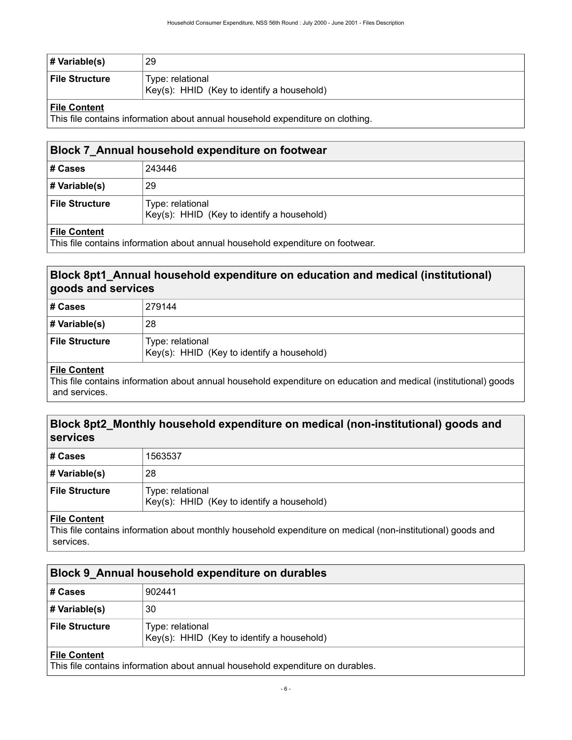| # Variable(s) | 29 |
| --- | --- |
| File Structure | Type: relational<br>Key(s): HHID (Key to identify a household) |

**File Content**

This file contains information about annual household expenditure on clothing.

## Block 7_Annual household expenditure on footwear

| # Cases | 243446 |
| --- | --- |
| # Variable(s) | 29 |
| File Structure | Type: relational<br>Key(s): HHID (Key to identify a household) |

**File Content**

This file contains information about annual household expenditure on footwear.

## Block 8pt1_Annual household expenditure on education and medical (institutional) goods and services

| # Cases | 279144 |
| --- | --- |
| # Variable(s) | 28 |
| File Structure | Type: relational<br>Key(s): HHID (Key to identify a household) |

**File Content**

This file contains information about annual household expenditure on education and medical (institutional) goods and services.

## Block 8pt2_Monthly household expenditure on medical (non-institutional) goods and services

| # Cases | 1563537 |
| --- | --- |
| # Variable(s) | 28 |
| File Structure | Type: relational<br>Key(s): HHID (Key to identify a household) |

**File Content**

This file contains information about monthly household expenditure on medical (non-institutional) goods and services.

## Block 9_Annual household expenditure on durables

| # Cases | 902441 |
| --- | --- |
| # Variable(s) | 30 |
| File Structure | Type: relational<br>Key(s): HHID (Key to identify a household) |

**File Content**

This file contains information about annual household expenditure on durables.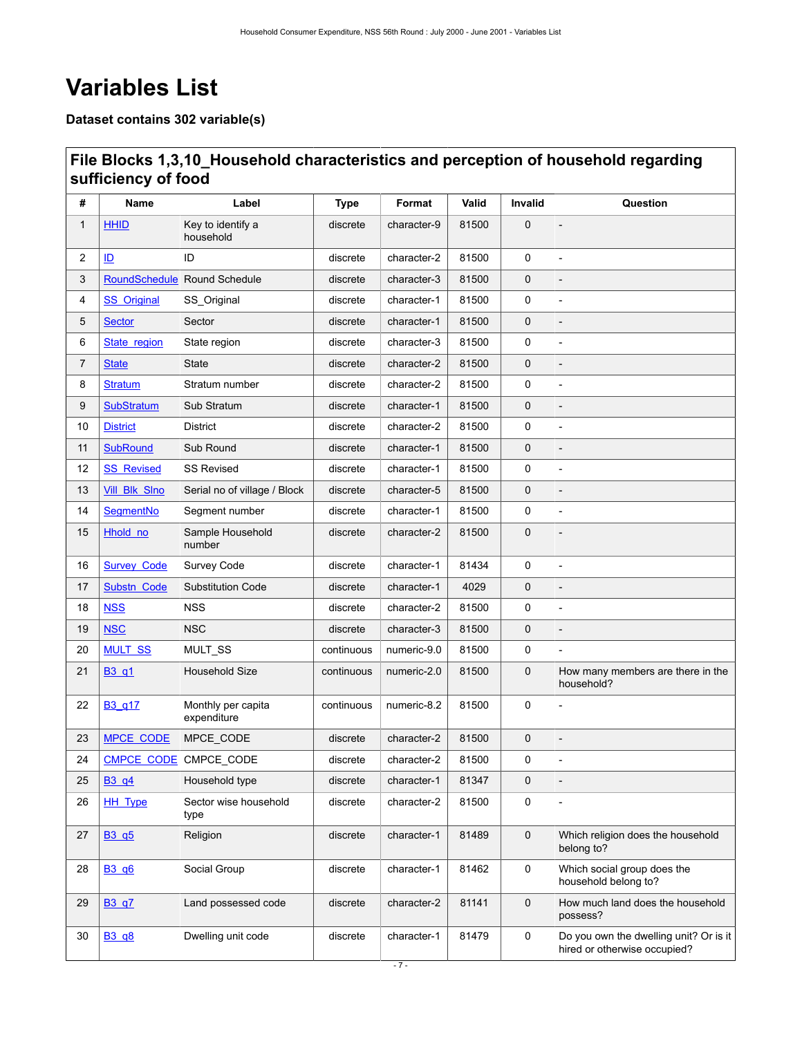# Variables List

**Dataset contains 302 variable(s)**

## File Blocks 1,3,10_Household characteristics and perception of household regarding sufficiency of food

| # | Name | Label | Type | Format | Valid | Invalid | Question |
|---|---|---|---|---|---|---|---|
| 1 | HHID | Key to identify a household | discrete | character-9 | 81500 | 0 | - |
| 2 | ID | ID | discrete | character-2 | 81500 | 0 | - |
| 3 | RoundSchedule | Round Schedule | discrete | character-3 | 81500 | 0 | - |
| 4 | SS_Original | SS_Original | discrete | character-1 | 81500 | 0 | - |
| 5 | Sector | Sector | discrete | character-1 | 81500 | 0 | - |
| 6 | State_region | State region | discrete | character-3 | 81500 | 0 | - |
| 7 | State | State | discrete | character-2 | 81500 | 0 | - |
| 8 | Stratum | Stratum number | discrete | character-2 | 81500 | 0 | - |
| 9 | SubStratum | Sub Stratum | discrete | character-1 | 81500 | 0 | - |
| 10 | District | District | discrete | character-2 | 81500 | 0 | - |
| 11 | SubRound | Sub Round | discrete | character-1 | 81500 | 0 | - |
| 12 | SS_Revised | SS Revised | discrete | character-1 | 81500 | 0 | - |
| 13 | Vill_Blk_Slno | Serial no of village / Block | discrete | character-5 | 81500 | 0 | - |
| 14 | SegmentNo | Segment number | discrete | character-1 | 81500 | 0 | - |
| 15 | Hhold_no | Sample Household number | discrete | character-2 | 81500 | 0 | - |
| 16 | Survey_Code | Survey Code | discrete | character-1 | 81434 | 0 | - |
| 17 | Substn_Code | Substitution Code | discrete | character-1 | 4029 | 0 | - |
| 18 | NSS | NSS | discrete | character-2 | 81500 | 0 | - |
| 19 | NSC | NSC | discrete | character-3 | 81500 | 0 | - |
| 20 | MULT_SS | MULT_SS | continuous | numeric-9.0 | 81500 | 0 | - |
| 21 | B3_q1 | Household Size | continuous | numeric-2.0 | 81500 | 0 | How many members are there in the household? |
| 22 | B3_q17 | Monthly per capita expenditure | continuous | numeric-8.2 | 81500 | 0 | - |
| 23 | MPCE_CODE | MPCE_CODE | discrete | character-2 | 81500 | 0 | - |
| 24 | CMPCE_CODE | CMPCE_CODE | discrete | character-2 | 81500 | 0 | - |
| 25 | B3_q4 | Household type | discrete | character-1 | 81347 | 0 | - |
| 26 | HH_Type | Sector wise household type | discrete | character-2 | 81500 | 0 | - |
| 27 | B3_q5 | Religion | discrete | character-1 | 81489 | 0 | Which religion does the household belong to? |
| 28 | B3_q6 | Social Group | discrete | character-1 | 81462 | 0 | Which social group does the household belong to? |
| 29 | B3_q7 | Land possessed code | discrete | character-2 | 81141 | 0 | How much land does the household possess? |
| 30 | B3_q8 | Dwelling unit code | discrete | character-1 | 81479 | 0 | Do you own the dwelling unit? Or is it hired or otherwise occupied? |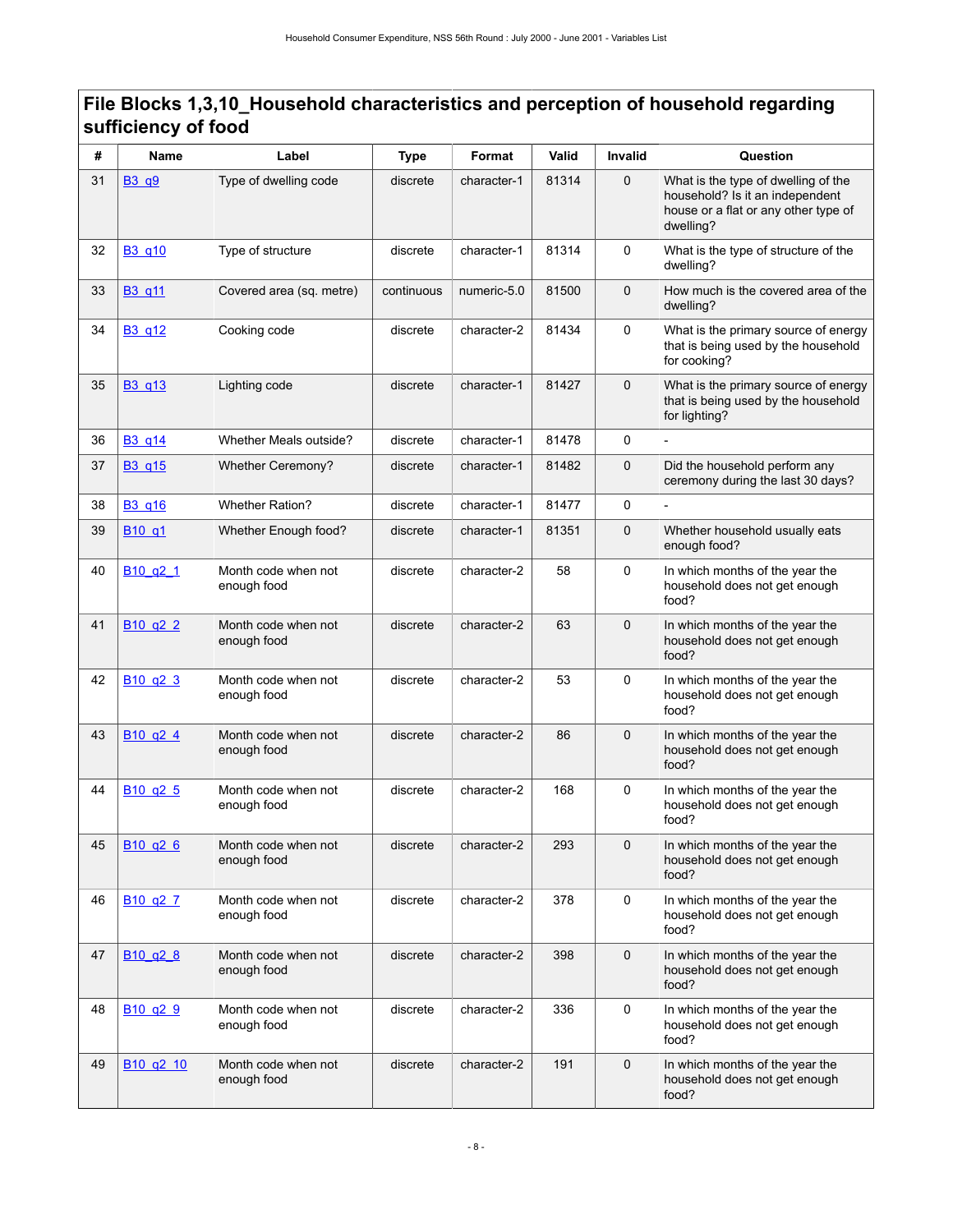## File Blocks 1,3,10_Household characteristics and perception of household regarding sufficiency of food

| # | Name | Label | Type | Format | Valid | Invalid | Question |
|---|---|---|---|---|---|---|---|
| 31 | B3_q9 | Type of dwelling code | discrete | character-1 | 81314 | 0 | What is the type of dwelling of the household? Is it an independent house or a flat or any other type of dwelling? |
| 32 | B3_q10 | Type of structure | discrete | character-1 | 81314 | 0 | What is the type of structure of the dwelling? |
| 33 | B3_q11 | Covered area (sq. metre) | continuous | numeric-5.0 | 81500 | 0 | How much is the covered area of the dwelling? |
| 34 | B3_q12 | Cooking code | discrete | character-2 | 81434 | 0 | What is the primary source of energy that is being used by the household for cooking? |
| 35 | B3_q13 | Lighting code | discrete | character-1 | 81427 | 0 | What is the primary source of energy that is being used by the household for lighting? |
| 36 | B3_q14 | Whether Meals outside? | discrete | character-1 | 81478 | 0 | - |
| 37 | B3_q15 | Whether Ceremony? | discrete | character-1 | 81482 | 0 | Did the household perform any ceremony during the last 30 days? |
| 38 | B3_q16 | Whether Ration? | discrete | character-1 | 81477 | 0 | - |
| 39 | B10_q1 | Whether Enough food? | discrete | character-1 | 81351 | 0 | Whether household usually eats enough food? |
| 40 | B10_q2_1 | Month code when not enough food | discrete | character-2 | 58 | 0 | In which months of the year the household does not get enough food? |
| 41 | B10_q2_2 | Month code when not enough food | discrete | character-2 | 63 | 0 | In which months of the year the household does not get enough food? |
| 42 | B10_q2_3 | Month code when not enough food | discrete | character-2 | 53 | 0 | In which months of the year the household does not get enough food? |
| 43 | B10_q2_4 | Month code when not enough food | discrete | character-2 | 86 | 0 | In which months of the year the household does not get enough food? |
| 44 | B10_q2_5 | Month code when not enough food | discrete | character-2 | 168 | 0 | In which months of the year the household does not get enough food? |
| 45 | B10_q2_6 | Month code when not enough food | discrete | character-2 | 293 | 0 | In which months of the year the household does not get enough food? |
| 46 | B10_q2_7 | Month code when not enough food | discrete | character-2 | 378 | 0 | In which months of the year the household does not get enough food? |
| 47 | B10_q2_8 | Month code when not enough food | discrete | character-2 | 398 | 0 | In which months of the year the household does not get enough food? |
| 48 | B10_q2_9 | Month code when not enough food | discrete | character-2 | 336 | 0 | In which months of the year the household does not get enough food? |
| 49 | B10_q2_10 | Month code when not enough food | discrete | character-2 | 191 | 0 | In which months of the year the household does not get enough food? |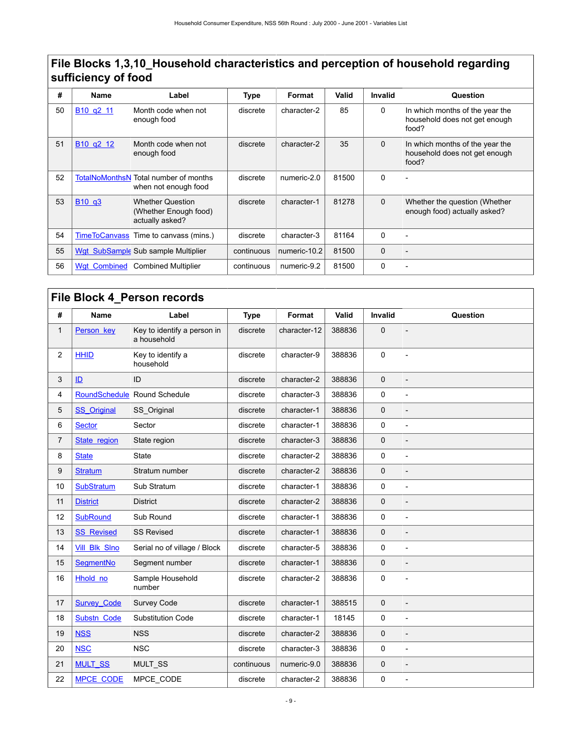## File Blocks 1,3,10_Household characteristics and perception of household regarding sufficiency of food

| # | Name | Label | Type | Format | Valid | Invalid | Question |
|---|---|---|---|---|---|---|---|
| 50 | B10_q2_11 | Month code when not enough food | discrete | character-2 | 85 | 0 | In which months of the year the household does not get enough food? |
| 51 | B10_q2_12 | Month code when not enough food | discrete | character-2 | 35 | 0 | In which months of the year the household does not get enough food? |
| 52 | TotalNoMonthsN | Total number of months when not enough food | discrete | numeric-2.0 | 81500 | 0 | - |
| 53 | B10_q3 | Whether Question (Whether Enough food) actually asked? | discrete | character-1 | 81278 | 0 | Whether the question (Whether enough food) actually asked? |
| 54 | TimeToCanvass | Time to canvass (mins.) | discrete | character-3 | 81164 | 0 | - |
| 55 | Wgt_SubSample | Sub sample Multiplier | continuous | numeric-10.2 | 81500 | 0 | - |
| 56 | Wgt_Combined | Combined Multiplier | continuous | numeric-9.2 | 81500 | 0 | - |

## File Block 4_Person records

| # | Name | Label | Type | Format | Valid | Invalid | Question |
|---|---|---|---|---|---|---|---|
| 1 | Person_key | Key to identify a person in a household | discrete | character-12 | 388836 | 0 | - |
| 2 | HHID | Key to identify a household | discrete | character-9 | 388836 | 0 | - |
| 3 | ID | ID | discrete | character-2 | 388836 | 0 | - |
| 4 | RoundSchedule | Round Schedule | discrete | character-3 | 388836 | 0 | - |
| 5 | SS_Original | SS_Original | discrete | character-1 | 388836 | 0 | - |
| 6 | Sector | Sector | discrete | character-1 | 388836 | 0 | - |
| 7 | State_region | State region | discrete | character-3 | 388836 | 0 | - |
| 8 | State | State | discrete | character-2 | 388836 | 0 | - |
| 9 | Stratum | Stratum number | discrete | character-2 | 388836 | 0 | - |
| 10 | SubStratum | Sub Stratum | discrete | character-1 | 388836 | 0 | - |
| 11 | District | District | discrete | character-2 | 388836 | 0 | - |
| 12 | SubRound | Sub Round | discrete | character-1 | 388836 | 0 | - |
| 13 | SS_Revised | SS Revised | discrete | character-1 | 388836 | 0 | - |
| 14 | Vill_Blk_Slno | Serial no of village / Block | discrete | character-5 | 388836 | 0 | - |
| 15 | SegmentNo | Segment number | discrete | character-1 | 388836 | 0 | - |
| 16 | Hhold_no | Sample Household number | discrete | character-2 | 388836 | 0 | - |
| 17 | Survey_Code | Survey Code | discrete | character-1 | 388515 | 0 | - |
| 18 | Substn_Code | Substitution Code | discrete | character-1 | 18145 | 0 | - |
| 19 | NSS | NSS | discrete | character-2 | 388836 | 0 | - |
| 20 | NSC | NSC | discrete | character-3 | 388836 | 0 | - |
| 21 | MULT_SS | MULT_SS | continuous | numeric-9.0 | 388836 | 0 | - |
| 22 | MPCE_CODE | MPCE_CODE | discrete | character-2 | 388836 | 0 | - |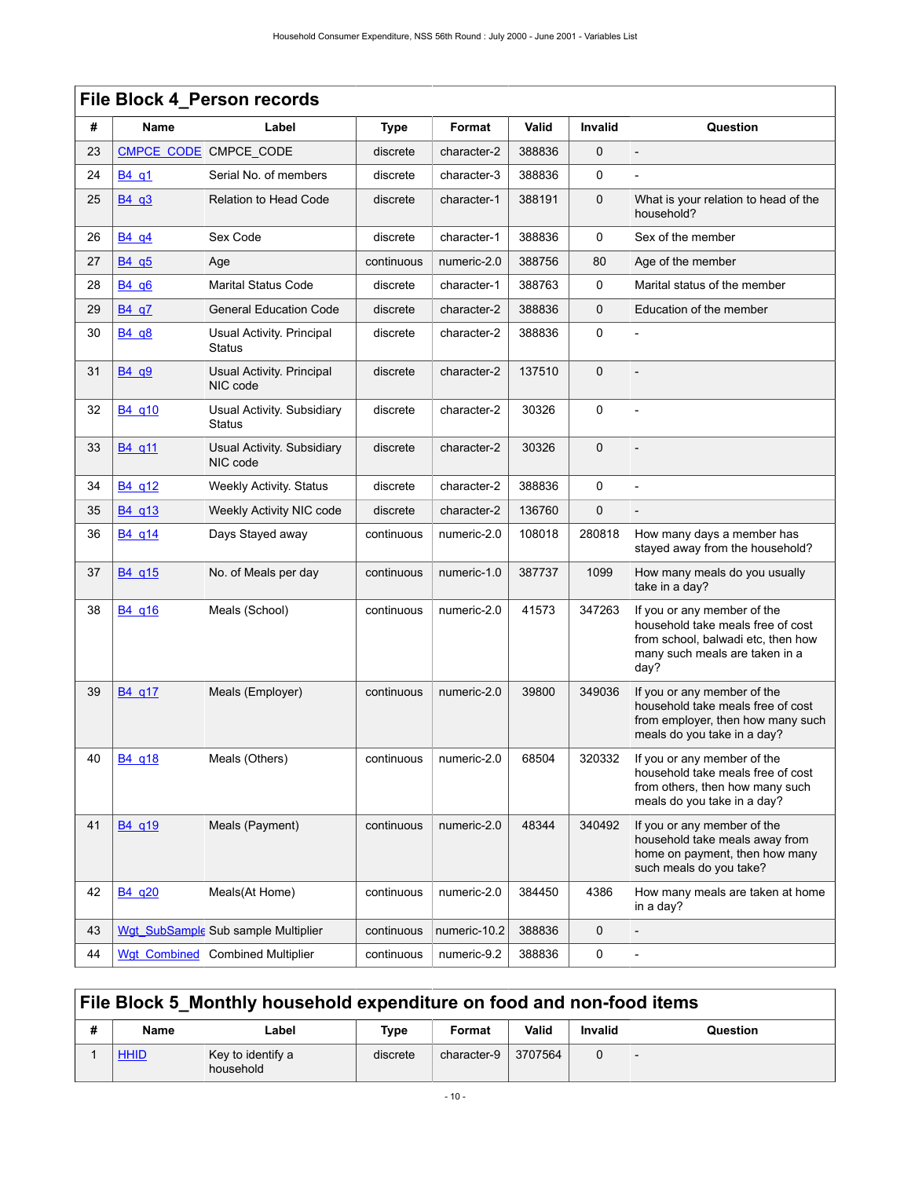## File Block 4_Person records

| # | Name | Label | Type | Format | Valid | Invalid | Question |
|---|---|---|---|---|---|---|---|
| 23 | CMPCE_CODE | CMPCE_CODE | discrete | character-2 | 388836 | 0 | - |
| 24 | B4_q1 | Serial No. of members | discrete | character-3 | 388836 | 0 | - |
| 25 | B4_q3 | Relation to Head Code | discrete | character-1 | 388191 | 0 | What is your relation to head of the household? |
| 26 | B4_q4 | Sex Code | discrete | character-1 | 388836 | 0 | Sex of the member |
| 27 | B4_q5 | Age | continuous | numeric-2.0 | 388756 | 80 | Age of the member |
| 28 | B4_q6 | Marital Status Code | discrete | character-1 | 388763 | 0 | Marital status of the member |
| 29 | B4_q7 | General Education Code | discrete | character-2 | 388836 | 0 | Education of the member |
| 30 | B4_q8 | Usual Activity. Principal Status | discrete | character-2 | 388836 | 0 | - |
| 31 | B4_q9 | Usual Activity. Principal NIC code | discrete | character-2 | 137510 | 0 | - |
| 32 | B4_q10 | Usual Activity. Subsidiary Status | discrete | character-2 | 30326 | 0 | - |
| 33 | B4_q11 | Usual Activity. Subsidiary NIC code | discrete | character-2 | 30326 | 0 | - |
| 34 | B4_q12 | Weekly Activity. Status | discrete | character-2 | 388836 | 0 | - |
| 35 | B4_q13 | Weekly Activity NIC code | discrete | character-2 | 136760 | 0 | - |
| 36 | B4_q14 | Days Stayed away | continuous | numeric-2.0 | 108018 | 280818 | How many days a member has stayed away from the household? |
| 37 | B4_q15 | No. of Meals per day | continuous | numeric-1.0 | 387737 | 1099 | How many meals do you usually take in a day? |
| 38 | B4_q16 | Meals (School) | continuous | numeric-2.0 | 41573 | 347263 | If you or any member of the household take meals free of cost from school, balwadi etc, then how many such meals are taken in a day? |
| 39 | B4_q17 | Meals (Employer) | continuous | numeric-2.0 | 39800 | 349036 | If you or any member of the household take meals free of cost from employer, then how many such meals do you take in a day? |
| 40 | B4_q18 | Meals (Others) | continuous | numeric-2.0 | 68504 | 320332 | If you or any member of the household take meals free of cost from others, then how many such meals do you take in a day? |
| 41 | B4_q19 | Meals (Payment) | continuous | numeric-2.0 | 48344 | 340492 | If you or any member of the household take meals away from home on payment, then how many such meals do you take? |
| 42 | B4_q20 | Meals(At Home) | continuous | numeric-2.0 | 384450 | 4386 | How many meals are taken at home in a day? |
| 43 | Wgt_SubSample | Sub sample Multiplier | continuous | numeric-10.2 | 388836 | 0 | - |
| 44 | Wgt_Combined | Combined Multiplier | continuous | numeric-9.2 | 388836 | 0 | - |

## File Block 5_Monthly household expenditure on food and non-food items

| # | Name | Label | Type | Format | Valid | Invalid | Question |
|---|---|---|---|---|---|---|---|
| 1 | HHID | Key to identify a household | discrete | character-9 | 3707564 | 0 | - |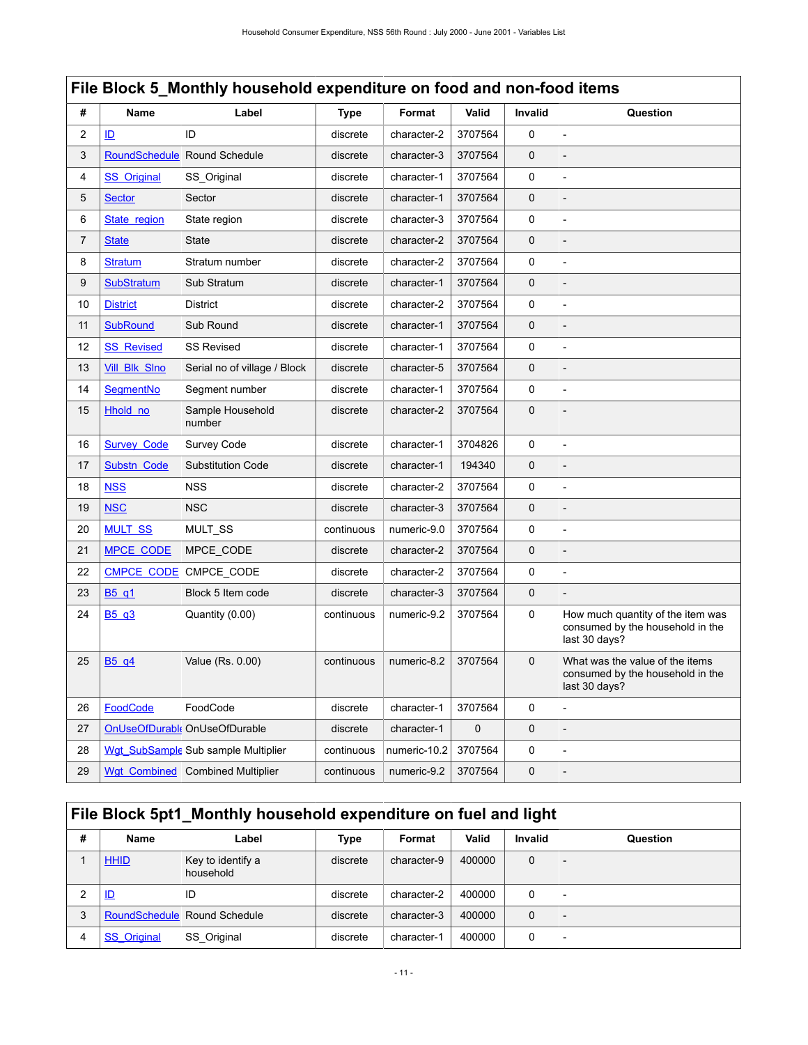## File Block 5_Monthly household expenditure on food and non-food items

| # | Name | Label | Type | Format | Valid | Invalid | Question |
|---|---|---|---|---|---|---|---|
| 2 | ID | ID | discrete | character-2 | 3707564 | 0 | - |
| 3 | RoundSchedule | Round Schedule | discrete | character-3 | 3707564 | 0 | - |
| 4 | SS_Original | SS_Original | discrete | character-1 | 3707564 | 0 | - |
| 5 | Sector | Sector | discrete | character-1 | 3707564 | 0 | - |
| 6 | State_region | State region | discrete | character-3 | 3707564 | 0 | - |
| 7 | State | State | discrete | character-2 | 3707564 | 0 | - |
| 8 | Stratum | Stratum number | discrete | character-2 | 3707564 | 0 | - |
| 9 | SubStratum | Sub Stratum | discrete | character-1 | 3707564 | 0 | - |
| 10 | District | District | discrete | character-2 | 3707564 | 0 | - |
| 11 | SubRound | Sub Round | discrete | character-1 | 3707564 | 0 | - |
| 12 | SS_Revised | SS Revised | discrete | character-1 | 3707564 | 0 | - |
| 13 | Vill_Blk_Slno | Serial no of village / Block | discrete | character-5 | 3707564 | 0 | - |
| 14 | SegmentNo | Segment number | discrete | character-1 | 3707564 | 0 | - |
| 15 | Hhold_no | Sample Household number | discrete | character-2 | 3707564 | 0 | - |
| 16 | Survey_Code | Survey Code | discrete | character-1 | 3704826 | 0 | - |
| 17 | Substn_Code | Substitution Code | discrete | character-1 | 194340 | 0 | - |
| 18 | NSS | NSS | discrete | character-2 | 3707564 | 0 | - |
| 19 | NSC | NSC | discrete | character-3 | 3707564 | 0 | - |
| 20 | MULT_SS | MULT_SS | continuous | numeric-9.0 | 3707564 | 0 | - |
| 21 | MPCE_CODE | MPCE_CODE | discrete | character-2 | 3707564 | 0 | - |
| 22 | CMPCE_CODE | CMPCE_CODE | discrete | character-2 | 3707564 | 0 | - |
| 23 | B5_q1 | Block 5 Item code | discrete | character-3 | 3707564 | 0 | - |
| 24 | B5_q3 | Quantity (0.00) | continuous | numeric-9.2 | 3707564 | 0 | How much quantity of the item was consumed by the household in the last 30 days? |
| 25 | B5_q4 | Value (Rs. 0.00) | continuous | numeric-8.2 | 3707564 | 0 | What was the value of the items consumed by the household in the last 30 days? |
| 26 | FoodCode | FoodCode | discrete | character-1 | 3707564 | 0 | - |
| 27 | OnUseOfDurable | OnUseOfDurable | discrete | character-1 | 0 | 0 | - |
| 28 | Wgt_SubSample | Sub sample Multiplier | continuous | numeric-10.2 | 3707564 | 0 | - |
| 29 | Wgt_Combined | Combined Multiplier | continuous | numeric-9.2 | 3707564 | 0 | - |

## File Block 5pt1_Monthly household expenditure on fuel and light

| # | Name | Label | Type | Format | Valid | Invalid | Question |
|---|---|---|---|---|---|---|---|
| 1 | HHID | Key to identify a household | discrete | character-9 | 400000 | 0 | - |
| 2 | ID | ID | discrete | character-2 | 400000 | 0 | - |
| 3 | RoundSchedule | Round Schedule | discrete | character-3 | 400000 | 0 | - |
| 4 | SS_Original | SS_Original | discrete | character-1 | 400000 | 0 | - |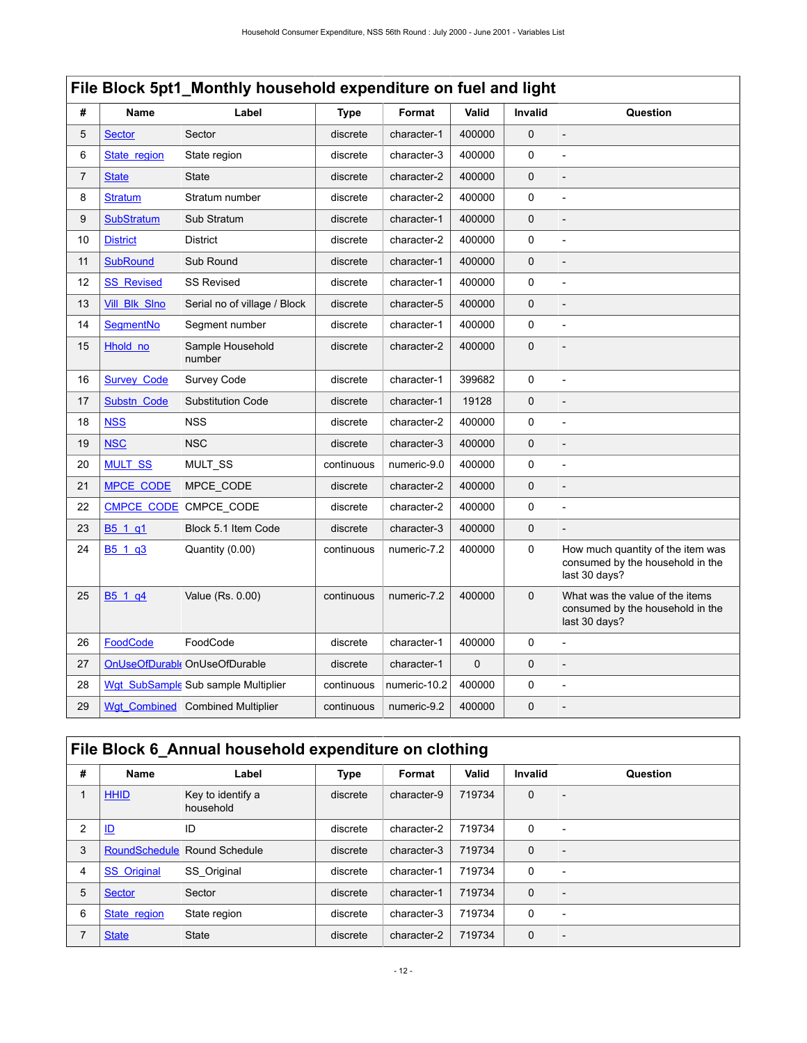## File Block 5pt1_Monthly household expenditure on fuel and light

| # | Name | Label | Type | Format | Valid | Invalid | Question |
|---|---|---|---|---|---|---|---|
| 5 | Sector | Sector | discrete | character-1 | 400000 | 0 | - |
| 6 | State_region | State region | discrete | character-3 | 400000 | 0 | - |
| 7 | State | State | discrete | character-2 | 400000 | 0 | - |
| 8 | Stratum | Stratum number | discrete | character-2 | 400000 | 0 | - |
| 9 | SubStratum | Sub Stratum | discrete | character-1 | 400000 | 0 | - |
| 10 | District | District | discrete | character-2 | 400000 | 0 | - |
| 11 | SubRound | Sub Round | discrete | character-1 | 400000 | 0 | - |
| 12 | SS_Revised | SS Revised | discrete | character-1 | 400000 | 0 | - |
| 13 | Vill_Blk_Slno | Serial no of village / Block | discrete | character-5 | 400000 | 0 | - |
| 14 | SegmentNo | Segment number | discrete | character-1 | 400000 | 0 | - |
| 15 | Hhold_no | Sample Household number | discrete | character-2 | 400000 | 0 | - |
| 16 | Survey_Code | Survey Code | discrete | character-1 | 399682 | 0 | - |
| 17 | Substn_Code | Substitution Code | discrete | character-1 | 19128 | 0 | - |
| 18 | NSS | NSS | discrete | character-2 | 400000 | 0 | - |
| 19 | NSC | NSC | discrete | character-3 | 400000 | 0 | - |
| 20 | MULT_SS | MULT_SS | continuous | numeric-9.0 | 400000 | 0 | - |
| 21 | MPCE_CODE | MPCE_CODE | discrete | character-2 | 400000 | 0 | - |
| 22 | CMPCE_CODE | CMPCE_CODE | discrete | character-2 | 400000 | 0 | - |
| 23 | B5_1_q1 | Block 5.1 Item Code | discrete | character-3 | 400000 | 0 | - |
| 24 | B5_1_q3 | Quantity (0.00) | continuous | numeric-7.2 | 400000 | 0 | How much quantity of the item was consumed by the household in the last 30 days? |
| 25 | B5_1_q4 | Value (Rs. 0.00) | continuous | numeric-7.2 | 400000 | 0 | What was the value of the items consumed by the household in the last 30 days? |
| 26 | FoodCode | FoodCode | discrete | character-1 | 400000 | 0 | - |
| 27 | OnUseOfDurable | OnUseOfDurable | discrete | character-1 | 0 | 0 | - |
| 28 | Wgt_SubSample | Sub sample Multiplier | continuous | numeric-10.2 | 400000 | 0 | - |
| 29 | Wgt_Combined | Combined Multiplier | continuous | numeric-9.2 | 400000 | 0 | - |

## File Block 6_Annual household expenditure on clothing

| # | Name | Label | Type | Format | Valid | Invalid | Question |
|---|---|---|---|---|---|---|---|
| 1 | HHID | Key to identify a household | discrete | character-9 | 719734 | 0 | - |
| 2 | ID | ID | discrete | character-2 | 719734 | 0 | - |
| 3 | RoundSchedule | Round Schedule | discrete | character-3 | 719734 | 0 | - |
| 4 | SS_Original | SS_Original | discrete | character-1 | 719734 | 0 | - |
| 5 | Sector | Sector | discrete | character-1 | 719734 | 0 | - |
| 6 | State_region | State region | discrete | character-3 | 719734 | 0 | - |
| 7 | State | State | discrete | character-2 | 719734 | 0 | - |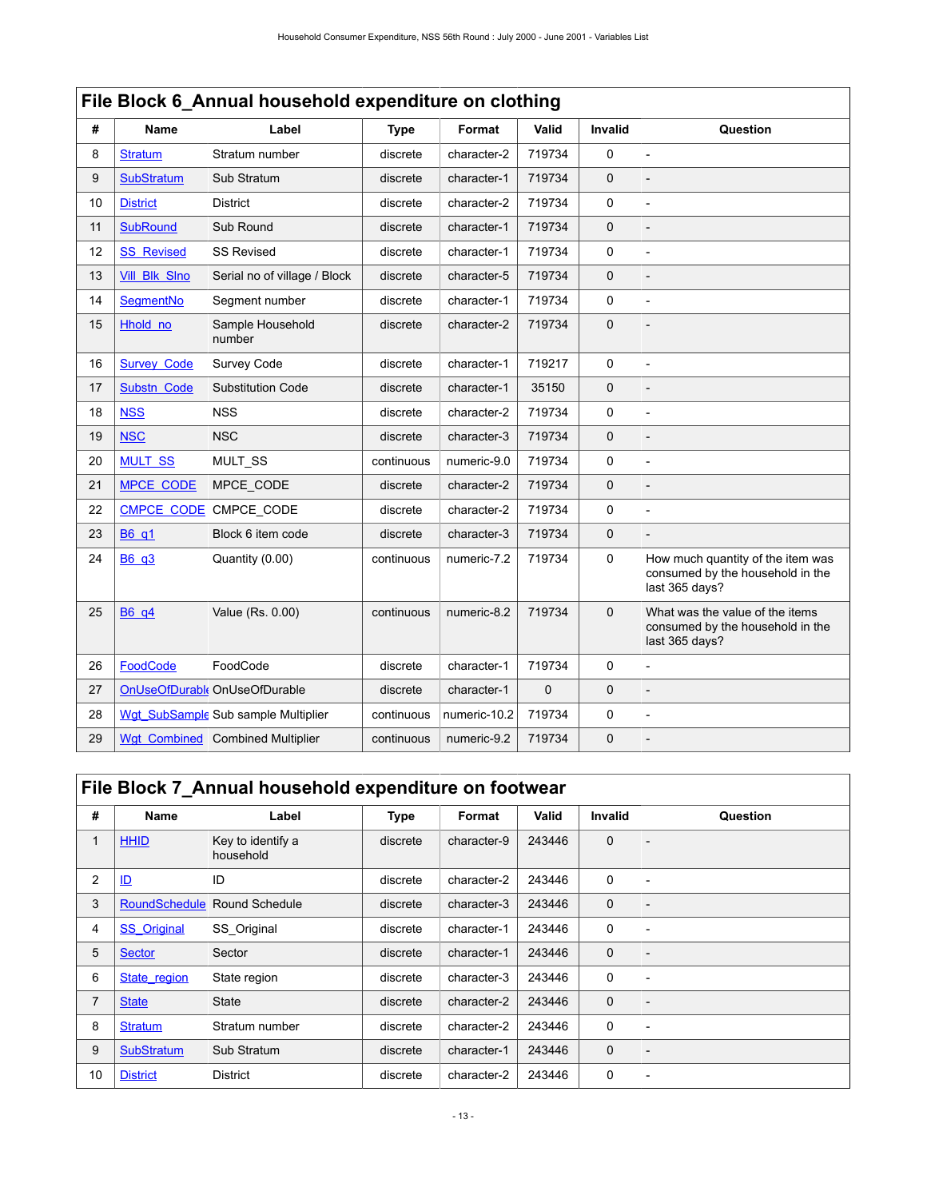## File Block 6_Annual household expenditure on clothing

| # | Name | Label | Type | Format | Valid | Invalid | Question |
|---|---|---|---|---|---|---|---|
| 8 | Stratum | Stratum number | discrete | character-2 | 719734 | 0 | - |
| 9 | SubStratum | Sub Stratum | discrete | character-1 | 719734 | 0 | - |
| 10 | District | District | discrete | character-2 | 719734 | 0 | - |
| 11 | SubRound | Sub Round | discrete | character-1 | 719734 | 0 | - |
| 12 | SS_Revised | SS Revised | discrete | character-1 | 719734 | 0 | - |
| 13 | Vill_Blk_Slno | Serial no of village / Block | discrete | character-5 | 719734 | 0 | - |
| 14 | SegmentNo | Segment number | discrete | character-1 | 719734 | 0 | - |
| 15 | Hhold_no | Sample Household number | discrete | character-2 | 719734 | 0 | - |
| 16 | Survey_Code | Survey Code | discrete | character-1 | 719217 | 0 | - |
| 17 | Substn_Code | Substitution Code | discrete | character-1 | 35150 | 0 | - |
| 18 | NSS | NSS | discrete | character-2 | 719734 | 0 | - |
| 19 | NSC | NSC | discrete | character-3 | 719734 | 0 | - |
| 20 | MULT_SS | MULT_SS | continuous | numeric-9.0 | 719734 | 0 | - |
| 21 | MPCE_CODE | MPCE_CODE | discrete | character-2 | 719734 | 0 | - |
| 22 | CMPCE_CODE | CMPCE_CODE | discrete | character-2 | 719734 | 0 | - |
| 23 | B6_q1 | Block 6 item code | discrete | character-3 | 719734 | 0 | - |
| 24 | B6_q3 | Quantity (0.00) | continuous | numeric-7.2 | 719734 | 0 | How much quantity of the item was consumed by the household in the last 365 days? |
| 25 | B6_q4 | Value (Rs. 0.00) | continuous | numeric-8.2 | 719734 | 0 | What was the value of the items consumed by the household in the last 365 days? |
| 26 | FoodCode | FoodCode | discrete | character-1 | 719734 | 0 | - |
| 27 | OnUseOfDurable | OnUseOfDurable | discrete | character-1 | 0 | 0 | - |
| 28 | Wgt_SubSample | Sub sample Multiplier | continuous | numeric-10.2 | 719734 | 0 | - |
| 29 | Wgt_Combined | Combined Multiplier | continuous | numeric-9.2 | 719734 | 0 | - |

## File Block 7_Annual household expenditure on footwear

| # | Name | Label | Type | Format | Valid | Invalid | Question |
|---|---|---|---|---|---|---|---|
| 1 | HHID | Key to identify a household | discrete | character-9 | 243446 | 0 | - |
| 2 | ID | ID | discrete | character-2 | 243446 | 0 | - |
| 3 | RoundSchedule | Round Schedule | discrete | character-3 | 243446 | 0 | - |
| 4 | SS_Original | SS_Original | discrete | character-1 | 243446 | 0 | - |
| 5 | Sector | Sector | discrete | character-1 | 243446 | 0 | - |
| 6 | State_region | State region | discrete | character-3 | 243446 | 0 | - |
| 7 | State | State | discrete | character-2 | 243446 | 0 | - |
| 8 | Stratum | Stratum number | discrete | character-2 | 243446 | 0 | - |
| 9 | SubStratum | Sub Stratum | discrete | character-1 | 243446 | 0 | - |
| 10 | District | District | discrete | character-2 | 243446 | 0 | - |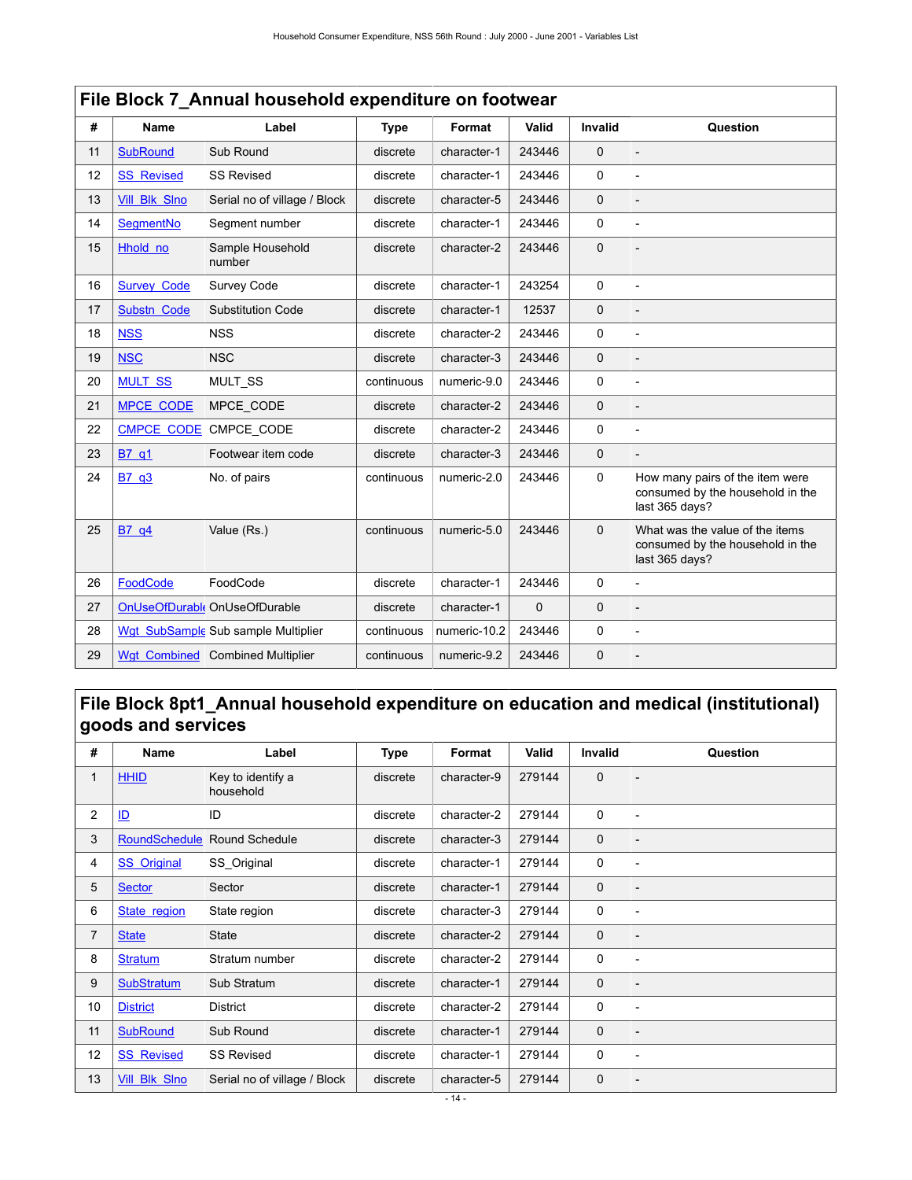## File Block 7_Annual household expenditure on footwear

| # | Name | Label | Type | Format | Valid | Invalid | Question |
|---|---|---|---|---|---|---|---|
| 11 | SubRound | Sub Round | discrete | character-1 | 243446 | 0 | - |
| 12 | SS_Revised | SS Revised | discrete | character-1 | 243446 | 0 | - |
| 13 | Vill_Blk_Slno | Serial no of village / Block | discrete | character-5 | 243446 | 0 | - |
| 14 | SegmentNo | Segment number | discrete | character-1 | 243446 | 0 | - |
| 15 | Hhold_no | Sample Household number | discrete | character-2 | 243446 | 0 | - |
| 16 | Survey_Code | Survey Code | discrete | character-1 | 243254 | 0 | - |
| 17 | Substn_Code | Substitution Code | discrete | character-1 | 12537 | 0 | - |
| 18 | NSS | NSS | discrete | character-2 | 243446 | 0 | - |
| 19 | NSC | NSC | discrete | character-3 | 243446 | 0 | - |
| 20 | MULT_SS | MULT_SS | continuous | numeric-9.0 | 243446 | 0 | - |
| 21 | MPCE_CODE | MPCE_CODE | discrete | character-2 | 243446 | 0 | - |
| 22 | CMPCE_CODE | CMPCE_CODE | discrete | character-2 | 243446 | 0 | - |
| 23 | B7_q1 | Footwear item code | discrete | character-3 | 243446 | 0 | - |
| 24 | B7_q3 | No. of pairs | continuous | numeric-2.0 | 243446 | 0 | How many pairs of the item were consumed by the household in the last 365 days? |
| 25 | B7_q4 | Value (Rs.) | continuous | numeric-5.0 | 243446 | 0 | What was the value of the items consumed by the household in the last 365 days? |
| 26 | FoodCode | FoodCode | discrete | character-1 | 243446 | 0 | - |
| 27 | OnUseOfDurable | OnUseOfDurable | discrete | character-1 | 0 | 0 | - |
| 28 | Wgt_SubSample | Sub sample Multiplier | continuous | numeric-10.2 | 243446 | 0 | - |
| 29 | Wgt_Combined | Combined Multiplier | continuous | numeric-9.2 | 243446 | 0 | - |

## File Block 8pt1_Annual household expenditure on education and medical (institutional) goods and services

| # | Name | Label | Type | Format | Valid | Invalid | Question |
|---|---|---|---|---|---|---|---|
| 1 | HHID | Key to identify a household | discrete | character-9 | 279144 | 0 | - |
| 2 | ID | ID | discrete | character-2 | 279144 | 0 | - |
| 3 | RoundSchedule | Round Schedule | discrete | character-3 | 279144 | 0 | - |
| 4 | SS_Original | SS_Original | discrete | character-1 | 279144 | 0 | - |
| 5 | Sector | Sector | discrete | character-1 | 279144 | 0 | - |
| 6 | State_region | State region | discrete | character-3 | 279144 | 0 | - |
| 7 | State | State | discrete | character-2 | 279144 | 0 | - |
| 8 | Stratum | Stratum number | discrete | character-2 | 279144 | 0 | - |
| 9 | SubStratum | Sub Stratum | discrete | character-1 | 279144 | 0 | - |
| 10 | District | District | discrete | character-2 | 279144 | 0 | - |
| 11 | SubRound | Sub Round | discrete | character-1 | 279144 | 0 | - |
| 12 | SS_Revised | SS Revised | discrete | character-1 | 279144 | 0 | - |
| 13 | Vill_Blk_Slno | Serial no of village / Block | discrete | character-5 | 279144 | 0 | - |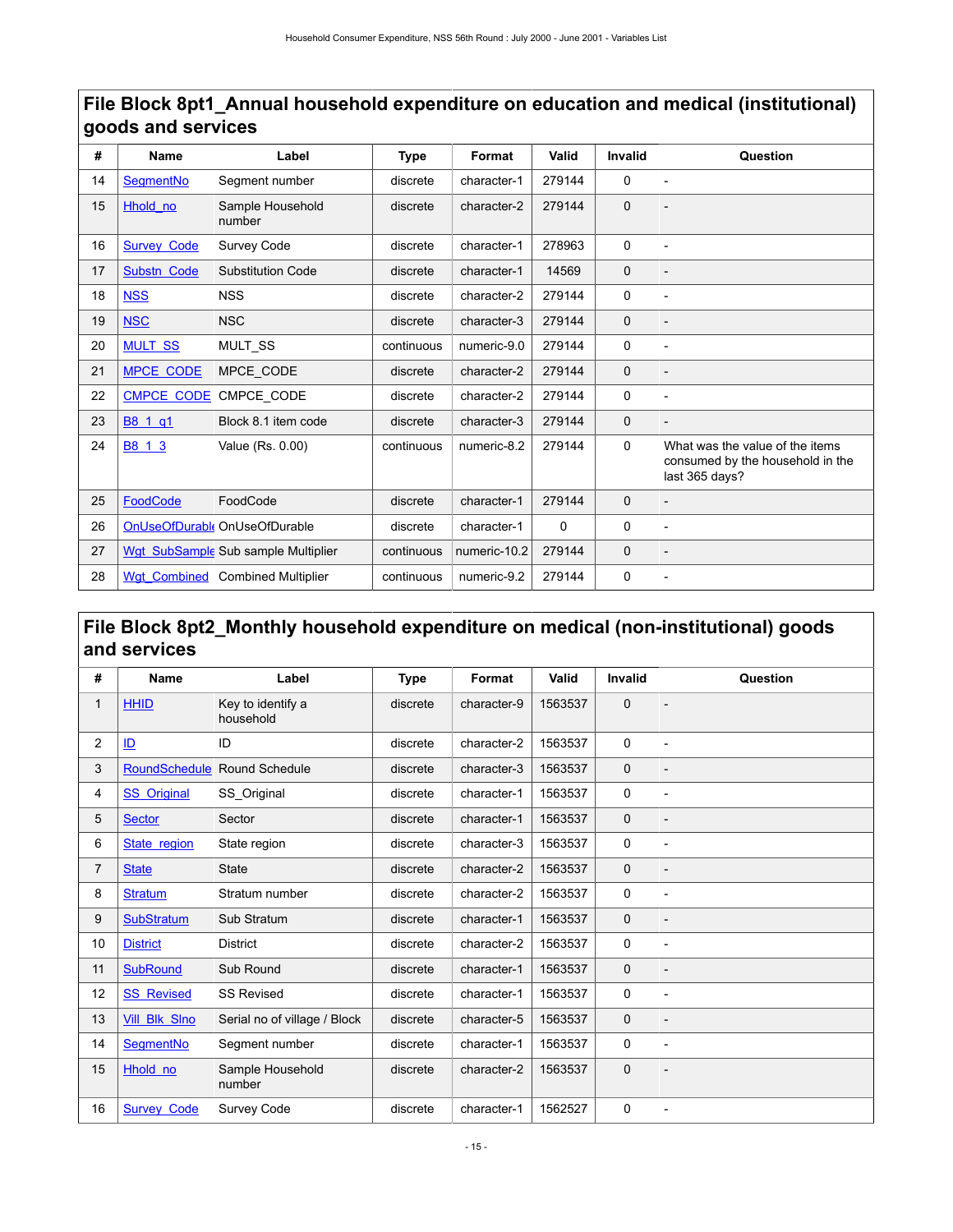## File Block 8pt1_Annual household expenditure on education and medical (institutional) goods and services

| # | Name | Label | Type | Format | Valid | Invalid | Question |
|---|---|---|---|---|---|---|---|
| 14 | SegmentNo | Segment number | discrete | character-1 | 279144 | 0 | - |
| 15 | Hhold_no | Sample Household number | discrete | character-2 | 279144 | 0 | - |
| 16 | Survey_Code | Survey Code | discrete | character-1 | 278963 | 0 | - |
| 17 | Substn_Code | Substitution Code | discrete | character-1 | 14569 | 0 | - |
| 18 | NSS | NSS | discrete | character-2 | 279144 | 0 | - |
| 19 | NSC | NSC | discrete | character-3 | 279144 | 0 | - |
| 20 | MULT_SS | MULT_SS | continuous | numeric-9.0 | 279144 | 0 | - |
| 21 | MPCE_CODE | MPCE_CODE | discrete | character-2 | 279144 | 0 | - |
| 22 | CMPCE_CODE | CMPCE_CODE | discrete | character-2 | 279144 | 0 | - |
| 23 | B8_1_q1 | Block 8.1 item code | discrete | character-3 | 279144 | 0 | - |
| 24 | B8_1_3 | Value (Rs. 0.00) | continuous | numeric-8.2 | 279144 | 0 | What was the value of the items consumed by the household in the last 365 days? |
| 25 | FoodCode | FoodCode | discrete | character-1 | 279144 | 0 | - |
| 26 | OnUseOfDurable | OnUseOfDurable | discrete | character-1 | 0 | 0 | - |
| 27 | Wgt_SubSample | Sub sample Multiplier | continuous | numeric-10.2 | 279144 | 0 | - |
| 28 | Wgt_Combined | Combined Multiplier | continuous | numeric-9.2 | 279144 | 0 | - |

## File Block 8pt2_Monthly household expenditure on medical (non-institutional) goods and services

| # | Name | Label | Type | Format | Valid | Invalid | Question |
|---|---|---|---|---|---|---|---|
| 1 | HHID | Key to identify a household | discrete | character-9 | 1563537 | 0 | - |
| 2 | ID | ID | discrete | character-2 | 1563537 | 0 | - |
| 3 | RoundSchedule | Round Schedule | discrete | character-3 | 1563537 | 0 | - |
| 4 | SS_Original | SS_Original | discrete | character-1 | 1563537 | 0 | - |
| 5 | Sector | Sector | discrete | character-1 | 1563537 | 0 | - |
| 6 | State_region | State region | discrete | character-3 | 1563537 | 0 | - |
| 7 | State | State | discrete | character-2 | 1563537 | 0 | - |
| 8 | Stratum | Stratum number | discrete | character-2 | 1563537 | 0 | - |
| 9 | SubStratum | Sub Stratum | discrete | character-1 | 1563537 | 0 | - |
| 10 | District | District | discrete | character-2 | 1563537 | 0 | - |
| 11 | SubRound | Sub Round | discrete | character-1 | 1563537 | 0 | - |
| 12 | SS_Revised | SS Revised | discrete | character-1 | 1563537 | 0 | - |
| 13 | Vill_Blk_Slno | Serial no of village / Block | discrete | character-5 | 1563537 | 0 | - |
| 14 | SegmentNo | Segment number | discrete | character-1 | 1563537 | 0 | - |
| 15 | Hhold_no | Sample Household number | discrete | character-2 | 1563537 | 0 | - |
| 16 | Survey_Code | Survey Code | discrete | character-1 | 1562527 | 0 | - |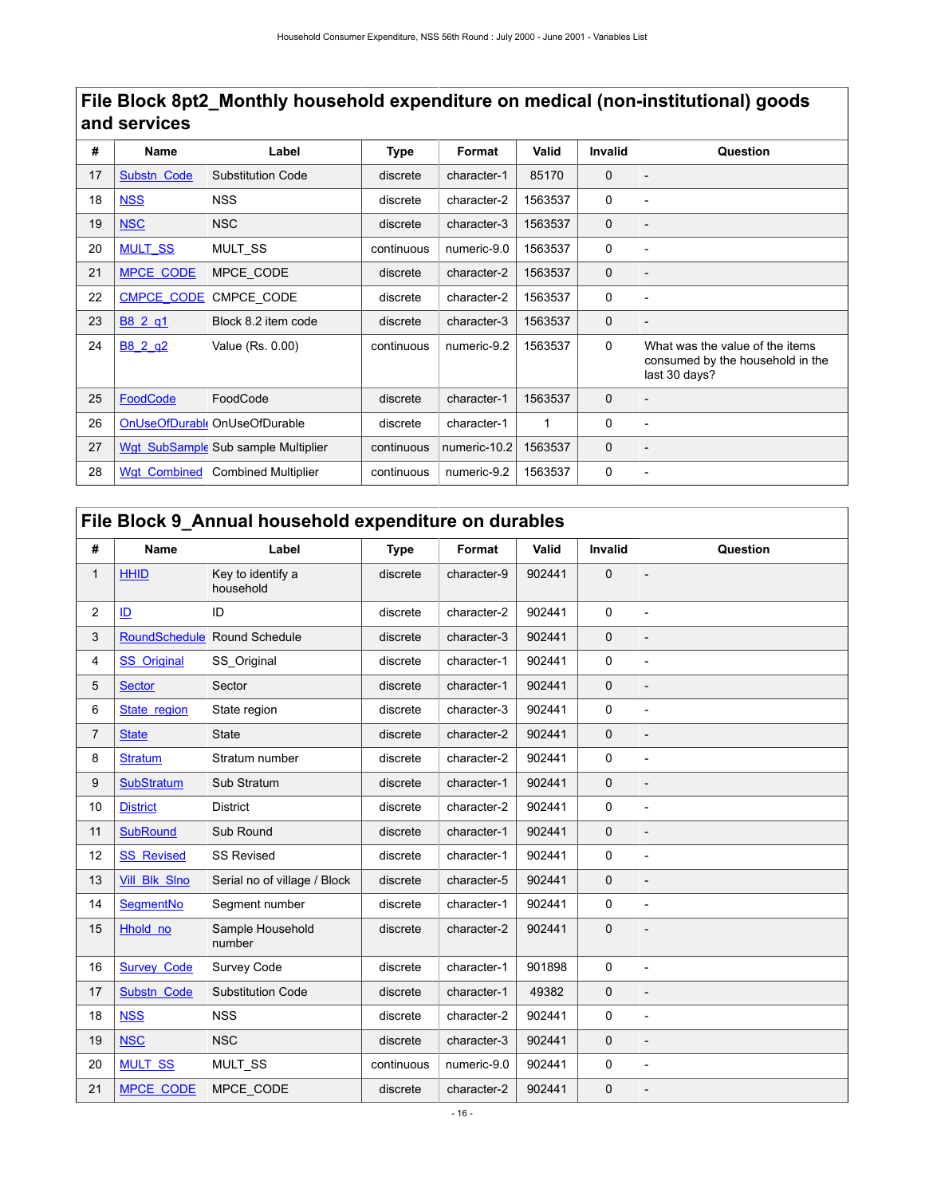## File Block 8pt2_Monthly household expenditure on medical (non-institutional) goods and services

| # | Name | Label | Type | Format | Valid | Invalid | Question |
|---|---|---|---|---|---|---|---|
| 17 | Substn_Code | Substitution Code | discrete | character-1 | 85170 | 0 | - |
| 18 | NSS | NSS | discrete | character-2 | 1563537 | 0 | - |
| 19 | NSC | NSC | discrete | character-3 | 1563537 | 0 | - |
| 20 | MULT_SS | MULT_SS | continuous | numeric-9.0 | 1563537 | 0 | - |
| 21 | MPCE_CODE | MPCE_CODE | discrete | character-2 | 1563537 | 0 | - |
| 22 | CMPCE_CODE | CMPCE_CODE | discrete | character-2 | 1563537 | 0 | - |
| 23 | B8_2_q1 | Block 8.2 item code | discrete | character-3 | 1563537 | 0 | - |
| 24 | B8_2_q2 | Value (Rs. 0.00) | continuous | numeric-9.2 | 1563537 | 0 | What was the value of the items consumed by the household in the last 30 days? |
| 25 | FoodCode | FoodCode | discrete | character-1 | 1563537 | 0 | - |
| 26 | OnUseOfDurable | OnUseOfDurable | discrete | character-1 | 1 | 0 | - |
| 27 | Wgt_SubSample | Sub sample Multiplier | continuous | numeric-10.2 | 1563537 | 0 | - |
| 28 | Wgt_Combined | Combined Multiplier | continuous | numeric-9.2 | 1563537 | 0 | - |

## File Block 9_Annual household expenditure on durables

| # | Name | Label | Type | Format | Valid | Invalid | Question |
|---|---|---|---|---|---|---|---|
| 1 | HHID | Key to identify a household | discrete | character-9 | 902441 | 0 | - |
| 2 | ID | ID | discrete | character-2 | 902441 | 0 | - |
| 3 | RoundSchedule | Round Schedule | discrete | character-3 | 902441 | 0 | - |
| 4 | SS_Original | SS_Original | discrete | character-1 | 902441 | 0 | - |
| 5 | Sector | Sector | discrete | character-1 | 902441 | 0 | - |
| 6 | State_region | State region | discrete | character-3 | 902441 | 0 | - |
| 7 | State | State | discrete | character-2 | 902441 | 0 | - |
| 8 | Stratum | Stratum number | discrete | character-2 | 902441 | 0 | - |
| 9 | SubStratum | Sub Stratum | discrete | character-1 | 902441 | 0 | - |
| 10 | District | District | discrete | character-2 | 902441 | 0 | - |
| 11 | SubRound | Sub Round | discrete | character-1 | 902441 | 0 | - |
| 12 | SS_Revised | SS Revised | discrete | character-1 | 902441 | 0 | - |
| 13 | Vill_Blk_Slno | Serial no of village / Block | discrete | character-5 | 902441 | 0 | - |
| 14 | SegmentNo | Segment number | discrete | character-1 | 902441 | 0 | - |
| 15 | Hhold_no | Sample Household number | discrete | character-2 | 902441 | 0 | - |
| 16 | Survey_Code | Survey Code | discrete | character-1 | 901898 | 0 | - |
| 17 | Substn_Code | Substitution Code | discrete | character-1 | 49382 | 0 | - |
| 18 | NSS | NSS | discrete | character-2 | 902441 | 0 | - |
| 19 | NSC | NSC | discrete | character-3 | 902441 | 0 | - |
| 20 | MULT_SS | MULT_SS | continuous | numeric-9.0 | 902441 | 0 | - |
| 21 | MPCE_CODE | MPCE_CODE | discrete | character-2 | 902441 | 0 | - |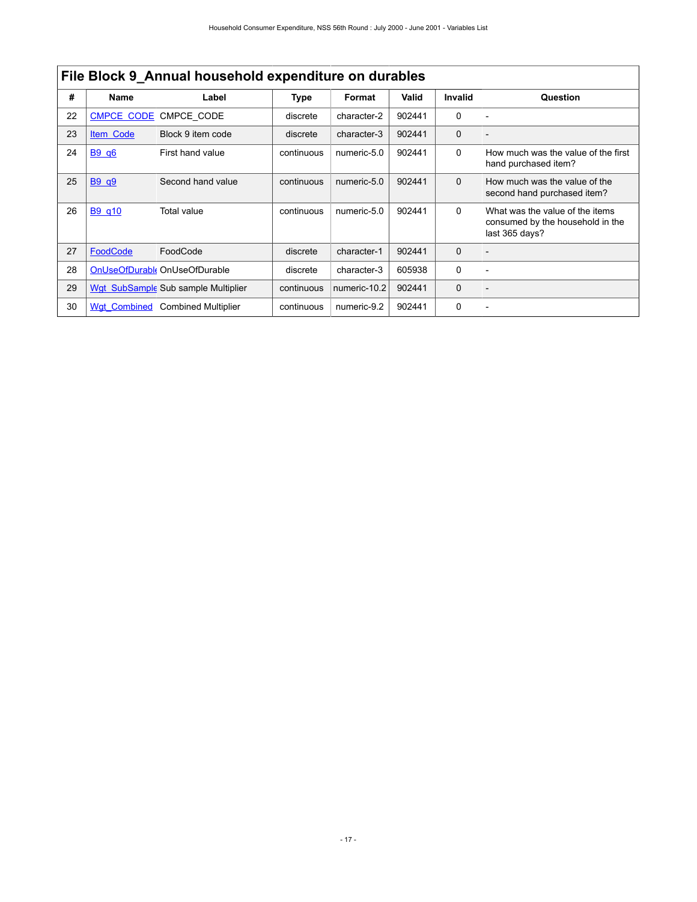## File Block 9_Annual household expenditure on durables

| # | Name | Label | Type | Format | Valid | Invalid | Question |
|---|---|---|---|---|---|---|---|
| 22 | CMPCE_CODE | CMPCE_CODE | discrete | character-2 | 902441 | 0 | - |
| 23 | Item_Code | Block 9 item code | discrete | character-3 | 902441 | 0 | - |
| 24 | B9_q6 | First hand value | continuous | numeric-5.0 | 902441 | 0 | How much was the value of the first hand purchased item? |
| 25 | B9_q9 | Second hand value | continuous | numeric-5.0 | 902441 | 0 | How much was the value of the second hand purchased item? |
| 26 | B9_q10 | Total value | continuous | numeric-5.0 | 902441 | 0 | What was the value of the items consumed by the household in the last 365 days? |
| 27 | FoodCode | FoodCode | discrete | character-1 | 902441 | 0 | - |
| 28 | OnUseOfDurable | OnUseOfDurable | discrete | character-3 | 605938 | 0 | - |
| 29 | Wgt_SubSample | Sub sample Multiplier | continuous | numeric-10.2 | 902441 | 0 | - |
| 30 | Wgt_Combined | Combined Multiplier | continuous | numeric-9.2 | 902441 | 0 | - |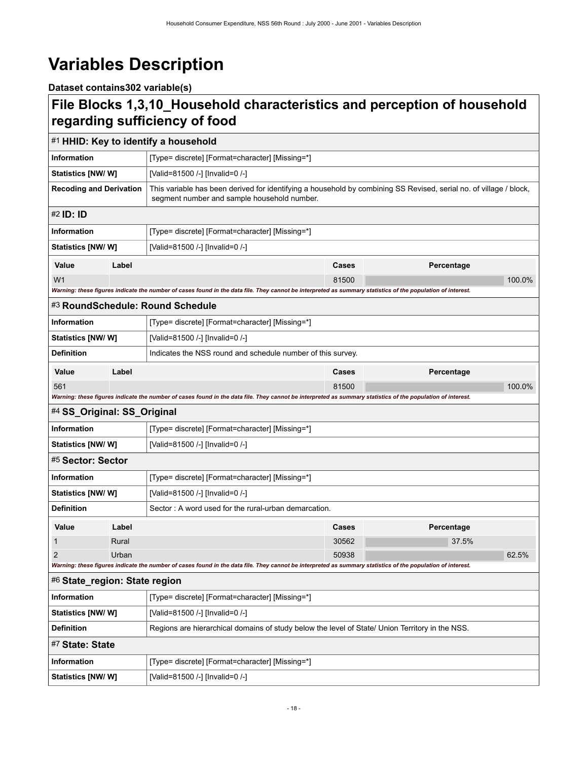# Variables Description

**Dataset contains302 variable(s)**

## File Blocks 1,3,10_Household characteristics and perception of household regarding sufficiency of food

### #1 HHID: Key to identify a household

| | |
|---|---|
| **Information** | [Type= discrete] [Format=character] [Missing=*] |
| **Statistics [NW/ W]** | [Valid=81500 /-] [Invalid=0 /-] |
| **Recoding and Derivation** | This variable has been derived for identifying a household by combining SS Revised, serial no. of village / block, segment number and sample household number. |

### #2 ID: ID

| | |
|---|---|
| **Information** | [Type= discrete] [Format=character] [Missing=*] |
| **Statistics [NW/ W]** | [Valid=81500 /-] [Invalid=0 /-] |

| Value | Label | Cases | Percentage |
|---|---|---|---|
| W1 | | 81500 | 100.0% |

*Warning: these figures indicate the number of cases found in the data file. They cannot be interpreted as summary statistics of the population of interest.*

### #3 RoundSchedule: Round Schedule

| | |
|---|---|
| **Information** | [Type= discrete] [Format=character] [Missing=*] |
| **Statistics [NW/ W]** | [Valid=81500 /-] [Invalid=0 /-] |
| **Definition** | Indicates the NSS round and schedule number of this survey. |

| Value | Label | Cases | Percentage |
|---|---|---|---|
| 561 | | 81500 | 100.0% |

*Warning: these figures indicate the number of cases found in the data file. They cannot be interpreted as summary statistics of the population of interest.*

### #4 SS_Original: SS_Original

| | |
|---|---|
| **Information** | [Type= discrete] [Format=character] [Missing=*] |
| **Statistics [NW/ W]** | [Valid=81500 /-] [Invalid=0 /-] |

### #5 Sector: Sector

| | |
|---|---|
| **Information** | [Type= discrete] [Format=character] [Missing=*] |
| **Statistics [NW/ W]** | [Valid=81500 /-] [Invalid=0 /-] |
| **Definition** | Sector : A word used for the rural-urban demarcation. |

| Value | Label | Cases | Percentage |
|---|---|---|---|
| 1 | Rural | 30562 | 37.5% |
| 2 | Urban | 50938 | 62.5% |

*Warning: these figures indicate the number of cases found in the data file. They cannot be interpreted as summary statistics of the population of interest.*

### #6 State_region: State region

| | |
|---|---|
| **Information** | [Type= discrete] [Format=character] [Missing=*] |
| **Statistics [NW/ W]** | [Valid=81500 /-] [Invalid=0 /-] |
| **Definition** | Regions are hierarchical domains of study below the level of State/ Union Territory in the NSS. |

### #7 State: State

| | |
|---|---|
| **Information** | [Type= discrete] [Format=character] [Missing=*] |
| **Statistics [NW/ W]** | [Valid=81500 /-] [Invalid=0 /-] |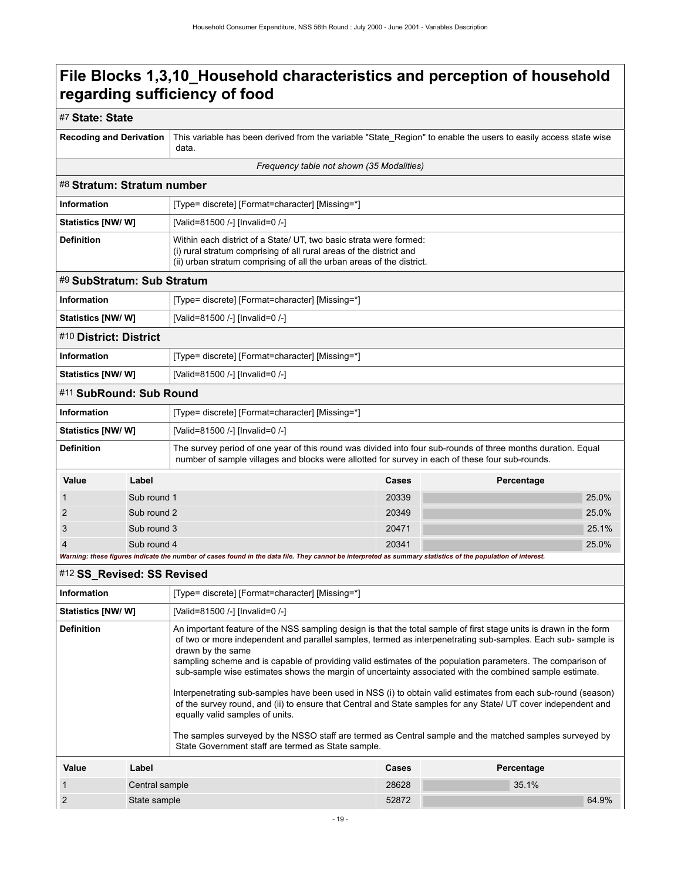# File Blocks 1,3,10_Household characteristics and perception of household regarding sufficiency of food

## #7 State: State

| | |
|---|---|
| **Recoding and Derivation** | This variable has been derived from the variable "State_Region" to enable the users to easily access state wise data. |

*Frequency table not shown (35 Modalities)*

## #8 Stratum: Stratum number

| | |
|---|---|
| **Information** | [Type= discrete] [Format=character] [Missing=*] |
| **Statistics [NW/ W]** | [Valid=81500 /-] [Invalid=0 /-] |
| **Definition** | Within each district of a State/ UT, two basic strata were formed:<br>(i) rural stratum comprising of all rural areas of the district and<br>(ii) urban stratum comprising of all the urban areas of the district. |

## #9 SubStratum: Sub Stratum

| | |
|---|---|
| **Information** | [Type= discrete] [Format=character] [Missing=*] |
| **Statistics [NW/ W]** | [Valid=81500 /-] [Invalid=0 /-] |

## #10 District: District

| | |
|---|---|
| **Information** | [Type= discrete] [Format=character] [Missing=*] |
| **Statistics [NW/ W]** | [Valid=81500 /-] [Invalid=0 /-] |

## #11 SubRound: Sub Round

| | |
|---|---|
| **Information** | [Type= discrete] [Format=character] [Missing=*] |
| **Statistics [NW/ W]** | [Valid=81500 /-] [Invalid=0 /-] |
| **Definition** | The survey period of one year of this round was divided into four sub-rounds of three months duration. Equal number of sample villages and blocks were allotted for survey in each of these four sub-rounds. |

| Value | Label | Cases | Percentage |
|---|---|---|---|
| 1 | Sub round 1 | 20339 | 25.0% |
| 2 | Sub round 2 | 20349 | 25.0% |
| 3 | Sub round 3 | 20471 | 25.1% |
| 4 | Sub round 4 | 20341 | 25.0% |

***Warning: these figures indicate the number of cases found in the data file. They cannot be interpreted as summary statistics of the population of interest.***

## #12 SS_Revised: SS Revised

| | |
|---|---|
| **Information** | [Type= discrete] [Format=character] [Missing=*] |
| **Statistics [NW/ W]** | [Valid=81500 /-] [Invalid=0 /-] |
| **Definition** | An important feature of the NSS sampling design is that the total sample of first stage units is drawn in the form of two or more independent and parallel samples, termed as interpenetrating sub-samples. Each sub- sample is drawn by the same sampling scheme and is capable of providing valid estimates of the population parameters. The comparison of sub-sample wise estimates shows the margin of uncertainty associated with the combined sample estimate.<br><br>Interpenetrating sub-samples have been used in NSS (i) to obtain valid estimates from each sub-round (season) of the survey round, and (ii) to ensure that Central and State samples for any State/ UT cover independent and equally valid samples of units.<br><br>The samples surveyed by the NSSO staff are termed as Central sample and the matched samples surveyed by State Government staff are termed as State sample. |

| Value | Label | Cases | Percentage |
|---|---|---|---|
| 1 | Central sample | 28628 | 35.1% |
| 2 | State sample | 52872 | 64.9% |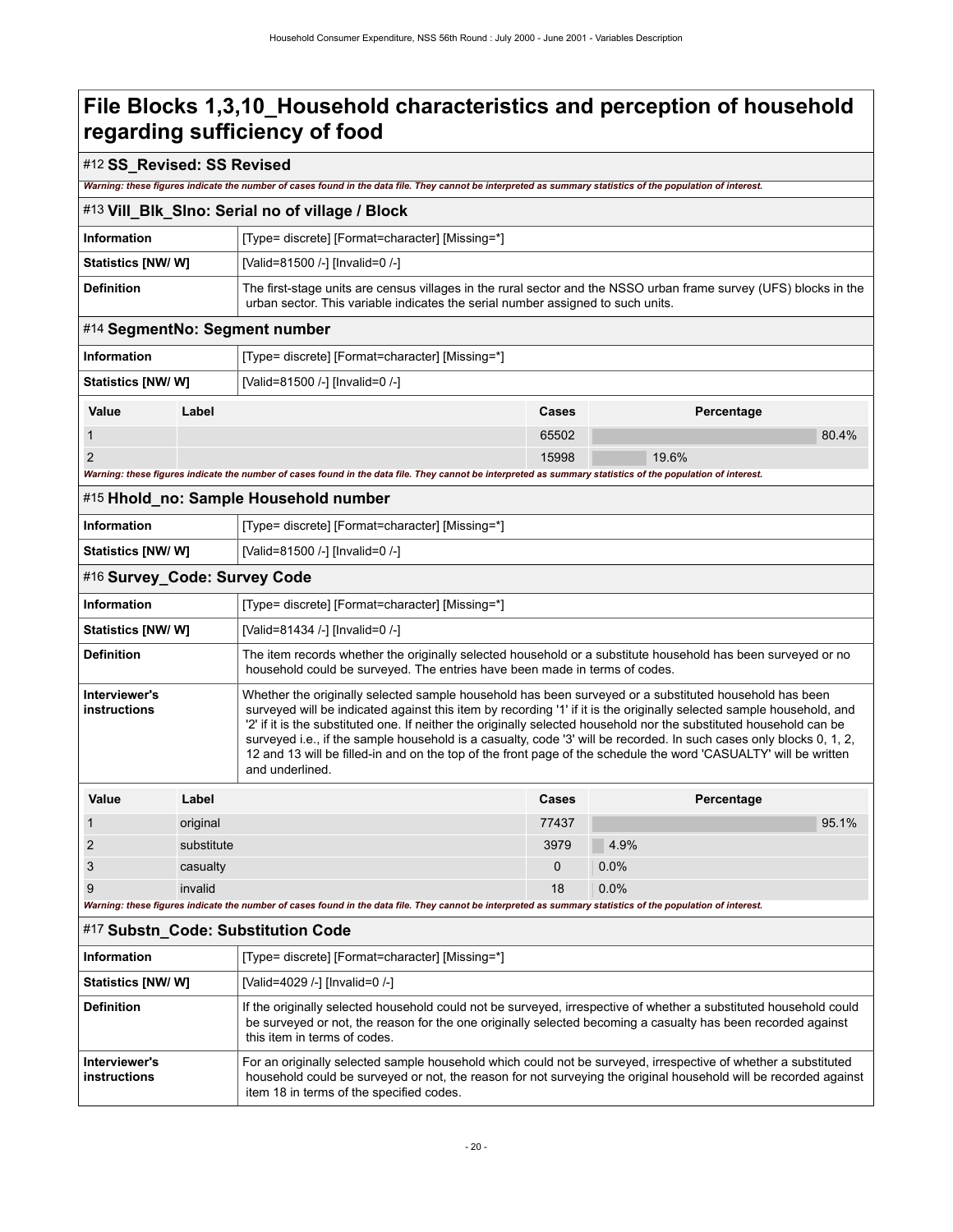# File Blocks 1,3,10_Household characteristics and perception of household regarding sufficiency of food

## #12 SS_Revised: SS Revised

***Warning: these figures indicate the number of cases found in the data file. They cannot be interpreted as summary statistics of the population of interest.***

## #13 Vill_Blk_Slno: Serial no of village / Block

| | |
|---|---|
| **Information** | [Type= discrete] [Format=character] [Missing=*] |
| **Statistics [NW/ W]** | [Valid=81500 /-] [Invalid=0 /-] |
| **Definition** | The first-stage units are census villages in the rural sector and the NSSO urban frame survey (UFS) blocks in the urban sector. This variable indicates the serial number assigned to such units. |

## #14 SegmentNo: Segment number

| | |
|---|---|
| **Information** | [Type= discrete] [Format=character] [Missing=*] |
| **Statistics [NW/ W]** | [Valid=81500 /-] [Invalid=0 /-] |

| Value | Label | Cases | Percentage |
|---|---|---|---|
| 1 | | 65502 | 80.4% |
| 2 | | 15998 | 19.6% |

***Warning: these figures indicate the number of cases found in the data file. They cannot be interpreted as summary statistics of the population of interest.***

## #15 Hhold_no: Sample Household number

| | |
|---|---|
| **Information** | [Type= discrete] [Format=character] [Missing=*] |
| **Statistics [NW/ W]** | [Valid=81500 /-] [Invalid=0 /-] |

## #16 Survey_Code: Survey Code

| | |
|---|---|
| **Information** | [Type= discrete] [Format=character] [Missing=*] |
| **Statistics [NW/ W]** | [Valid=81434 /-] [Invalid=0 /-] |
| **Definition** | The item records whether the originally selected household or a substitute household has been surveyed or no household could be surveyed. The entries have been made in terms of codes. |
| **Interviewer's instructions** | Whether the originally selected sample household has been surveyed or a substituted household has been surveyed will be indicated against this item by recording '1' if it is the originally selected sample household, and '2' if it is the substituted one. If neither the originally selected household nor the substituted household can be surveyed i.e., if the sample household is a casualty, code '3' will be recorded. In such cases only blocks 0, 1, 2, 12 and 13 will be filled-in and on the top of the front page of the schedule the word 'CASUALTY' will be written and underlined. |

| Value | Label | Cases | Percentage |
|---|---|---|---|
| 1 | original | 77437 | 95.1% |
| 2 | substitute | 3979 | 4.9% |
| 3 | casualty | 0 | 0.0% |
| 9 | invalid | 18 | 0.0% |

***Warning: these figures indicate the number of cases found in the data file. They cannot be interpreted as summary statistics of the population of interest.***

## #17 Substn_Code: Substitution Code

| | |
|---|---|
| **Information** | [Type= discrete] [Format=character] [Missing=*] |
| **Statistics [NW/ W]** | [Valid=4029 /-] [Invalid=0 /-] |
| **Definition** | If the originally selected household could not be surveyed, irrespective of whether a substituted household could be surveyed or not, the reason for the one originally selected becoming a casualty has been recorded against this item in terms of codes. |
| **Interviewer's instructions** | For an originally selected sample household which could not be surveyed, irrespective of whether a substituted household could be surveyed or not, the reason for not surveying the original household will be recorded against item 18 in terms of the specified codes. |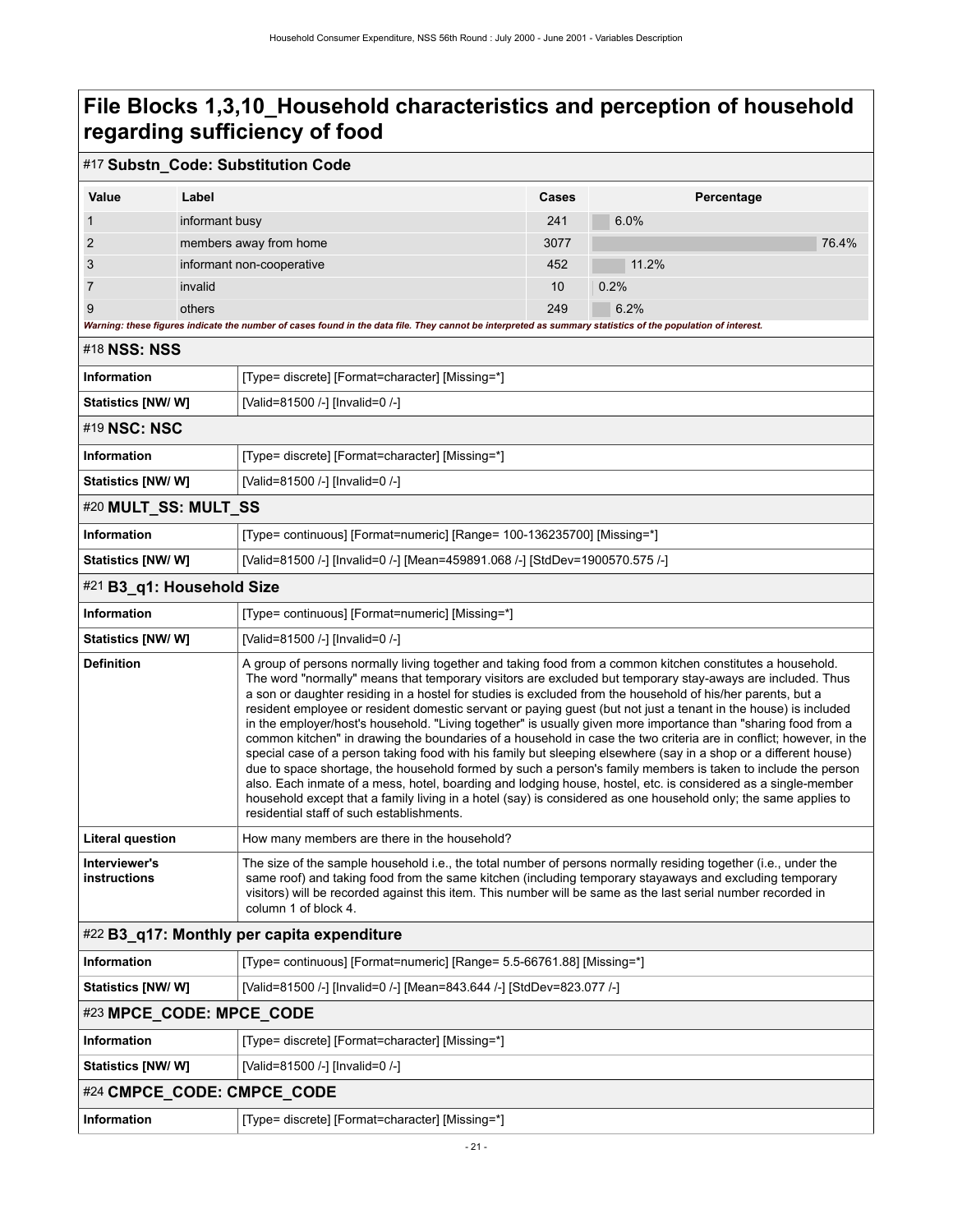# File Blocks 1,3,10_Household characteristics and perception of household regarding sufficiency of food

## #17 Substn_Code: Substitution Code

| Value | Label | Cases | Percentage |
|---|---|---|---|
| 1 | informant busy | 241 | 6.0% |
| 2 | members away from home | 3077 | 76.4% |
| 3 | informant non-cooperative | 452 | 11.2% |
| 7 | invalid | 10 | 0.2% |
| 9 | others | 249 | 6.2% |

***Warning: these figures indicate the number of cases found in the data file. They cannot be interpreted as summary statistics of the population of interest.***

## #18 NSS: NSS

| | |
|---|---|
| **Information** | [Type= discrete] [Format=character] [Missing=*] |
| **Statistics [NW/ W]** | [Valid=81500 /-] [Invalid=0 /-] |

## #19 NSC: NSC

| | |
|---|---|
| **Information** | [Type= discrete] [Format=character] [Missing=*] |
| **Statistics [NW/ W]** | [Valid=81500 /-] [Invalid=0 /-] |

## #20 MULT_SS: MULT_SS

| | |
|---|---|
| **Information** | [Type= continuous] [Format=numeric] [Range= 100-136235700] [Missing=*] |
| **Statistics [NW/ W]** | [Valid=81500 /-] [Invalid=0 /-] [Mean=459891.068 /-] [StdDev=1900570.575 /-] |

## #21 B3_q1: Household Size

| | |
|---|---|
| **Information** | [Type= continuous] [Format=numeric] [Missing=*] |
| **Statistics [NW/ W]** | [Valid=81500 /-] [Invalid=0 /-] |
| **Definition** | A group of persons normally living together and taking food from a common kitchen constitutes a household. The word "normally" means that temporary visitors are excluded but temporary stay-aways are included. Thus a son or daughter residing in a hostel for studies is excluded from the household of his/her parents, but a resident employee or resident domestic servant or paying guest (but not just a tenant in the house) is included in the employer/host's household. "Living together" is usually given more importance than "sharing food from a common kitchen" in drawing the boundaries of a household in case the two criteria are in conflict; however, in the special case of a person taking food with his family but sleeping elsewhere (say in a shop or a different house) due to space shortage, the household formed by such a person's family members is taken to include the person also. Each inmate of a mess, hotel, boarding and lodging house, hostel, etc. is considered as a single-member household except that a family living in a hotel (say) is considered as one household only; the same applies to residential staff of such establishments. |
| **Literal question** | How many members are there in the household? |
| **Interviewer's instructions** | The size of the sample household i.e., the total number of persons normally residing together (i.e., under the same roof) and taking food from the same kitchen (including temporary stayaways and excluding temporary visitors) will be recorded against this item. This number will be same as the last serial number recorded in column 1 of block 4. |

## #22 B3_q17: Monthly per capita expenditure

| | |
|---|---|
| **Information** | [Type= continuous] [Format=numeric] [Range= 5.5-66761.88] [Missing=*] |
| **Statistics [NW/ W]** | [Valid=81500 /-] [Invalid=0 /-] [Mean=843.644 /-] [StdDev=823.077 /-] |

## #23 MPCE_CODE: MPCE_CODE

| | |
|---|---|
| **Information** | [Type= discrete] [Format=character] [Missing=*] |
| **Statistics [NW/ W]** | [Valid=81500 /-] [Invalid=0 /-] |

## #24 CMPCE_CODE: CMPCE_CODE

| | |
|---|---|
| **Information** | [Type= discrete] [Format=character] [Missing=*] |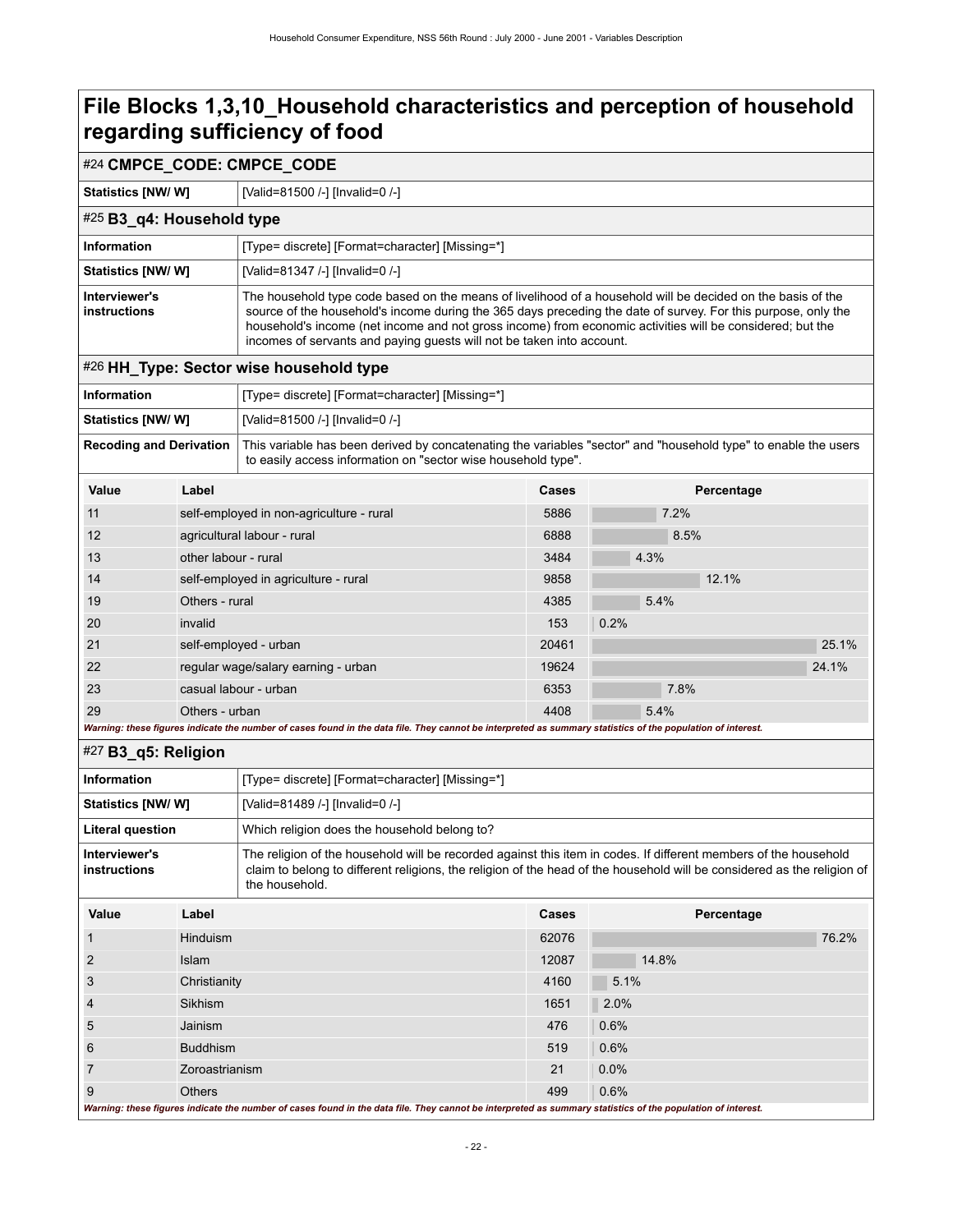# File Blocks 1,3,10_Household characteristics and perception of household regarding sufficiency of food

## #24 CMPCE_CODE: CMPCE_CODE

| | |
|---|---|
| **Statistics [NW/ W]** | [Valid=81500 /-] [Invalid=0 /-] |

## #25 B3_q4: Household type

| | |
|---|---|
| **Information** | [Type= discrete] [Format=character] [Missing=*] |
| **Statistics [NW/ W]** | [Valid=81347 /-] [Invalid=0 /-] |
| **Interviewer's instructions** | The household type code based on the means of livelihood of a household will be decided on the basis of the source of the household's income during the 365 days preceding the date of survey. For this purpose, only the household's income (net income and not gross income) from economic activities will be considered; but the incomes of servants and paying guests will not be taken into account. |

## #26 HH_Type: Sector wise household type

| | |
|---|---|
| **Information** | [Type= discrete] [Format=character] [Missing=*] |
| **Statistics [NW/ W]** | [Valid=81500 /-] [Invalid=0 /-] |
| **Recoding and Derivation** | This variable has been derived by concatenating the variables "sector" and "household type" to enable the users to easily access information on "sector wise household type". |

| Value | Label | Cases | Percentage |
|---|---|---|---|
| 11 | self-employed in non-agriculture - rural | 5886 | 7.2% |
| 12 | agricultural labour - rural | 6888 | 8.5% |
| 13 | other labour - rural | 3484 | 4.3% |
| 14 | self-employed in agriculture - rural | 9858 | 12.1% |
| 19 | Others - rural | 4385 | 5.4% |
| 20 | invalid | 153 | 0.2% |
| 21 | self-employed - urban | 20461 | 25.1% |
| 22 | regular wage/salary earning - urban | 19624 | 24.1% |
| 23 | casual labour - urban | 6353 | 7.8% |
| 29 | Others - urban | 4408 | 5.4% |

*Warning: these figures indicate the number of cases found in the data file. They cannot be interpreted as summary statistics of the population of interest.*

## #27 B3_q5: Religion

| | |
|---|---|
| **Information** | [Type= discrete] [Format=character] [Missing=*] |
| **Statistics [NW/ W]** | [Valid=81489 /-] [Invalid=0 /-] |
| **Literal question** | Which religion does the household belong to? |
| **Interviewer's instructions** | The religion of the household will be recorded against this item in codes. If different members of the household claim to belong to different religions, the religion of the head of the household will be considered as the religion of the household. |

| Value | Label | Cases | Percentage |
|---|---|---|---|
| 1 | Hinduism | 62076 | 76.2% |
| 2 | Islam | 12087 | 14.8% |
| 3 | Christianity | 4160 | 5.1% |
| 4 | Sikhism | 1651 | 2.0% |
| 5 | Jainism | 476 | 0.6% |
| 6 | Buddhism | 519 | 0.6% |
| 7 | Zoroastrianism | 21 | 0.0% |
| 9 | Others | 499 | 0.6% |

*Warning: these figures indicate the number of cases found in the data file. They cannot be interpreted as summary statistics of the population of interest.*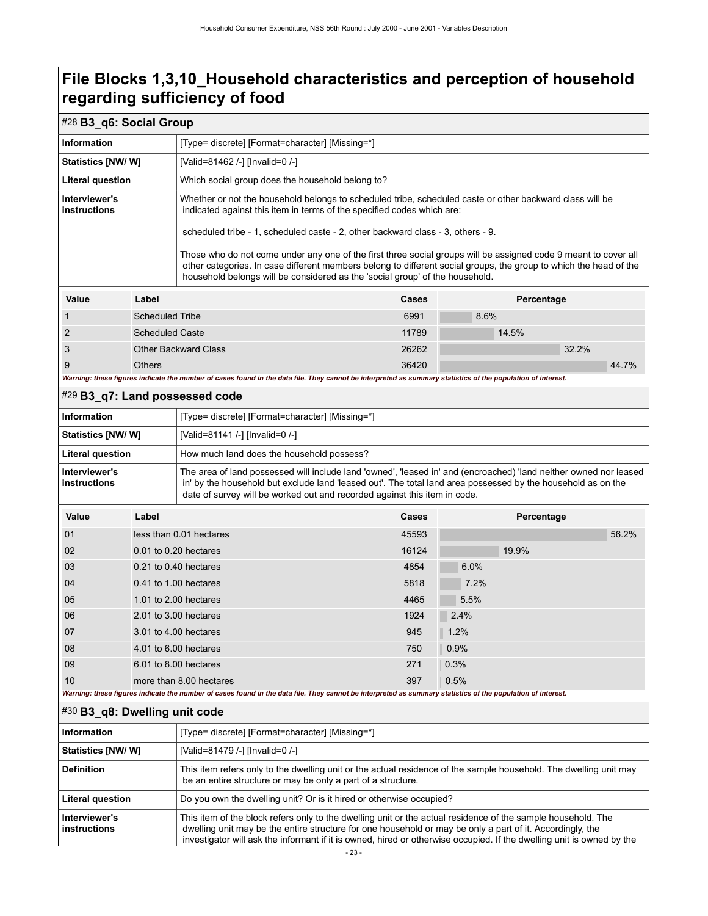# File Blocks 1,3,10_Household characteristics and perception of household regarding sufficiency of food

## #28 B3_q6: Social Group

| | |
|---|---|
| **Information** | [Type= discrete] [Format=character] [Missing=*] |
| **Statistics [NW/ W]** | [Valid=81462 /-] [Invalid=0 /-] |
| **Literal question** | Which social group does the household belong to? |
| **Interviewer's instructions** | Whether or not the household belongs to scheduled tribe, scheduled caste or other backward class will be indicated against this item in terms of the specified codes which are: scheduled tribe - 1, scheduled caste - 2, other backward class - 3, others - 9. Those who do not come under any one of the first three social groups will be assigned code 9 meant to cover all other categories. In case different members belong to different social groups, the group to which the head of the household belongs will be considered as the 'social group' of the household. |

| Value | Label | Cases | Percentage |
|---|---|---|---|
| 1 | Scheduled Tribe | 6991 | 8.6% |
| 2 | Scheduled Caste | 11789 | 14.5% |
| 3 | Other Backward Class | 26262 | 32.2% |
| 9 | Others | 36420 | 44.7% |

*Warning: these figures indicate the number of cases found in the data file. They cannot be interpreted as summary statistics of the population of interest.*

## #29 B3_q7: Land possessed code

| | |
|---|---|
| **Information** | [Type= discrete] [Format=character] [Missing=*] |
| **Statistics [NW/ W]** | [Valid=81141 /-] [Invalid=0 /-] |
| **Literal question** | How much land does the household possess? |
| **Interviewer's instructions** | The area of land possessed will include land 'owned', 'leased in' and (encroached) 'land neither owned nor leased in' by the household but exclude land 'leased out'. The total land area possessed by the household as on the date of survey will be worked out and recorded against this item in code. |

| Value | Label | Cases | Percentage |
|---|---|---|---|
| 01 | less than 0.01 hectares | 45593 | 56.2% |
| 02 | 0.01 to 0.20 hectares | 16124 | 19.9% |
| 03 | 0.21 to 0.40 hectares | 4854 | 6.0% |
| 04 | 0.41 to 1.00 hectares | 5818 | 7.2% |
| 05 | 1.01 to 2.00 hectares | 4465 | 5.5% |
| 06 | 2.01 to 3.00 hectares | 1924 | 2.4% |
| 07 | 3.01 to 4.00 hectares | 945 | 1.2% |
| 08 | 4.01 to 6.00 hectares | 750 | 0.9% |
| 09 | 6.01 to 8.00 hectares | 271 | 0.3% |
| 10 | more than 8.00 hectares | 397 | 0.5% |

*Warning: these figures indicate the number of cases found in the data file. They cannot be interpreted as summary statistics of the population of interest.*

## #30 B3_q8: Dwelling unit code

| | |
|---|---|
| **Information** | [Type= discrete] [Format=character] [Missing=*] |
| **Statistics [NW/ W]** | [Valid=81479 /-] [Invalid=0 /-] |
| **Definition** | This item refers only to the dwelling unit or the actual residence of the sample household. The dwelling unit may be an entire structure or may be only a part of a structure. |
| **Literal question** | Do you own the dwelling unit? Or is it hired or otherwise occupied? |
| **Interviewer's instructions** | This item of the block refers only to the dwelling unit or the actual residence of the sample household. The dwelling unit may be the entire structure for one household or may be only a part of it. Accordingly, the investigator will ask the informant if it is owned, hired or otherwise occupied. If the dwelling unit is owned by the |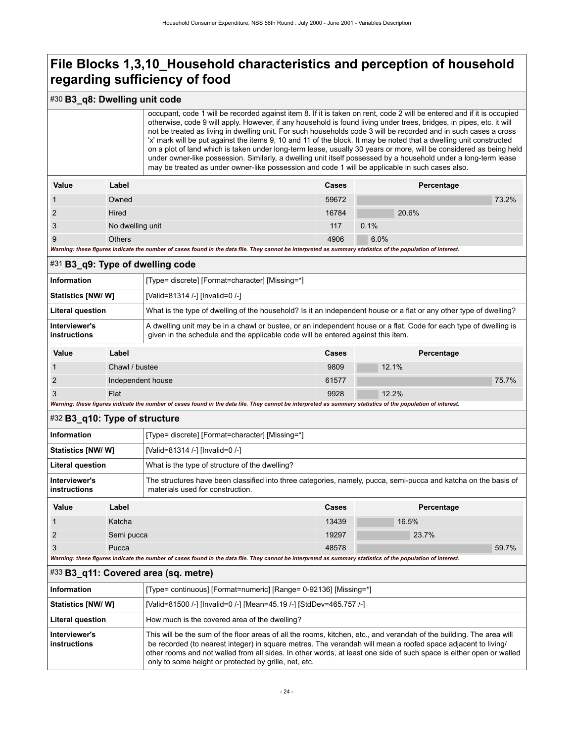# File Blocks 1,3,10_Household characteristics and perception of household regarding sufficiency of food

## #30 B3_q8: Dwelling unit code

| | |
|---|---|
| | occupant, code 1 will be recorded against item 8. If it is taken on rent, code 2 will be entered and if it is occupied otherwise, code 9 will apply. However, if any household is found living under trees, bridges, in pipes, etc. it will not be treated as living in dwelling unit. For such households code 3 will be recorded and in such cases a cross 'x' mark will be put against the items 9, 10 and 11 of the block. It may be noted that a dwelling unit constructed on a plot of land which is taken under long-term lease, usually 30 years or more, will be considered as being held under owner-like possession. Similarly, a dwelling unit itself possessed by a household under a long-term lease may be treated as under owner-like possession and code 1 will be applicable in such cases also. |

| Value | Label | Cases | Percentage |
|---|---|---|---|
| 1 | Owned | 59672 | 73.2% |
| 2 | Hired | 16784 | 20.6% |
| 3 | No dwelling unit | 117 | 0.1% |
| 9 | Others | 4906 | 6.0% |

*Warning: these figures indicate the number of cases found in the data file. They cannot be interpreted as summary statistics of the population of interest.*

## #31 B3_q9: Type of dwelling code

| | |
|---|---|
| Information | [Type= discrete] [Format=character] [Missing=*] |
| Statistics [NW/ W] | [Valid=81314 /-] [Invalid=0 /-] |
| Literal question | What is the type of dwelling of the household? Is it an independent house or a flat or any other type of dwelling? |
| Interviewer's instructions | A dwelling unit may be in a chawl or bustee, or an independent house or a flat. Code for each type of dwelling is given in the schedule and the applicable code will be entered against this item. |

| Value | Label | Cases | Percentage |
|---|---|---|---|
| 1 | Chawl / bustee | 9809 | 12.1% |
| 2 | Independent house | 61577 | 75.7% |
| 3 | Flat | 9928 | 12.2% |

*Warning: these figures indicate the number of cases found in the data file. They cannot be interpreted as summary statistics of the population of interest.*

## #32 B3_q10: Type of structure

| | |
|---|---|
| Information | [Type= discrete] [Format=character] [Missing=*] |
| Statistics [NW/ W] | [Valid=81314 /-] [Invalid=0 /-] |
| Literal question | What is the type of structure of the dwelling? |
| Interviewer's instructions | The structures have been classified into three categories, namely, pucca, semi-pucca and katcha on the basis of materials used for construction. |

| Value | Label | Cases | Percentage |
|---|---|---|---|
| 1 | Katcha | 13439 | 16.5% |
| 2 | Semi pucca | 19297 | 23.7% |
| 3 | Pucca | 48578 | 59.7% |

*Warning: these figures indicate the number of cases found in the data file. They cannot be interpreted as summary statistics of the population of interest.*

## #33 B3_q11: Covered area (sq. metre)

| | |
|---|---|
| Information | [Type= continuous] [Format=numeric] [Range= 0-92136] [Missing=*] |
| Statistics [NW/ W] | [Valid=81500 /-] [Invalid=0 /-] [Mean=45.19 /-] [StdDev=465.757 /-] |
| Literal question | How much is the covered area of the dwelling? |
| Interviewer's instructions | This will be the sum of the floor areas of all the rooms, kitchen, etc., and verandah of the building. The area will be recorded (to nearest integer) in square metres. The verandah will mean a roofed space adjacent to living/ other rooms and not walled from all sides. In other words, at least one side of such space is either open or walled only to some height or protected by grille, net, etc. |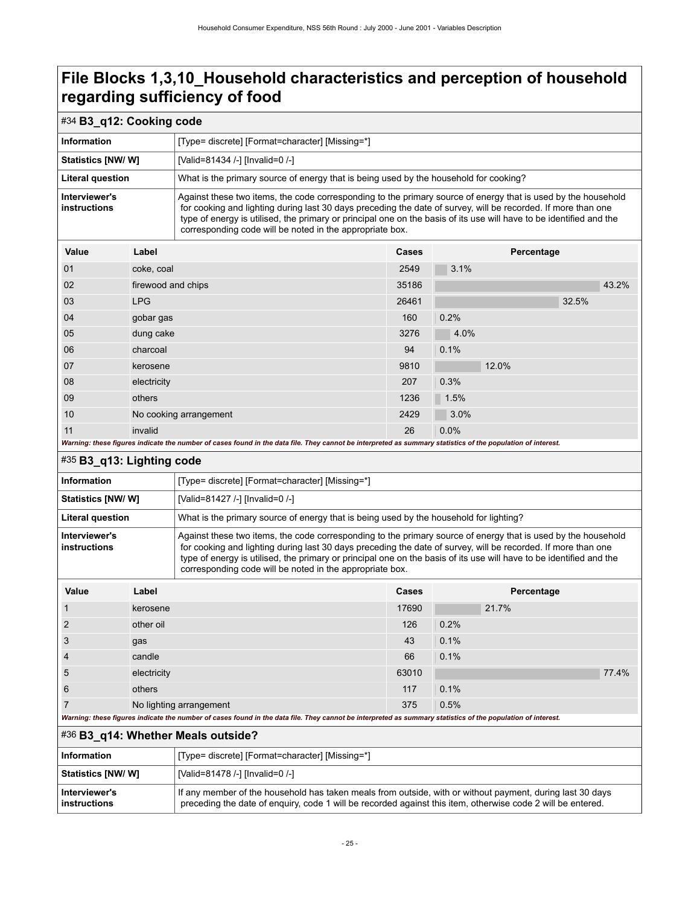# File Blocks 1,3,10_Household characteristics and perception of household regarding sufficiency of food

## #34 B3_q12: Cooking code

| | |
|---|---|
| **Information** | [Type= discrete] [Format=character] [Missing=*] |
| **Statistics [NW/ W]** | [Valid=81434 /-] [Invalid=0 /-] |
| **Literal question** | What is the primary source of energy that is being used by the household for cooking? |
| **Interviewer's instructions** | Against these two items, the code corresponding to the primary source of energy that is used by the household for cooking and lighting during last 30 days preceding the date of survey, will be recorded. If more than one type of energy is utilised, the primary or principal one on the basis of its use will have to be identified and the corresponding code will be noted in the appropriate box. |

| Value | Label | Cases | Percentage |
|---|---|---|---|
| 01 | coke, coal | 2549 | 3.1% |
| 02 | firewood and chips | 35186 | 43.2% |
| 03 | LPG | 26461 | 32.5% |
| 04 | gobar gas | 160 | 0.2% |
| 05 | dung cake | 3276 | 4.0% |
| 06 | charcoal | 94 | 0.1% |
| 07 | kerosene | 9810 | 12.0% |
| 08 | electricity | 207 | 0.3% |
| 09 | others | 1236 | 1.5% |
| 10 | No cooking arrangement | 2429 | 3.0% |
| 11 | invalid | 26 | 0.0% |

***Warning: these figures indicate the number of cases found in the data file. They cannot be interpreted as summary statistics of the population of interest.***

## #35 B3_q13: Lighting code

| | |
|---|---|
| **Information** | [Type= discrete] [Format=character] [Missing=*] |
| **Statistics [NW/ W]** | [Valid=81427 /-] [Invalid=0 /-] |
| **Literal question** | What is the primary source of energy that is being used by the household for lighting? |
| **Interviewer's instructions** | Against these two items, the code corresponding to the primary source of energy that is used by the household for cooking and lighting during last 30 days preceding the date of survey, will be recorded. If more than one type of energy is utilised, the primary or principal one on the basis of its use will have to be identified and the corresponding code will be noted in the appropriate box. |

| Value | Label | Cases | Percentage |
|---|---|---|---|
| 1 | kerosene | 17690 | 21.7% |
| 2 | other oil | 126 | 0.2% |
| 3 | gas | 43 | 0.1% |
| 4 | candle | 66 | 0.1% |
| 5 | electricity | 63010 | 77.4% |
| 6 | others | 117 | 0.1% |
| 7 | No lighting arrangement | 375 | 0.5% |

***Warning: these figures indicate the number of cases found in the data file. They cannot be interpreted as summary statistics of the population of interest.***

## #36 B3_q14: Whether Meals outside?

| | |
|---|---|
| **Information** | [Type= discrete] [Format=character] [Missing=*] |
| **Statistics [NW/ W]** | [Valid=81478 /-] [Invalid=0 /-] |
| **Interviewer's instructions** | If any member of the household has taken meals from outside, with or without payment, during last 30 days preceding the date of enquiry, code 1 will be recorded against this item, otherwise code 2 will be entered. |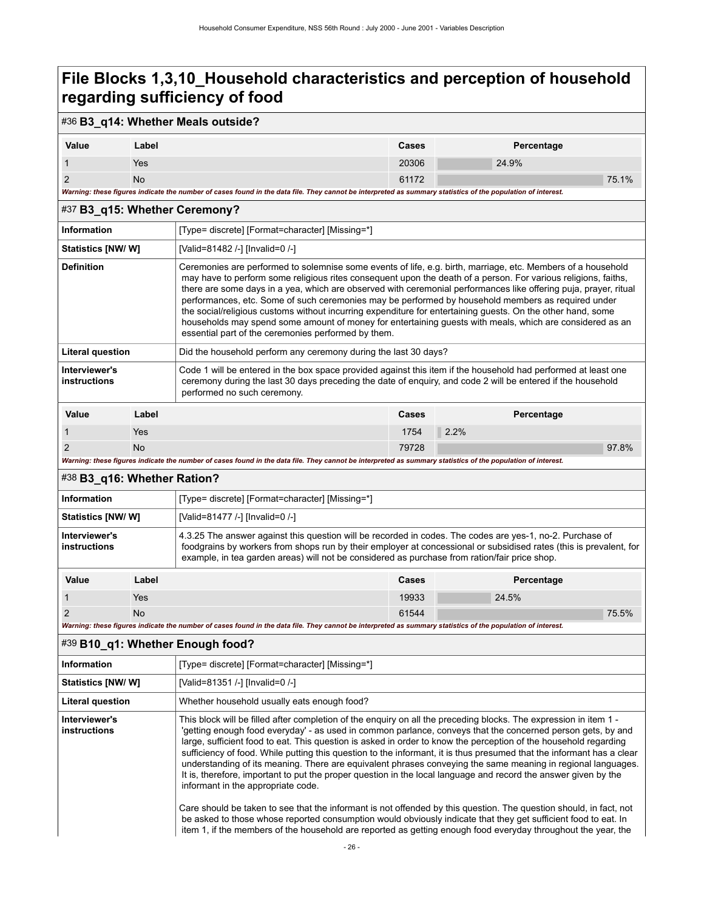# File Blocks 1,3,10_Household characteristics and perception of household regarding sufficiency of food

## #36 B3_q14: Whether Meals outside?

| Value | Label | Cases | Percentage |
|---|---|---|---|
| 1 | Yes | 20306 | 24.9% |
| 2 | No | 61172 | 75.1% |

*Warning: these figures indicate the number of cases found in the data file. They cannot be interpreted as summary statistics of the population of interest.*

## #37 B3_q15: Whether Ceremony?

| | |
|---|---|
| **Information** | [Type= discrete] [Format=character] [Missing=*] |
| **Statistics [NW/ W]** | [Valid=81482 /-] [Invalid=0 /-] |
| **Definition** | Ceremonies are performed to solemnise some events of life, e.g. birth, marriage, etc. Members of a household may have to perform some religious rites consequent upon the death of a person. For various religions, faiths, there are some days in a yea, which are observed with ceremonial performances like offering puja, prayer, ritual performances, etc. Some of such ceremonies may be performed by household members as required under the social/religious customs without incurring expenditure for entertaining guests. On the other hand, some households may spend some amount of money for entertaining guests with meals, which are considered as an essential part of the ceremonies performed by them. |
| **Literal question** | Did the household perform any ceremony during the last 30 days? |
| **Interviewer's instructions** | Code 1 will be entered in the box space provided against this item if the household had performed at least one ceremony during the last 30 days preceding the date of enquiry, and code 2 will be entered if the household performed no such ceremony. |

| Value | Label | Cases | Percentage |
|---|---|---|---|
| 1 | Yes | 1754 | 2.2% |
| 2 | No | 79728 | 97.8% |

*Warning: these figures indicate the number of cases found in the data file. They cannot be interpreted as summary statistics of the population of interest.*

## #38 B3_q16: Whether Ration?

| | |
|---|---|
| **Information** | [Type= discrete] [Format=character] [Missing=*] |
| **Statistics [NW/ W]** | [Valid=81477 /-] [Invalid=0 /-] |
| **Interviewer's instructions** | 4.3.25 The answer against this question will be recorded in codes. The codes are yes-1, no-2. Purchase of foodgrains by workers from shops run by their employer at concessional or subsidised rates (this is prevalent, for example, in tea garden areas) will not be considered as purchase from ration/fair price shop. |

| Value | Label | Cases | Percentage |
|---|---|---|---|
| 1 | Yes | 19933 | 24.5% |
| 2 | No | 61544 | 75.5% |

*Warning: these figures indicate the number of cases found in the data file. They cannot be interpreted as summary statistics of the population of interest.*

## #39 B10_q1: Whether Enough food?

| | |
|---|---|
| **Information** | [Type= discrete] [Format=character] [Missing=*] |
| **Statistics [NW/ W]** | [Valid=81351 /-] [Invalid=0 /-] |
| **Literal question** | Whether household usually eats enough food? |
| **Interviewer's instructions** | This block will be filled after completion of the enquiry on all the preceding blocks. The expression in item 1 - 'getting enough food everyday' - as used in common parlance, conveys that the concerned person gets, by and large, sufficient food to eat. This question is asked in order to know the perception of the household regarding sufficiency of food. While putting this question to the informant, it is thus presumed that the informant has a clear understanding of its meaning. There are equivalent phrases conveying the same meaning in regional languages. It is, therefore, important to put the proper question in the local language and record the answer given by the informant in the appropriate code.<br><br>Care should be taken to see that the informant is not offended by this question. The question should, in fact, not be asked to those whose reported consumption would obviously indicate that they get sufficient food to eat. In item 1, if the members of the household are reported as getting enough food everyday throughout the year, the |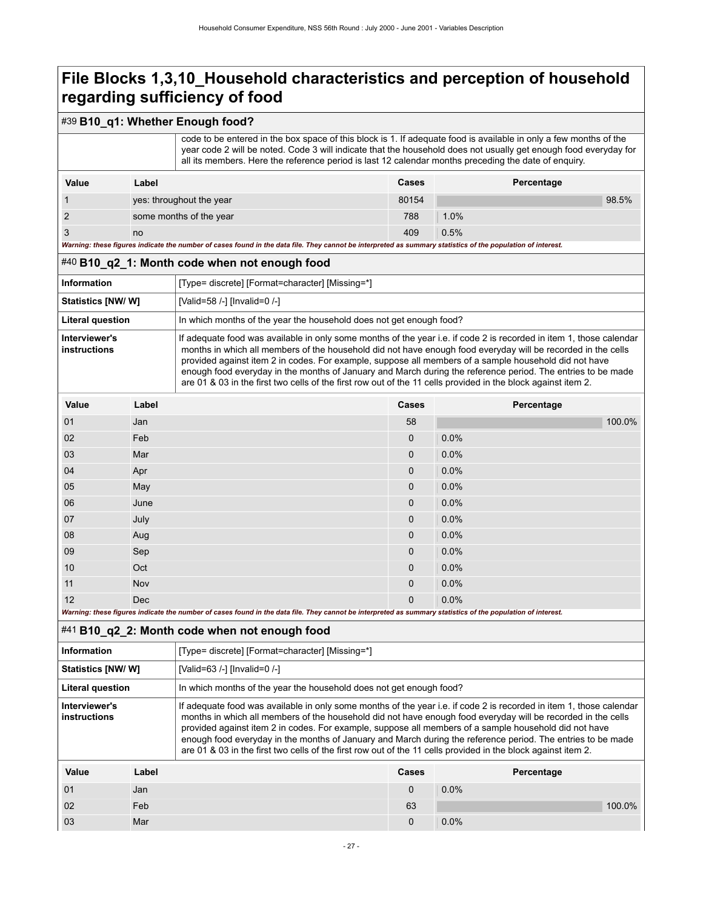# File Blocks 1,3,10_Household characteristics and perception of household regarding sufficiency of food

## #39 B10_q1: Whether Enough food?

| | |
|---|---|
| | code to be entered in the box space of this block is 1. If adequate food is available in only a few months of the year code 2 will be noted. Code 3 will indicate that the household does not usually get enough food everyday for all its members. Here the reference period is last 12 calendar months preceding the date of enquiry. |

| Value | Label | Cases | Percentage |
|---|---|---|---|
| 1 | yes: throughout the year | 80154 | 98.5% |
| 2 | some months of the year | 788 | 1.0% |
| 3 | no | 409 | 0.5% |

*Warning: these figures indicate the number of cases found in the data file. They cannot be interpreted as summary statistics of the population of interest.*

## #40 B10_q2_1: Month code when not enough food

| | |
|---|---|
| **Information** | [Type= discrete] [Format=character] [Missing=*] |
| **Statistics [NW/ W]** | [Valid=58 /-] [Invalid=0 /-] |
| **Literal question** | In which months of the year the household does not get enough food? |
| **Interviewer's instructions** | If adequate food was available in only some months of the year i.e. if code 2 is recorded in item 1, those calendar months in which all members of the household did not have enough food everyday will be recorded in the cells provided against item 2 in codes. For example, suppose all members of a sample household did not have enough food everyday in the months of January and March during the reference period. The entries to be made are 01 & 03 in the first two cells of the first row out of the 11 cells provided in the block against item 2. |

| Value | Label | Cases | Percentage |
|---|---|---|---|
| 01 | Jan | 58 | 100.0% |
| 02 | Feb | 0 | 0.0% |
| 03 | Mar | 0 | 0.0% |
| 04 | Apr | 0 | 0.0% |
| 05 | May | 0 | 0.0% |
| 06 | June | 0 | 0.0% |
| 07 | July | 0 | 0.0% |
| 08 | Aug | 0 | 0.0% |
| 09 | Sep | 0 | 0.0% |
| 10 | Oct | 0 | 0.0% |
| 11 | Nov | 0 | 0.0% |
| 12 | Dec | 0 | 0.0% |

*Warning: these figures indicate the number of cases found in the data file. They cannot be interpreted as summary statistics of the population of interest.*

## #41 B10_q2_2: Month code when not enough food

| | |
|---|---|
| **Information** | [Type= discrete] [Format=character] [Missing=*] |
| **Statistics [NW/ W]** | [Valid=63 /-] [Invalid=0 /-] |
| **Literal question** | In which months of the year the household does not get enough food? |
| **Interviewer's instructions** | If adequate food was available in only some months of the year i.e. if code 2 is recorded in item 1, those calendar months in which all members of the household did not have enough food everyday will be recorded in the cells provided against item 2 in codes. For example, suppose all members of a sample household did not have enough food everyday in the months of January and March during the reference period. The entries to be made are 01 & 03 in the first two cells of the first row out of the 11 cells provided in the block against item 2. |

| Value | Label | Cases | Percentage |
|---|---|---|---|
| 01 | Jan | 0 | 0.0% |
| 02 | Feb | 63 | 100.0% |
| 03 | Mar | 0 | 0.0% |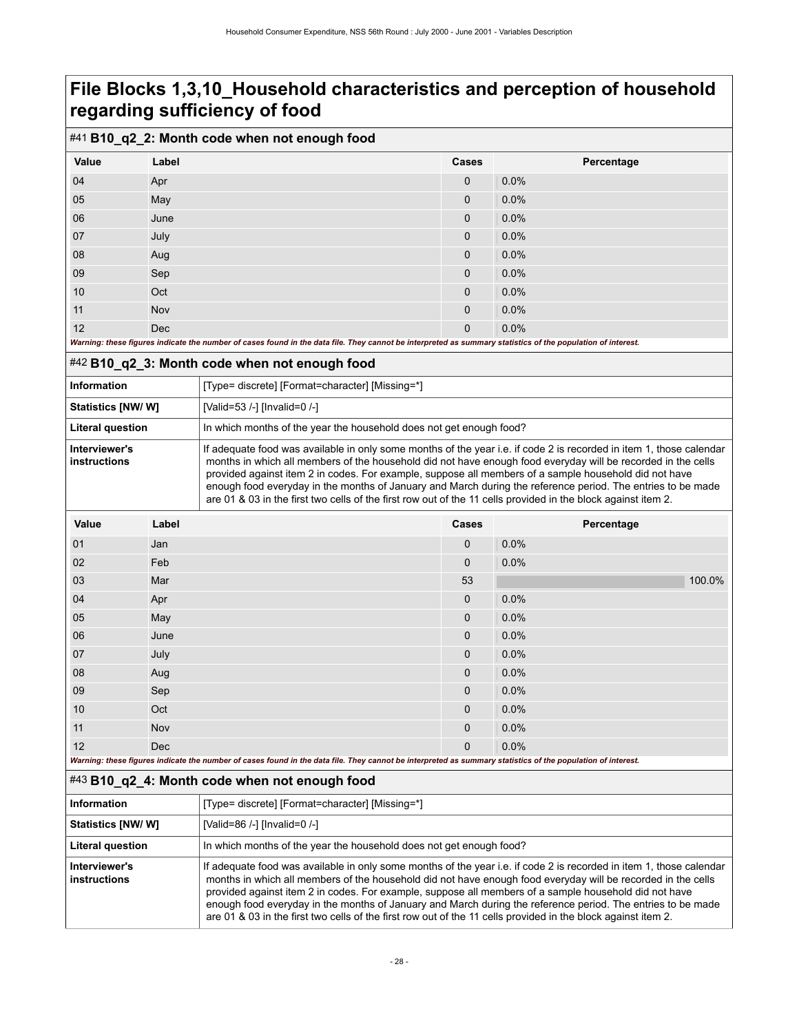# File Blocks 1,3,10_Household characteristics and perception of household regarding sufficiency of food

## #41 B10_q2_2: Month code when not enough food

| Value | Label | Cases | Percentage |
|---|---|---|---|
| 04 | Apr | 0 | 0.0% |
| 05 | May | 0 | 0.0% |
| 06 | June | 0 | 0.0% |
| 07 | July | 0 | 0.0% |
| 08 | Aug | 0 | 0.0% |
| 09 | Sep | 0 | 0.0% |
| 10 | Oct | 0 | 0.0% |
| 11 | Nov | 0 | 0.0% |
| 12 | Dec | 0 | 0.0% |

*Warning: these figures indicate the number of cases found in the data file. They cannot be interpreted as summary statistics of the population of interest.*

## #42 B10_q2_3: Month code when not enough food

| | |
|---|---|
| **Information** | [Type= discrete] [Format=character] [Missing=*] |
| **Statistics [NW/ W]** | [Valid=53 /-] [Invalid=0 /-] |
| **Literal question** | In which months of the year the household does not get enough food? |
| **Interviewer's instructions** | If adequate food was available in only some months of the year i.e. if code 2 is recorded in item 1, those calendar months in which all members of the household did not have enough food everyday will be recorded in the cells provided against item 2 in codes. For example, suppose all members of a sample household did not have enough food everyday in the months of January and March during the reference period. The entries to be made are 01 & 03 in the first two cells of the first row out of the 11 cells provided in the block against item 2. |

| Value | Label | Cases | Percentage |
|---|---|---|---|
| 01 | Jan | 0 | 0.0% |
| 02 | Feb | 0 | 0.0% |
| 03 | Mar | 53 | 100.0% |
| 04 | Apr | 0 | 0.0% |
| 05 | May | 0 | 0.0% |
| 06 | June | 0 | 0.0% |
| 07 | July | 0 | 0.0% |
| 08 | Aug | 0 | 0.0% |
| 09 | Sep | 0 | 0.0% |
| 10 | Oct | 0 | 0.0% |
| 11 | Nov | 0 | 0.0% |
| 12 | Dec | 0 | 0.0% |

*Warning: these figures indicate the number of cases found in the data file. They cannot be interpreted as summary statistics of the population of interest.*

## #43 B10_q2_4: Month code when not enough food

| | |
|---|---|
| **Information** | [Type= discrete] [Format=character] [Missing=*] |
| **Statistics [NW/ W]** | [Valid=86 /-] [Invalid=0 /-] |
| **Literal question** | In which months of the year the household does not get enough food? |
| **Interviewer's instructions** | If adequate food was available in only some months of the year i.e. if code 2 is recorded in item 1, those calendar months in which all members of the household did not have enough food everyday will be recorded in the cells provided against item 2 in codes. For example, suppose all members of a sample household did not have enough food everyday in the months of January and March during the reference period. The entries to be made are 01 & 03 in the first two cells of the first row out of the 11 cells provided in the block against item 2. |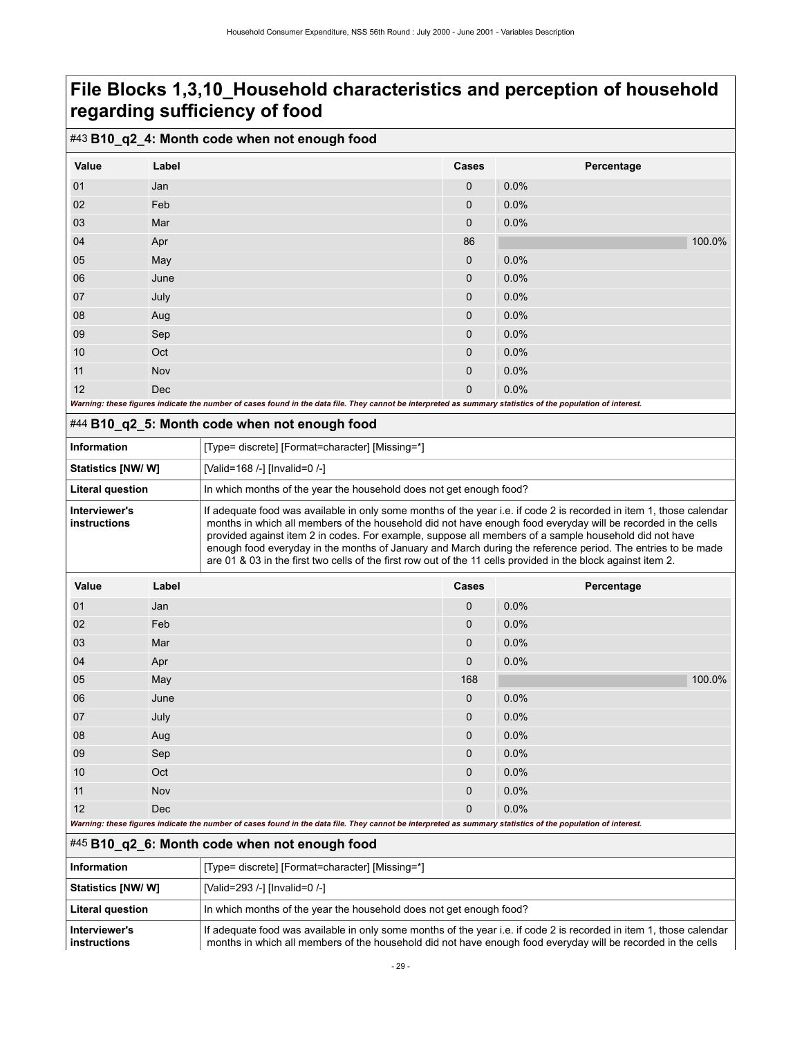# File Blocks 1,3,10_Household characteristics and perception of household regarding sufficiency of food

## #43 B10_q2_4: Month code when not enough food

| Value | Label | Cases | Percentage |
|---|---|---|---|
| 01 | Jan | 0 | 0.0% |
| 02 | Feb | 0 | 0.0% |
| 03 | Mar | 0 | 0.0% |
| 04 | Apr | 86 | 100.0% |
| 05 | May | 0 | 0.0% |
| 06 | June | 0 | 0.0% |
| 07 | July | 0 | 0.0% |
| 08 | Aug | 0 | 0.0% |
| 09 | Sep | 0 | 0.0% |
| 10 | Oct | 0 | 0.0% |
| 11 | Nov | 0 | 0.0% |
| 12 | Dec | 0 | 0.0% |

***Warning: these figures indicate the number of cases found in the data file. They cannot be interpreted as summary statistics of the population of interest.***

## #44 B10_q2_5: Month code when not enough food

| | |
|---|---|
| **Information** | [Type= discrete] [Format=character] [Missing=*] |
| **Statistics [NW/ W]** | [Valid=168 /-] [Invalid=0 /-] |
| **Literal question** | In which months of the year the household does not get enough food? |
| **Interviewer's instructions** | If adequate food was available in only some months of the year i.e. if code 2 is recorded in item 1, those calendar months in which all members of the household did not have enough food everyday will be recorded in the cells provided against item 2 in codes. For example, suppose all members of a sample household did not have enough food everyday in the months of January and March during the reference period. The entries to be made are 01 & 03 in the first two cells of the first row out of the 11 cells provided in the block against item 2. |

| Value | Label | Cases | Percentage |
|---|---|---|---|
| 01 | Jan | 0 | 0.0% |
| 02 | Feb | 0 | 0.0% |
| 03 | Mar | 0 | 0.0% |
| 04 | Apr | 0 | 0.0% |
| 05 | May | 168 | 100.0% |
| 06 | June | 0 | 0.0% |
| 07 | July | 0 | 0.0% |
| 08 | Aug | 0 | 0.0% |
| 09 | Sep | 0 | 0.0% |
| 10 | Oct | 0 | 0.0% |
| 11 | Nov | 0 | 0.0% |
| 12 | Dec | 0 | 0.0% |

***Warning: these figures indicate the number of cases found in the data file. They cannot be interpreted as summary statistics of the population of interest.***

## #45 B10_q2_6: Month code when not enough food

| | |
|---|---|
| **Information** | [Type= discrete] [Format=character] [Missing=*] |
| **Statistics [NW/ W]** | [Valid=293 /-] [Invalid=0 /-] |
| **Literal question** | In which months of the year the household does not get enough food? |
| **Interviewer's instructions** | If adequate food was available in only some months of the year i.e. if code 2 is recorded in item 1, those calendar months in which all members of the household did not have enough food everyday will be recorded in the cells |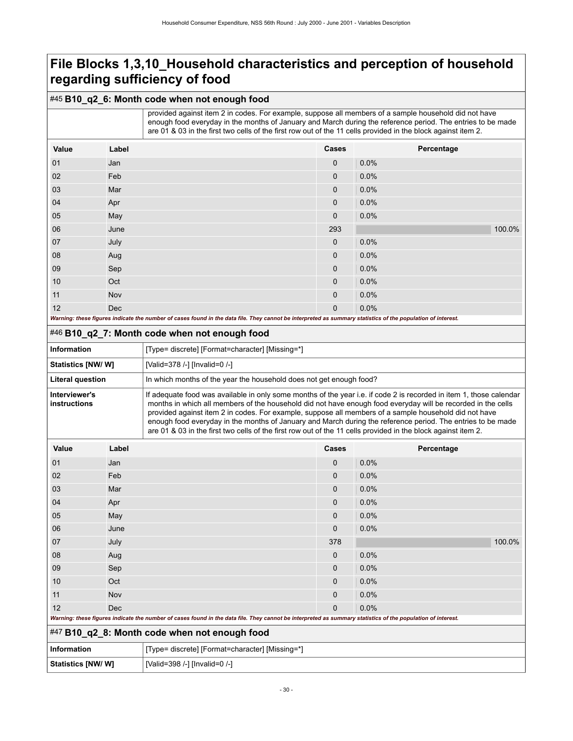# File Blocks 1,3,10_Household characteristics and perception of household regarding sufficiency of food

## #45 B10_q2_6: Month code when not enough food

| | |
|---|---|
| | provided against item 2 in codes. For example, suppose all members of a sample household did not have enough food everyday in the months of January and March during the reference period. The entries to be made are 01 & 03 in the first two cells of the first row out of the 11 cells provided in the block against item 2. |

| Value | Label | Cases | Percentage |
|---|---|---|---|
| 01 | Jan | 0 | 0.0% |
| 02 | Feb | 0 | 0.0% |
| 03 | Mar | 0 | 0.0% |
| 04 | Apr | 0 | 0.0% |
| 05 | May | 0 | 0.0% |
| 06 | June | 293 | 100.0% |
| 07 | July | 0 | 0.0% |
| 08 | Aug | 0 | 0.0% |
| 09 | Sep | 0 | 0.0% |
| 10 | Oct | 0 | 0.0% |
| 11 | Nov | 0 | 0.0% |
| 12 | Dec | 0 | 0.0% |

*Warning: these figures indicate the number of cases found in the data file. They cannot be interpreted as summary statistics of the population of interest.*

## #46 B10_q2_7: Month code when not enough food

| | |
|---|---|
| **Information** | [Type= discrete] [Format=character] [Missing=*] |
| **Statistics [NW/ W]** | [Valid=378 /-] [Invalid=0 /-] |
| **Literal question** | In which months of the year the household does not get enough food? |
| **Interviewer's instructions** | If adequate food was available in only some months of the year i.e. if code 2 is recorded in item 1, those calendar months in which all members of the household did not have enough food everyday will be recorded in the cells provided against item 2 in codes. For example, suppose all members of a sample household did not have enough food everyday in the months of January and March during the reference period. The entries to be made are 01 & 03 in the first two cells of the first row out of the 11 cells provided in the block against item 2. |

| Value | Label | Cases | Percentage |
|---|---|---|---|
| 01 | Jan | 0 | 0.0% |
| 02 | Feb | 0 | 0.0% |
| 03 | Mar | 0 | 0.0% |
| 04 | Apr | 0 | 0.0% |
| 05 | May | 0 | 0.0% |
| 06 | June | 0 | 0.0% |
| 07 | July | 378 | 100.0% |
| 08 | Aug | 0 | 0.0% |
| 09 | Sep | 0 | 0.0% |
| 10 | Oct | 0 | 0.0% |
| 11 | Nov | 0 | 0.0% |
| 12 | Dec | 0 | 0.0% |

*Warning: these figures indicate the number of cases found in the data file. They cannot be interpreted as summary statistics of the population of interest.*

## #47 B10_q2_8: Month code when not enough food

| | |
|---|---|
| **Information** | [Type= discrete] [Format=character] [Missing=*] |
| **Statistics [NW/ W]** | [Valid=398 /-] [Invalid=0 /-] |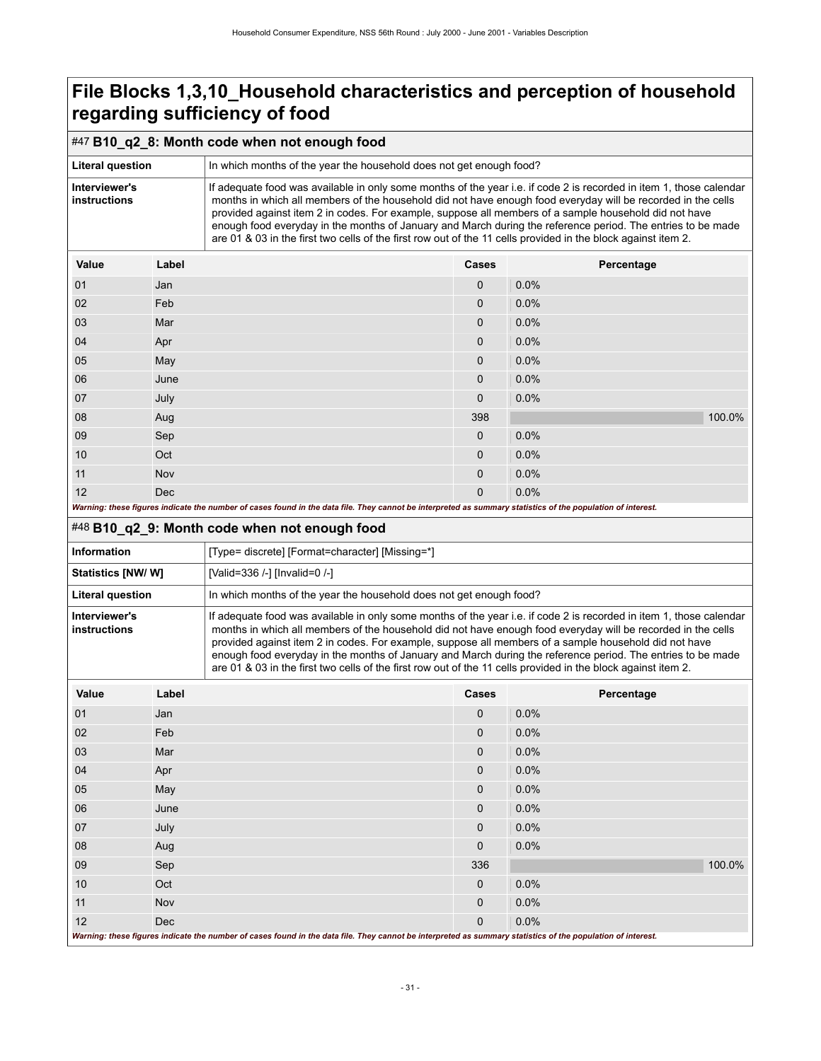# File Blocks 1,3,10_Household characteristics and perception of household regarding sufficiency of food

## #47 B10_q2_8: Month code when not enough food

| | |
|---|---|
| **Literal question** | In which months of the year the household does not get enough food? |
| **Interviewer's instructions** | If adequate food was available in only some months of the year i.e. if code 2 is recorded in item 1, those calendar months in which all members of the household did not have enough food everyday will be recorded in the cells provided against item 2 in codes. For example, suppose all members of a sample household did not have enough food everyday in the months of January and March during the reference period. The entries to be made are 01 & 03 in the first two cells of the first row out of the 11 cells provided in the block against item 2. |

| Value | Label | Cases | Percentage |
|---|---|---|---|
| 01 | Jan | 0 | 0.0% |
| 02 | Feb | 0 | 0.0% |
| 03 | Mar | 0 | 0.0% |
| 04 | Apr | 0 | 0.0% |
| 05 | May | 0 | 0.0% |
| 06 | June | 0 | 0.0% |
| 07 | July | 0 | 0.0% |
| 08 | Aug | 398 | 100.0% |
| 09 | Sep | 0 | 0.0% |
| 10 | Oct | 0 | 0.0% |
| 11 | Nov | 0 | 0.0% |
| 12 | Dec | 0 | 0.0% |

*Warning: these figures indicate the number of cases found in the data file. They cannot be interpreted as summary statistics of the population of interest.*

## #48 B10_q2_9: Month code when not enough food

| | |
|---|---|
| **Information** | [Type= discrete] [Format=character] [Missing=*] |
| **Statistics [NW/ W]** | [Valid=336 /-] [Invalid=0 /-] |
| **Literal question** | In which months of the year the household does not get enough food? |
| **Interviewer's instructions** | If adequate food was available in only some months of the year i.e. if code 2 is recorded in item 1, those calendar months in which all members of the household did not have enough food everyday will be recorded in the cells provided against item 2 in codes. For example, suppose all members of a sample household did not have enough food everyday in the months of January and March during the reference period. The entries to be made are 01 & 03 in the first two cells of the first row out of the 11 cells provided in the block against item 2. |

| Value | Label | Cases | Percentage |
|---|---|---|---|
| 01 | Jan | 0 | 0.0% |
| 02 | Feb | 0 | 0.0% |
| 03 | Mar | 0 | 0.0% |
| 04 | Apr | 0 | 0.0% |
| 05 | May | 0 | 0.0% |
| 06 | June | 0 | 0.0% |
| 07 | July | 0 | 0.0% |
| 08 | Aug | 0 | 0.0% |
| 09 | Sep | 336 | 100.0% |
| 10 | Oct | 0 | 0.0% |
| 11 | Nov | 0 | 0.0% |
| 12 | Dec | 0 | 0.0% |

*Warning: these figures indicate the number of cases found in the data file. They cannot be interpreted as summary statistics of the population of interest.*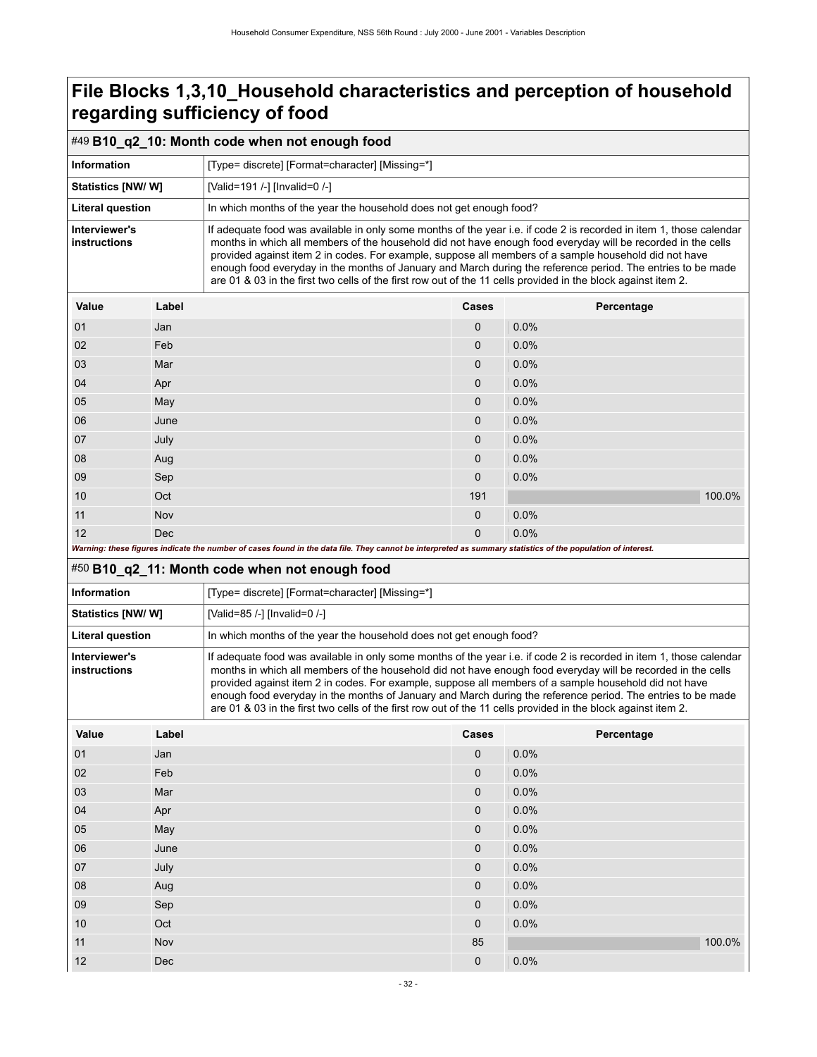# File Blocks 1,3,10_Household characteristics and perception of household regarding sufficiency of food

## #49 B10_q2_10: Month code when not enough food

| | |
|---|---|
| **Information** | [Type= discrete] [Format=character] [Missing=*] |
| **Statistics [NW/ W]** | [Valid=191 /-] [Invalid=0 /-] |
| **Literal question** | In which months of the year the household does not get enough food? |
| **Interviewer's instructions** | If adequate food was available in only some months of the year i.e. if code 2 is recorded in item 1, those calendar months in which all members of the household did not have enough food everyday will be recorded in the cells provided against item 2 in codes. For example, suppose all members of a sample household did not have enough food everyday in the months of January and March during the reference period. The entries to be made are 01 & 03 in the first two cells of the first row out of the 11 cells provided in the block against item 2. |

| Value | Label | Cases | Percentage |
|---|---|---|---|
| 01 | Jan | 0 | 0.0% |
| 02 | Feb | 0 | 0.0% |
| 03 | Mar | 0 | 0.0% |
| 04 | Apr | 0 | 0.0% |
| 05 | May | 0 | 0.0% |
| 06 | June | 0 | 0.0% |
| 07 | July | 0 | 0.0% |
| 08 | Aug | 0 | 0.0% |
| 09 | Sep | 0 | 0.0% |
| 10 | Oct | 191 | 100.0% |
| 11 | Nov | 0 | 0.0% |
| 12 | Dec | 0 | 0.0% |

***Warning: these figures indicate the number of cases found in the data file. They cannot be interpreted as summary statistics of the population of interest.***

## #50 B10_q2_11: Month code when not enough food

| | |
|---|---|
| **Information** | [Type= discrete] [Format=character] [Missing=*] |
| **Statistics [NW/ W]** | [Valid=85 /-] [Invalid=0 /-] |
| **Literal question** | In which months of the year the household does not get enough food? |
| **Interviewer's instructions** | If adequate food was available in only some months of the year i.e. if code 2 is recorded in item 1, those calendar months in which all members of the household did not have enough food everyday will be recorded in the cells provided against item 2 in codes. For example, suppose all members of a sample household did not have enough food everyday in the months of January and March during the reference period. The entries to be made are 01 & 03 in the first two cells of the first row out of the 11 cells provided in the block against item 2. |

| Value | Label | Cases | Percentage |
|---|---|---|---|
| 01 | Jan | 0 | 0.0% |
| 02 | Feb | 0 | 0.0% |
| 03 | Mar | 0 | 0.0% |
| 04 | Apr | 0 | 0.0% |
| 05 | May | 0 | 0.0% |
| 06 | June | 0 | 0.0% |
| 07 | July | 0 | 0.0% |
| 08 | Aug | 0 | 0.0% |
| 09 | Sep | 0 | 0.0% |
| 10 | Oct | 0 | 0.0% |
| 11 | Nov | 85 | 100.0% |
| 12 | Dec | 0 | 0.0% |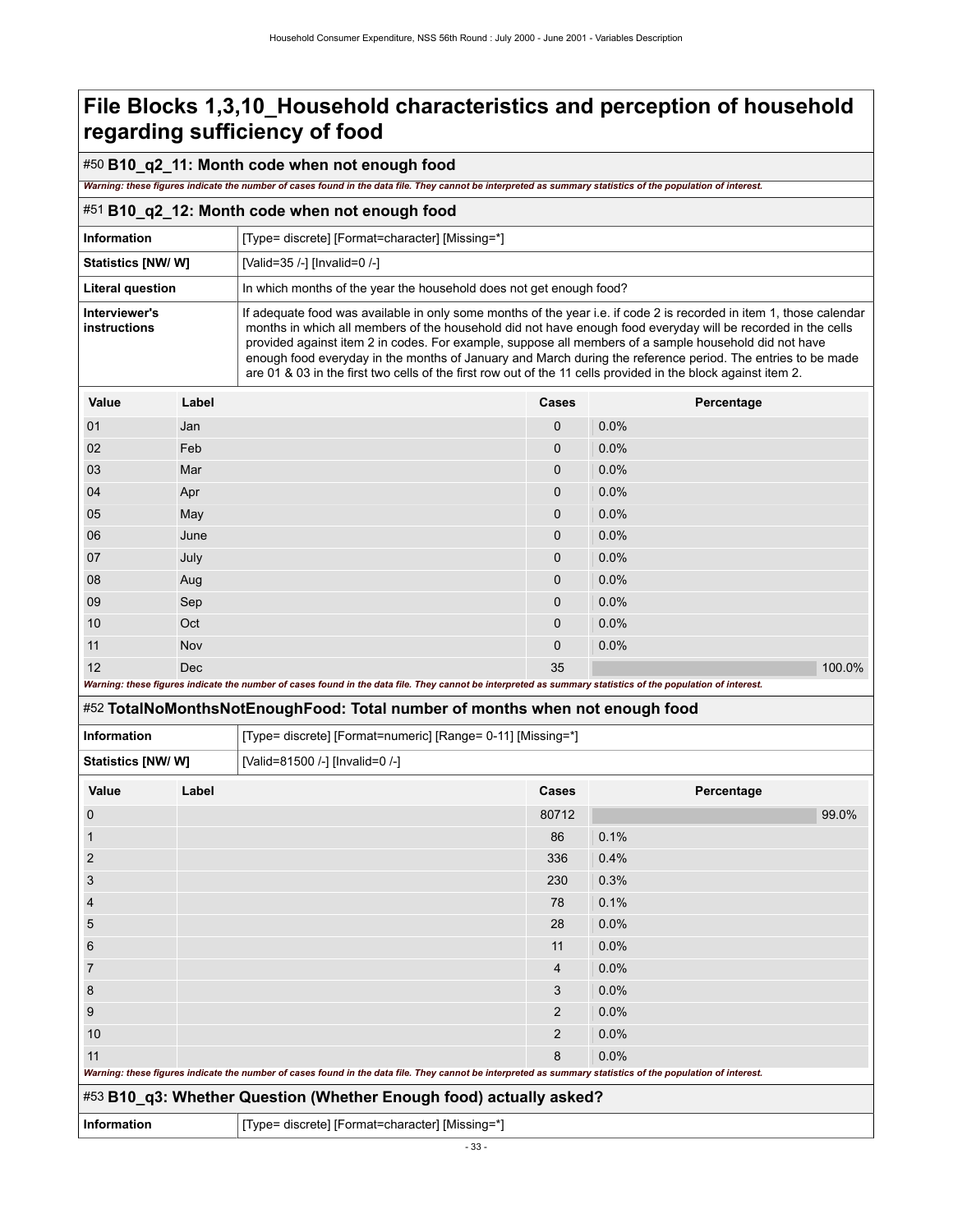# File Blocks 1,3,10_Household characteristics and perception of household regarding sufficiency of food

## #50 B10_q2_11: Month code when not enough food

***Warning: these figures indicate the number of cases found in the data file. They cannot be interpreted as summary statistics of the population of interest.***

## #51 B10_q2_12: Month code when not enough food

| | |
|---|---|
| **Information** | [Type= discrete] [Format=character] [Missing=*] |
| **Statistics [NW/ W]** | [Valid=35 /-] [Invalid=0 /-] |
| **Literal question** | In which months of the year the household does not get enough food? |
| **Interviewer's instructions** | If adequate food was available in only some months of the year i.e. if code 2 is recorded in item 1, those calendar months in which all members of the household did not have enough food everyday will be recorded in the cells provided against item 2 in codes. For example, suppose all members of a sample household did not have enough food everyday in the months of January and March during the reference period. The entries to be made are 01 & 03 in the first two cells of the first row out of the 11 cells provided in the block against item 2. |

| Value | Label | Cases | Percentage |
|---|---|---|---|
| 01 | Jan | 0 | 0.0% |
| 02 | Feb | 0 | 0.0% |
| 03 | Mar | 0 | 0.0% |
| 04 | Apr | 0 | 0.0% |
| 05 | May | 0 | 0.0% |
| 06 | June | 0 | 0.0% |
| 07 | July | 0 | 0.0% |
| 08 | Aug | 0 | 0.0% |
| 09 | Sep | 0 | 0.0% |
| 10 | Oct | 0 | 0.0% |
| 11 | Nov | 0 | 0.0% |
| 12 | Dec | 35 | 100.0% |

***Warning: these figures indicate the number of cases found in the data file. They cannot be interpreted as summary statistics of the population of interest.***

## #52 TotalNoMonthsNotEnoughFood: Total number of months when not enough food

| | |
|---|---|
| **Information** | [Type= discrete] [Format=numeric] [Range= 0-11] [Missing=*] |
| **Statistics [NW/ W]** | [Valid=81500 /-] [Invalid=0 /-] |

| Value | Label | Cases | Percentage |
|---|---|---|---|
| 0 | | 80712 | 99.0% |
| 1 | | 86 | 0.1% |
| 2 | | 336 | 0.4% |
| 3 | | 230 | 0.3% |
| 4 | | 78 | 0.1% |
| 5 | | 28 | 0.0% |
| 6 | | 11 | 0.0% |
| 7 | | 4 | 0.0% |
| 8 | | 3 | 0.0% |
| 9 | | 2 | 0.0% |
| 10 | | 2 | 0.0% |
| 11 | | 8 | 0.0% |

***Warning: these figures indicate the number of cases found in the data file. They cannot be interpreted as summary statistics of the population of interest.***

## #53 B10_q3: Whether Question (Whether Enough food) actually asked?

| | |
|---|---|
| **Information** | [Type= discrete] [Format=character] [Missing=*] |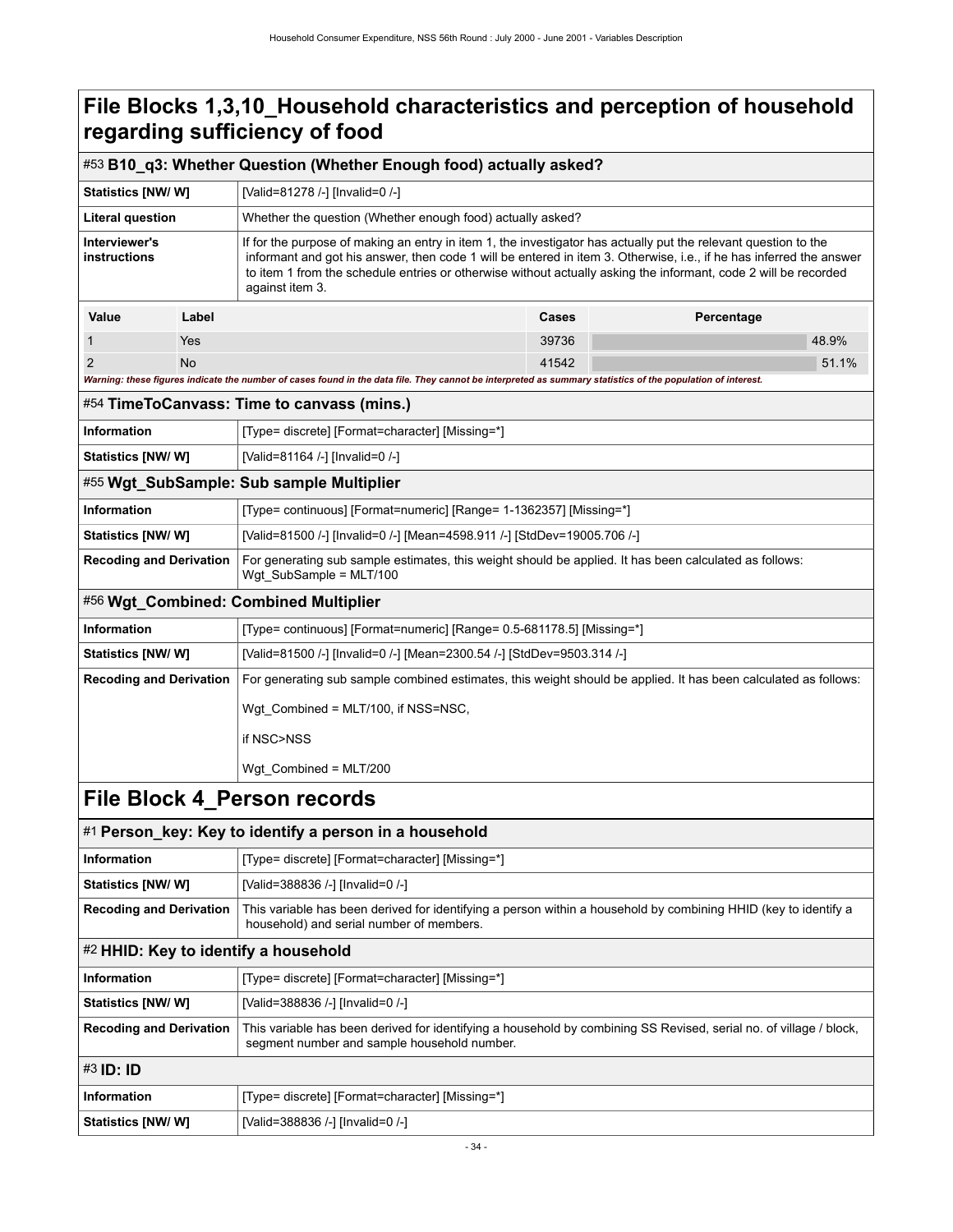# File Blocks 1,3,10_Household characteristics and perception of household regarding sufficiency of food

## #53 B10_q3: Whether Question (Whether Enough food) actually asked?

| | |
|---|---|
| **Statistics [NW/ W]** | [Valid=81278 /-] [Invalid=0 /-] |
| **Literal question** | Whether the question (Whether enough food) actually asked? |
| **Interviewer's instructions** | If for the purpose of making an entry in item 1, the investigator has actually put the relevant question to the informant and got his answer, then code 1 will be entered in item 3. Otherwise, i.e., if he has inferred the answer to item 1 from the schedule entries or otherwise without actually asking the informant, code 2 will be recorded against item 3. |

| Value | Label | Cases | Percentage |
|---|---|---|---|
| 1 | Yes | 39736 | 48.9% |
| 2 | No | 41542 | 51.1% |

*Warning: these figures indicate the number of cases found in the data file. They cannot be interpreted as summary statistics of the population of interest.*

## #54 TimeToCanvass: Time to canvass (mins.)

| | |
|---|---|
| **Information** | [Type= discrete] [Format=character] [Missing=*] |
| **Statistics [NW/ W]** | [Valid=81164 /-] [Invalid=0 /-] |

## #55 Wgt_SubSample: Sub sample Multiplier

| | |
|---|---|
| **Information** | [Type= continuous] [Format=numeric] [Range= 1-1362357] [Missing=*] |
| **Statistics [NW/ W]** | [Valid=81500 /-] [Invalid=0 /-] [Mean=4598.911 /-] [StdDev=19005.706 /-] |
| **Recoding and Derivation** | For generating sub sample estimates, this weight should be applied. It has been calculated as follows: Wgt_SubSample = MLT/100 |

## #56 Wgt_Combined: Combined Multiplier

| | |
|---|---|
| **Information** | [Type= continuous] [Format=numeric] [Range= 0.5-681178.5] [Missing=*] |
| **Statistics [NW/ W]** | [Valid=81500 /-] [Invalid=0 /-] [Mean=2300.54 /-] [StdDev=9503.314 /-] |
| **Recoding and Derivation** | For generating sub sample combined estimates, this weight should be applied. It has been calculated as follows: Wgt_Combined = MLT/100, if NSS=NSC, if NSC>NSS Wgt_Combined = MLT/200 |

# File Block 4_Person records

## #1 Person_key: Key to identify a person in a household

| | |
|---|---|
| **Information** | [Type= discrete] [Format=character] [Missing=*] |
| **Statistics [NW/ W]** | [Valid=388836 /-] [Invalid=0 /-] |
| **Recoding and Derivation** | This variable has been derived for identifying a person within a household by combining HHID (key to identify a household) and serial number of members. |

## #2 HHID: Key to identify a household

| | |
|---|---|
| **Information** | [Type= discrete] [Format=character] [Missing=*] |
| **Statistics [NW/ W]** | [Valid=388836 /-] [Invalid=0 /-] |
| **Recoding and Derivation** | This variable has been derived for identifying a household by combining SS Revised, serial no. of village / block, segment number and sample household number. |

## #3 ID: ID

| | |
|---|---|
| **Information** | [Type= discrete] [Format=character] [Missing=*] |
| **Statistics [NW/ W]** | [Valid=388836 /-] [Invalid=0 /-] |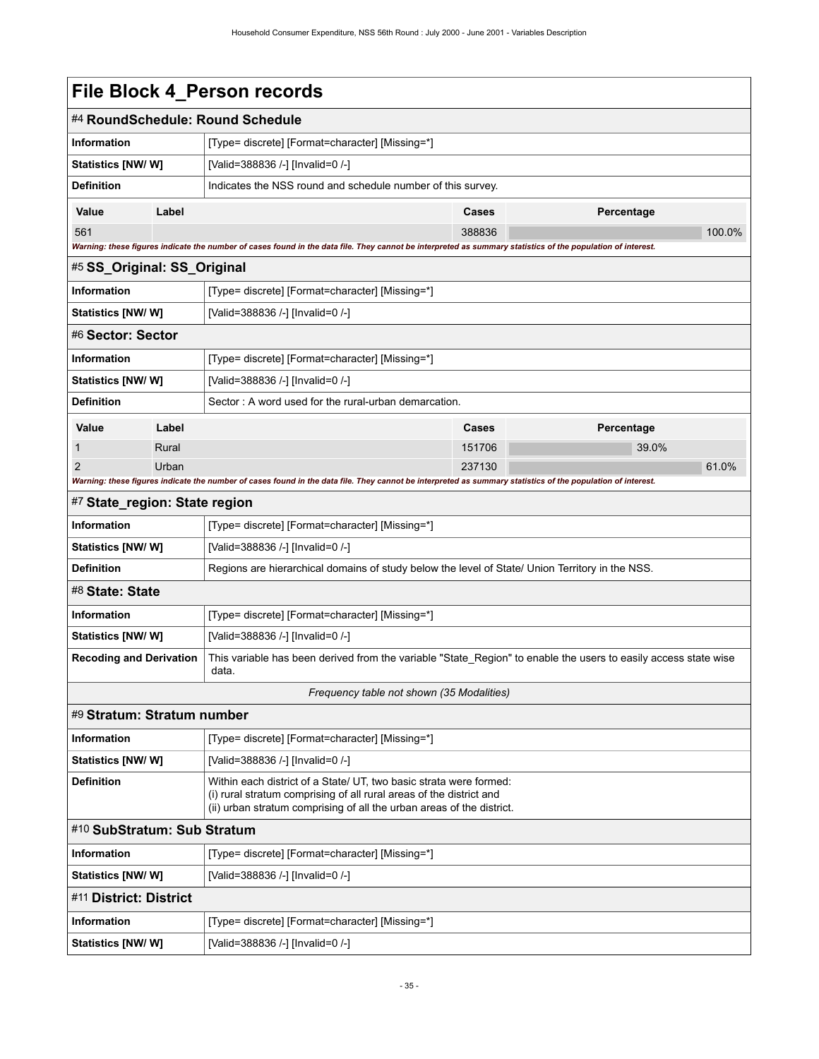# File Block 4_Person records

## #4 RoundSchedule: Round Schedule

| | |
|---|---|
| **Information** | [Type= discrete] [Format=character] [Missing=*] |
| **Statistics [NW/ W]** | [Valid=388836 /-] [Invalid=0 /-] |
| **Definition** | Indicates the NSS round and schedule number of this survey. |

| Value | Label | Cases | Percentage |
|---|---|---|---|
| 561 | | 388836 | 100.0% |

*Warning: these figures indicate the number of cases found in the data file. They cannot be interpreted as summary statistics of the population of interest.*

## #5 SS_Original: SS_Original

| | |
|---|---|
| **Information** | [Type= discrete] [Format=character] [Missing=*] |
| **Statistics [NW/ W]** | [Valid=388836 /-] [Invalid=0 /-] |

## #6 Sector: Sector

| | |
|---|---|
| **Information** | [Type= discrete] [Format=character] [Missing=*] |
| **Statistics [NW/ W]** | [Valid=388836 /-] [Invalid=0 /-] |
| **Definition** | Sector : A word used for the rural-urban demarcation. |

| Value | Label | Cases | Percentage |
|---|---|---|---|
| 1 | Rural | 151706 | 39.0% |
| 2 | Urban | 237130 | 61.0% |

*Warning: these figures indicate the number of cases found in the data file. They cannot be interpreted as summary statistics of the population of interest.*

## #7 State_region: State region

| | |
|---|---|
| **Information** | [Type= discrete] [Format=character] [Missing=*] |
| **Statistics [NW/ W]** | [Valid=388836 /-] [Invalid=0 /-] |
| **Definition** | Regions are hierarchical domains of study below the level of State/ Union Territory in the NSS. |

## #8 State: State

| | |
|---|---|
| **Information** | [Type= discrete] [Format=character] [Missing=*] |
| **Statistics [NW/ W]** | [Valid=388836 /-] [Invalid=0 /-] |
| **Recoding and Derivation** | This variable has been derived from the variable "State_Region" to enable the users to easily access state wise data. |

*Frequency table not shown (35 Modalities)*

## #9 Stratum: Stratum number

| | |
|---|---|
| **Information** | [Type= discrete] [Format=character] [Missing=*] |
| **Statistics [NW/ W]** | [Valid=388836 /-] [Invalid=0 /-] |
| **Definition** | Within each district of a State/ UT, two basic strata were formed:<br>(i) rural stratum comprising of all rural areas of the district and<br>(ii) urban stratum comprising of all the urban areas of the district. |

## #10 SubStratum: Sub Stratum

| | |
|---|---|
| **Information** | [Type= discrete] [Format=character] [Missing=*] |
| **Statistics [NW/ W]** | [Valid=388836 /-] [Invalid=0 /-] |

## #11 District: District

| | |
|---|---|
| **Information** | [Type= discrete] [Format=character] [Missing=*] |
| **Statistics [NW/ W]** | [Valid=388836 /-] [Invalid=0 /-] |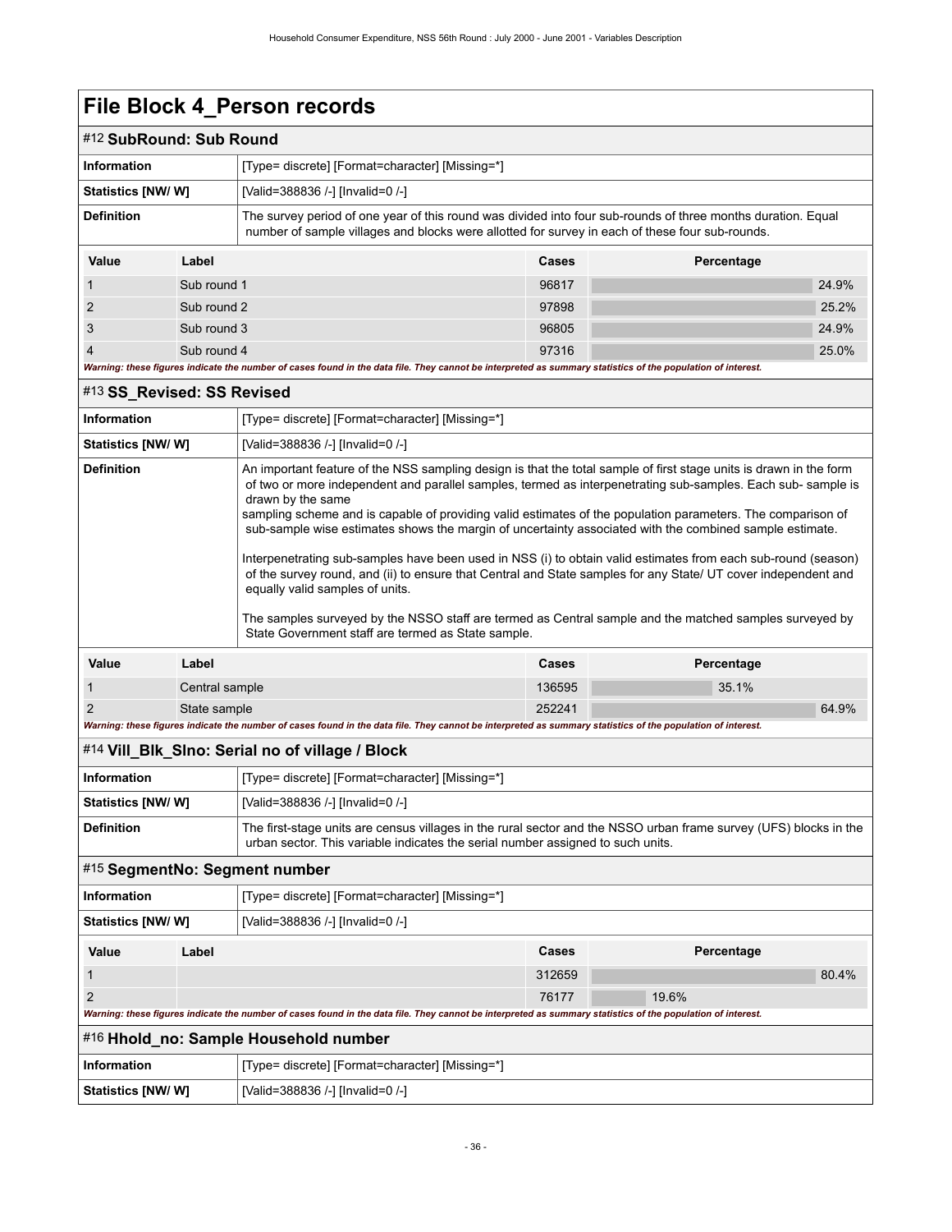# File Block 4_Person records

## #12 SubRound: Sub Round

| Information | [Type= discrete] [Format=character] [Missing=*] |
| --- | --- |
| Statistics [NW/ W] | [Valid=388836 /-] [Invalid=0 /-] |
| Definition | The survey period of one year of this round was divided into four sub-rounds of three months duration. Equal number of sample villages and blocks were allotted for survey in each of these four sub-rounds. |

| Value | Label | Cases | Percentage |
| --- | --- | --- | --- |
| 1 | Sub round 1 | 96817 | 24.9% |
| 2 | Sub round 2 | 97898 | 25.2% |
| 3 | Sub round 3 | 96805 | 24.9% |
| 4 | Sub round 4 | 97316 | 25.0% |

*Warning: these figures indicate the number of cases found in the data file. They cannot be interpreted as summary statistics of the population of interest.*

## #13 SS_Revised: SS Revised

| Information | [Type= discrete] [Format=character] [Missing=*] |
| --- | --- |
| Statistics [NW/ W] | [Valid=388836 /-] [Invalid=0 /-] |
| Definition | An important feature of the NSS sampling design is that the total sample of first stage units is drawn in the form of two or more independent and parallel samples, termed as interpenetrating sub-samples. Each sub- sample is drawn by the same sampling scheme and is capable of providing valid estimates of the population parameters. The comparison of sub-sample wise estimates shows the margin of uncertainty associated with the combined sample estimate. <br><br> Interpenetrating sub-samples have been used in NSS (i) to obtain valid estimates from each sub-round (season) of the survey round, and (ii) to ensure that Central and State samples for any State/ UT cover independent and equally valid samples of units. <br><br> The samples surveyed by the NSSO staff are termed as Central sample and the matched samples surveyed by State Government staff are termed as State sample. |

| Value | Label | Cases | Percentage |
| --- | --- | --- | --- |
| 1 | Central sample | 136595 | 35.1% |
| 2 | State sample | 252241 | 64.9% |

*Warning: these figures indicate the number of cases found in the data file. They cannot be interpreted as summary statistics of the population of interest.*

## #14 Vill_Blk_Slno: Serial no of village / Block

| Information | [Type= discrete] [Format=character] [Missing=*] |
| --- | --- |
| Statistics [NW/ W] | [Valid=388836 /-] [Invalid=0 /-] |
| Definition | The first-stage units are census villages in the rural sector and the NSSO urban frame survey (UFS) blocks in the urban sector. This variable indicates the serial number assigned to such units. |

## #15 SegmentNo: Segment number

| Information | [Type= discrete] [Format=character] [Missing=*] |
| --- | --- |
| Statistics [NW/ W] | [Valid=388836 /-] [Invalid=0 /-] |

| Value | Label | Cases | Percentage |
| --- | --- | --- | --- |
| 1 | | 312659 | 80.4% |
| 2 | | 76177 | 19.6% |

*Warning: these figures indicate the number of cases found in the data file. They cannot be interpreted as summary statistics of the population of interest.*

## #16 Hhold_no: Sample Household number

| Information | [Type= discrete] [Format=character] [Missing=*] |
| --- | --- |
| Statistics [NW/ W] | [Valid=388836 /-] [Invalid=0 /-] |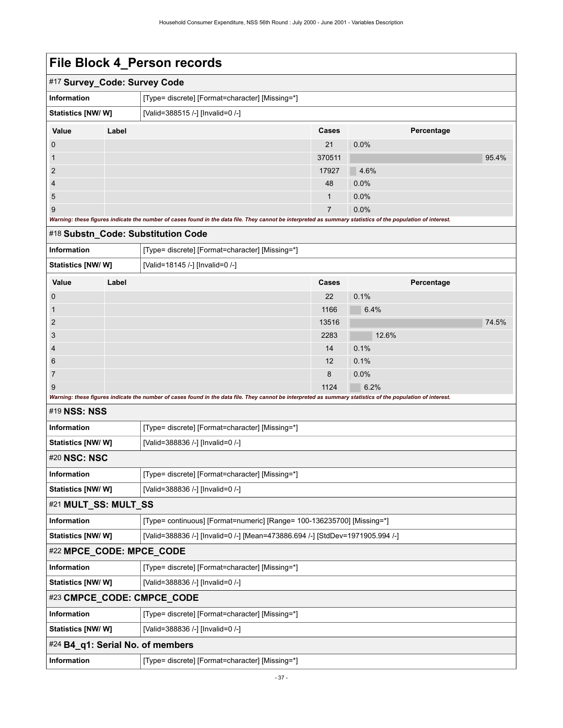# File Block 4_Person records

## #17 Survey_Code: Survey Code

| Information | [Type= discrete] [Format=character] [Missing=*] |
|---|---|
| Statistics [NW/ W] | [Valid=388515 /-] [Invalid=0 /-] |

| Value | Label | Cases | Percentage |
|---|---|---|---|
| 0 | | 21 | 0.0% |
| 1 | | 370511 | 95.4% |
| 2 | | 17927 | 4.6% |
| 4 | | 48 | 0.0% |
| 5 | | 1 | 0.0% |
| 9 | | 7 | 0.0% |

*Warning: these figures indicate the number of cases found in the data file. They cannot be interpreted as summary statistics of the population of interest.*

## #18 Substn_Code: Substitution Code

| Information | [Type= discrete] [Format=character] [Missing=*] |
|---|---|
| Statistics [NW/ W] | [Valid=18145 /-] [Invalid=0 /-] |

| Value | Label | Cases | Percentage |
|---|---|---|---|
| 0 | | 22 | 0.1% |
| 1 | | 1166 | 6.4% |
| 2 | | 13516 | 74.5% |
| 3 | | 2283 | 12.6% |
| 4 | | 14 | 0.1% |
| 6 | | 12 | 0.1% |
| 7 | | 8 | 0.0% |
| 9 | | 1124 | 6.2% |

*Warning: these figures indicate the number of cases found in the data file. They cannot be interpreted as summary statistics of the population of interest.*

## #19 NSS: NSS

| Information | [Type= discrete] [Format=character] [Missing=*] |
|---|---|
| Statistics [NW/ W] | [Valid=388836 /-] [Invalid=0 /-] |

## #20 NSC: NSC

| Information | [Type= discrete] [Format=character] [Missing=*] |
|---|---|
| Statistics [NW/ W] | [Valid=388836 /-] [Invalid=0 /-] |

## #21 MULT_SS: MULT_SS

| Information | [Type= continuous] [Format=numeric] [Range= 100-136235700] [Missing=*] |
|---|---|
| Statistics [NW/ W] | [Valid=388836 /-] [Invalid=0 /-] [Mean=473886.694 /-] [StdDev=1971905.994 /-] |

## #22 MPCE_CODE: MPCE_CODE

| Information | [Type= discrete] [Format=character] [Missing=*] |
|---|---|
| Statistics [NW/ W] | [Valid=388836 /-] [Invalid=0 /-] |

## #23 CMPCE_CODE: CMPCE_CODE

| Information | [Type= discrete] [Format=character] [Missing=*] |
|---|---|
| Statistics [NW/ W] | [Valid=388836 /-] [Invalid=0 /-] |

## #24 B4_q1: Serial No. of members

| Information | [Type= discrete] [Format=character] [Missing=*] |
|---|---|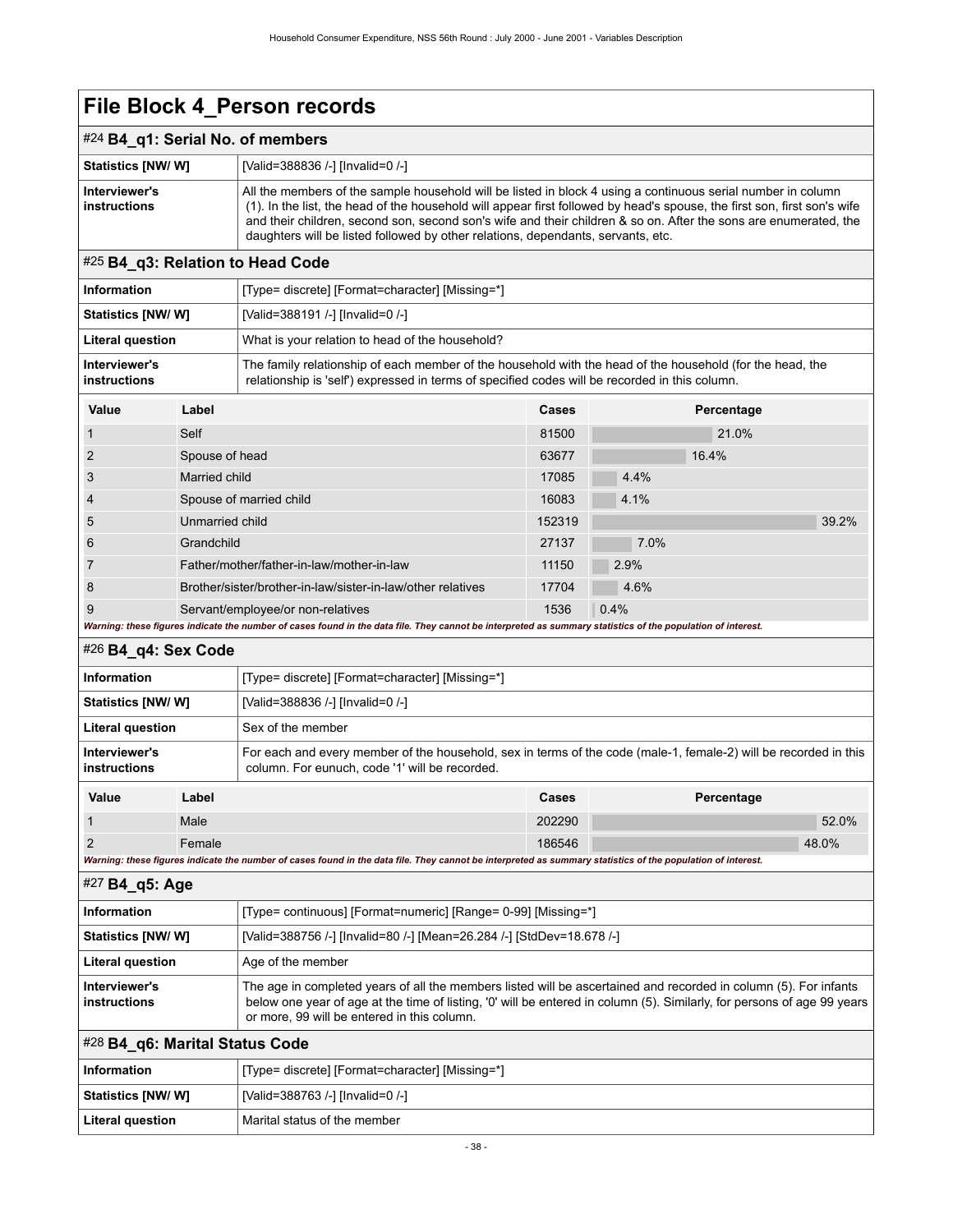# File Block 4_Person records

## #24 B4_q1: Serial No. of members

| | |
|---|---|
| **Statistics [NW/ W]** | [Valid=388836 /-] [Invalid=0 /-] |
| **Interviewer's instructions** | All the members of the sample household will be listed in block 4 using a continuous serial number in column (1). In the list, the head of the household will appear first followed by head's spouse, the first son, first son's wife and their children, second son, second son's wife and their children & so on. After the sons are enumerated, the daughters will be listed followed by other relations, dependants, servants, etc. |

## #25 B4_q3: Relation to Head Code

| | |
|---|---|
| **Information** | [Type= discrete] [Format=character] [Missing=*] |
| **Statistics [NW/ W]** | [Valid=388191 /-] [Invalid=0 /-] |
| **Literal question** | What is your relation to head of the household? |
| **Interviewer's instructions** | The family relationship of each member of the household with the head of the household (for the head, the relationship is 'self') expressed in terms of specified codes will be recorded in this column. |

| Value | Label | Cases | Percentage |
|---|---|---|---|
| 1 | Self | 81500 | 21.0% |
| 2 | Spouse of head | 63677 | 16.4% |
| 3 | Married child | 17085 | 4.4% |
| 4 | Spouse of married child | 16083 | 4.1% |
| 5 | Unmarried child | 152319 | 39.2% |
| 6 | Grandchild | 27137 | 7.0% |
| 7 | Father/mother/father-in-law/mother-in-law | 11150 | 2.9% |
| 8 | Brother/sister/brother-in-law/sister-in-law/other relatives | 17704 | 4.6% |
| 9 | Servant/employee/or non-relatives | 1536 | 0.4% |

***Warning: these figures indicate the number of cases found in the data file. They cannot be interpreted as summary statistics of the population of interest.***

## #26 B4_q4: Sex Code

| | |
|---|---|
| **Information** | [Type= discrete] [Format=character] [Missing=*] |
| **Statistics [NW/ W]** | [Valid=388836 /-] [Invalid=0 /-] |
| **Literal question** | Sex of the member |
| **Interviewer's instructions** | For each and every member of the household, sex in terms of the code (male-1, female-2) will be recorded in this column. For eunuch, code '1' will be recorded. |

| Value | Label | Cases | Percentage |
|---|---|---|---|
| 1 | Male | 202290 | 52.0% |
| 2 | Female | 186546 | 48.0% |

***Warning: these figures indicate the number of cases found in the data file. They cannot be interpreted as summary statistics of the population of interest.***

## #27 B4_q5: Age

| | |
|---|---|
| **Information** | [Type= continuous] [Format=numeric] [Range= 0-99] [Missing=*] |
| **Statistics [NW/ W]** | [Valid=388756 /-] [Invalid=80 /-] [Mean=26.284 /-] [StdDev=18.678 /-] |
| **Literal question** | Age of the member |
| **Interviewer's instructions** | The age in completed years of all the members listed will be ascertained and recorded in column (5). For infants below one year of age at the time of listing, '0' will be entered in column (5). Similarly, for persons of age 99 years or more, 99 will be entered in this column. |

## #28 B4_q6: Marital Status Code

| | |
|---|---|
| **Information** | [Type= discrete] [Format=character] [Missing=*] |
| **Statistics [NW/ W]** | [Valid=388763 /-] [Invalid=0 /-] |
| **Literal question** | Marital status of the member |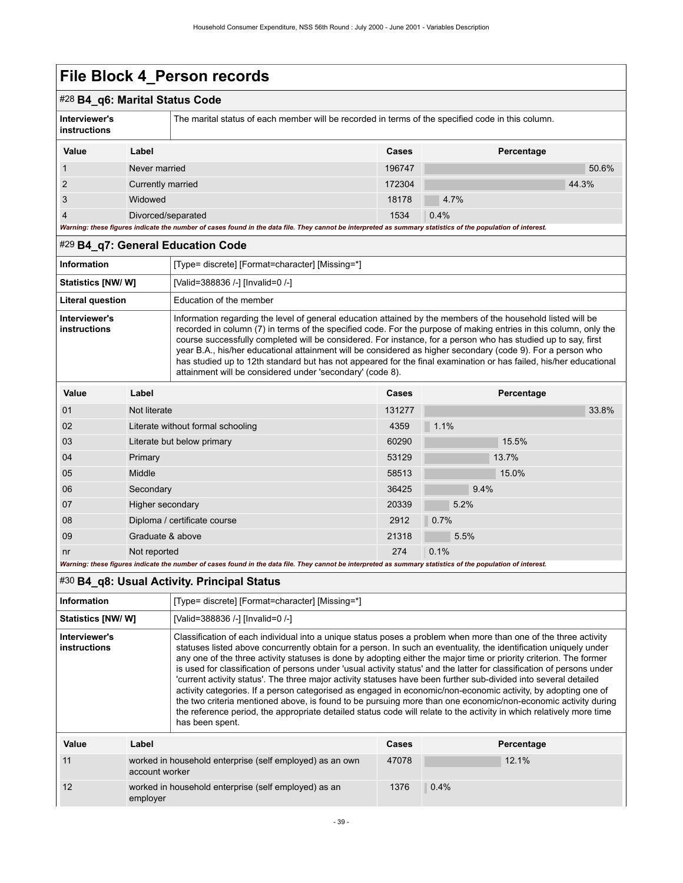# File Block 4_Person records

## #28 B4_q6: Marital Status Code

| | |
|---|---|
| **Interviewer's instructions** | The marital status of each member will be recorded in terms of the specified code in this column. |

| Value | Label | Cases | Percentage |
|---|---|---|---|
| 1 | Never married | 196747 | 50.6% |
| 2 | Currently married | 172304 | 44.3% |
| 3 | Widowed | 18178 | 4.7% |
| 4 | Divorced/separated | 1534 | 0.4% |

***Warning: these figures indicate the number of cases found in the data file. They cannot be interpreted as summary statistics of the population of interest.***

## #29 B4_q7: General Education Code

| | |
|---|---|
| **Information** | [Type= discrete] [Format=character] [Missing=*] |
| **Statistics [NW/ W]** | [Valid=388836 /-] [Invalid=0 /-] |
| **Literal question** | Education of the member |
| **Interviewer's instructions** | Information regarding the level of general education attained by the members of the household listed will be recorded in column (7) in terms of the specified code. For the purpose of making entries in this column, only the course successfully completed will be considered. For instance, for a person who has studied up to say, first year B.A., his/her educational attainment will be considered as higher secondary (code 9). For a person who has studied up to 12th standard but has not appeared for the final examination or has failed, his/her educational attainment will be considered under 'secondary' (code 8). |

| Value | Label | Cases | Percentage |
|---|---|---|---|
| 01 | Not literate | 131277 | 33.8% |
| 02 | Literate without formal schooling | 4359 | 1.1% |
| 03 | Literate but below primary | 60290 | 15.5% |
| 04 | Primary | 53129 | 13.7% |
| 05 | Middle | 58513 | 15.0% |
| 06 | Secondary | 36425 | 9.4% |
| 07 | Higher secondary | 20339 | 5.2% |
| 08 | Diploma / certificate course | 2912 | 0.7% |
| 09 | Graduate & above | 21318 | 5.5% |
| nr | Not reported | 274 | 0.1% |

***Warning: these figures indicate the number of cases found in the data file. They cannot be interpreted as summary statistics of the population of interest.***

## #30 B4_q8: Usual Activity. Principal Status

| | |
|---|---|
| **Information** | [Type= discrete] [Format=character] [Missing=*] |
| **Statistics [NW/ W]** | [Valid=388836 /-] [Invalid=0 /-] |
| **Interviewer's instructions** | Classification of each individual into a unique status poses a problem when more than one of the three activity statuses listed above concurrently obtain for a person. In such an eventuality, the identification uniquely under any one of the three activity statuses is done by adopting either the major time or priority criterion. The former is used for classification of persons under 'usual activity status' and the latter for classification of persons under 'current activity status'. The three major activity statuses have been further sub-divided into several detailed activity categories. If a person categorised as engaged in economic/non-economic activity, by adopting one of the two criteria mentioned above, is found to be pursuing more than one economic/non-economic activity during the reference period, the appropriate detailed status code will relate to the activity in which relatively more time has been spent. |

| Value | Label | Cases | Percentage |
|---|---|---|---|
| 11 | worked in household enterprise (self employed) as an own account worker | 47078 | 12.1% |
| 12 | worked in household enterprise (self employed) as an employer | 1376 | 0.4% |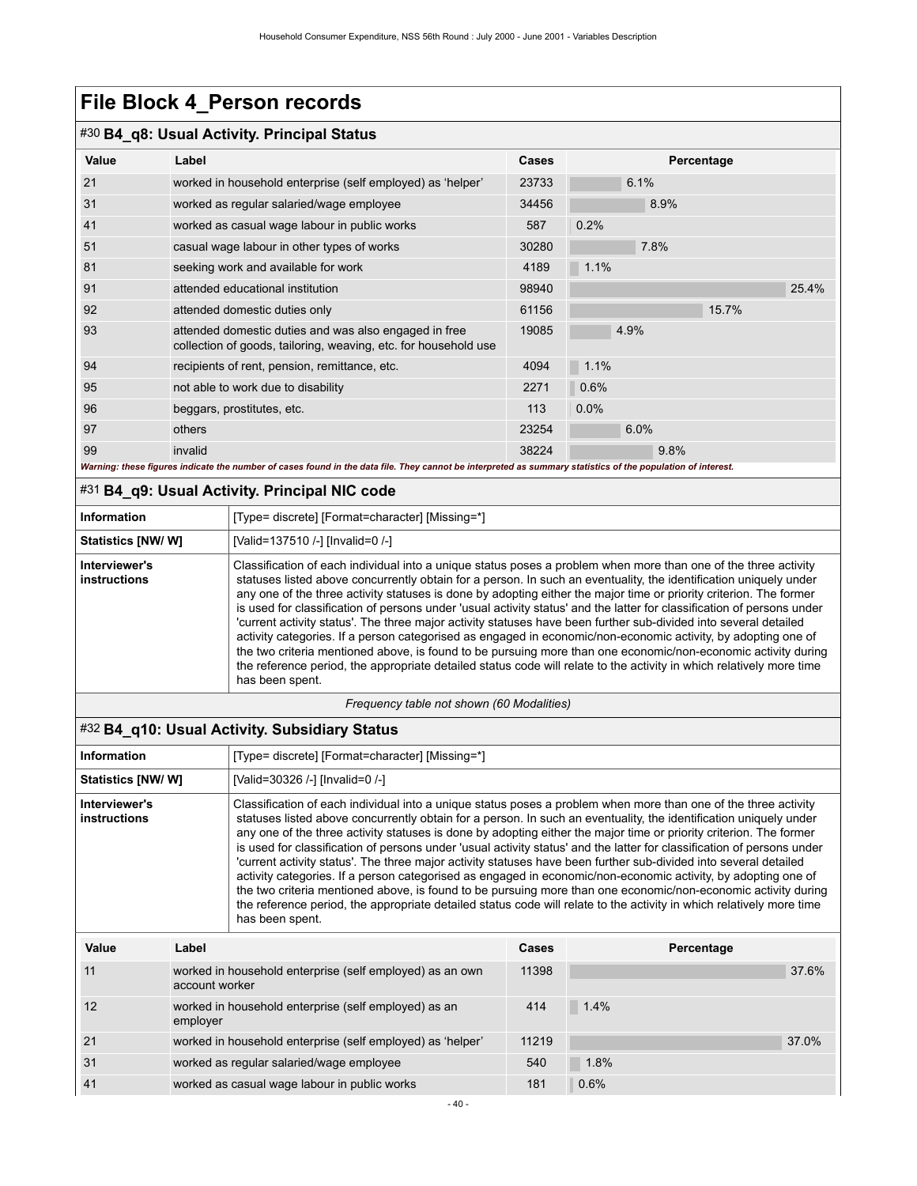# File Block 4_Person records

## #30 B4_q8: Usual Activity. Principal Status

| Value | Label | Cases | Percentage |
|---|---|---|---|
| 21 | worked in household enterprise (self employed) as 'helper' | 23733 | 6.1% |
| 31 | worked as regular salaried/wage employee | 34456 | 8.9% |
| 41 | worked as casual wage labour in public works | 587 | 0.2% |
| 51 | casual wage labour in other types of works | 30280 | 7.8% |
| 81 | seeking work and available for work | 4189 | 1.1% |
| 91 | attended educational institution | 98940 | 25.4% |
| 92 | attended domestic duties only | 61156 | 15.7% |
| 93 | attended domestic duties and was also engaged in free collection of goods, tailoring, weaving, etc. for household use | 19085 | 4.9% |
| 94 | recipients of rent, pension, remittance, etc. | 4094 | 1.1% |
| 95 | not able to work due to disability | 2271 | 0.6% |
| 96 | beggars, prostitutes, etc. | 113 | 0.0% |
| 97 | others | 23254 | 6.0% |
| 99 | invalid | 38224 | 9.8% |

*Warning: these figures indicate the number of cases found in the data file. They cannot be interpreted as summary statistics of the population of interest.*

## #31 B4_q9: Usual Activity. Principal NIC code

| | |
|---|---|
| **Information** | [Type= discrete] [Format=character] [Missing=*] |
| **Statistics [NW/ W]** | [Valid=137510 /-] [Invalid=0 /-] |
| **Interviewer's instructions** | Classification of each individual into a unique status poses a problem when more than one of the three activity statuses listed above concurrently obtain for a person. In such an eventuality, the identification uniquely under any one of the three activity statuses is done by adopting either the major time or priority criterion. The former is used for classification of persons under 'usual activity status' and the latter for classification of persons under 'current activity status'. The three major activity statuses have been further sub-divided into several detailed activity categories. If a person categorised as engaged in economic/non-economic activity, by adopting one of the two criteria mentioned above, is found to be pursuing more than one economic/non-economic activity during the reference period, the appropriate detailed status code will relate to the activity in which relatively more time has been spent. |

*Frequency table not shown (60 Modalities)*

## #32 B4_q10: Usual Activity. Subsidiary Status

| | |
|---|---|
| **Information** | [Type= discrete] [Format=character] [Missing=*] |
| **Statistics [NW/ W]** | [Valid=30326 /-] [Invalid=0 /-] |
| **Interviewer's instructions** | Classification of each individual into a unique status poses a problem when more than one of the three activity statuses listed above concurrently obtain for a person. In such an eventuality, the identification uniquely under any one of the three activity statuses is done by adopting either the major time or priority criterion. The former is used for classification of persons under 'usual activity status' and the latter for classification of persons under 'current activity status'. The three major activity statuses have been further sub-divided into several detailed activity categories. If a person categorised as engaged in economic/non-economic activity, by adopting one of the two criteria mentioned above, is found to be pursuing more than one economic/non-economic activity during the reference period, the appropriate detailed status code will relate to the activity in which relatively more time has been spent. |

| Value | Label | Cases | Percentage |
|---|---|---|---|
| 11 | worked in household enterprise (self employed) as an own account worker | 11398 | 37.6% |
| 12 | worked in household enterprise (self employed) as an employer | 414 | 1.4% |
| 21 | worked in household enterprise (self employed) as 'helper' | 11219 | 37.0% |
| 31 | worked as regular salaried/wage employee | 540 | 1.8% |
| 41 | worked as casual wage labour in public works | 181 | 0.6% |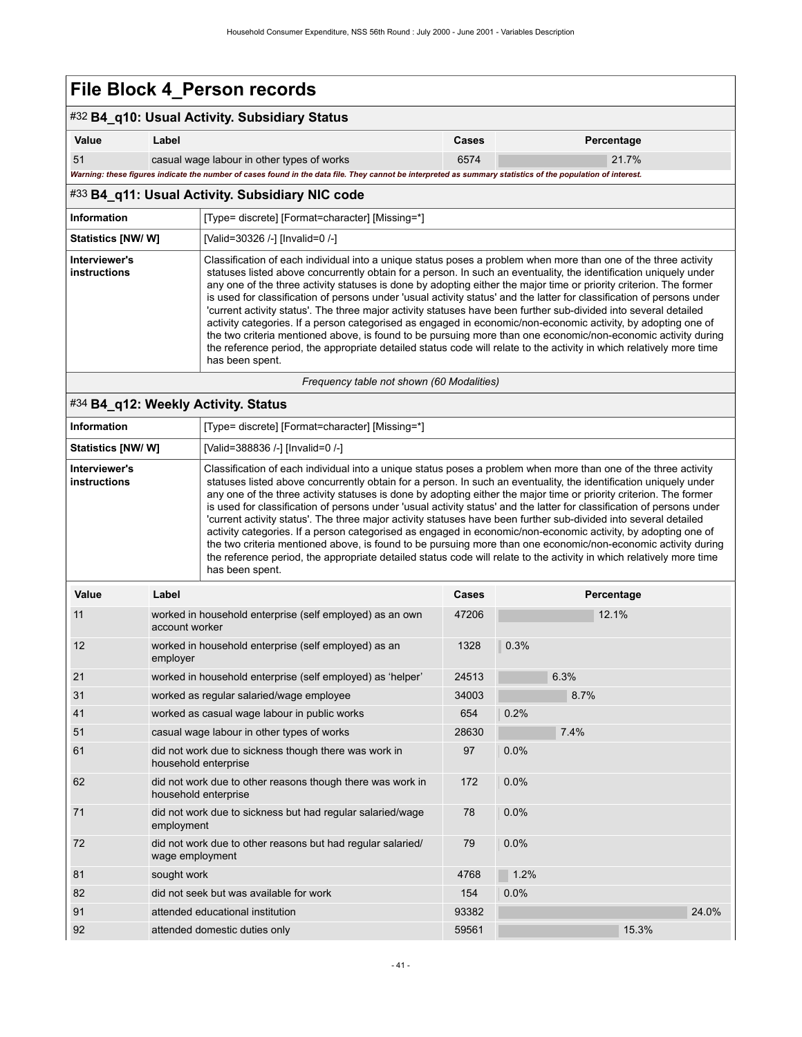# File Block 4_Person records

## #32 B4_q10: Usual Activity. Subsidiary Status

| Value | Label | Cases | Percentage |
|---|---|---|---|
| 51 | casual wage labour in other types of works | 6574 | 21.7% |

*Warning: these figures indicate the number of cases found in the data file. They cannot be interpreted as summary statistics of the population of interest.*

## #33 B4_q11: Usual Activity. Subsidiary NIC code

| | |
|---|---|
| **Information** | [Type= discrete] [Format=character] [Missing=*] |
| **Statistics [NW/ W]** | [Valid=30326 /-] [Invalid=0 /-] |
| **Interviewer's instructions** | Classification of each individual into a unique status poses a problem when more than one of the three activity statuses listed above concurrently obtain for a person. In such an eventuality, the identification uniquely under any one of the three activity statuses is done by adopting either the major time or priority criterion. The former is used for classification of persons under 'usual activity status' and the latter for classification of persons under 'current activity status'. The three major activity statuses have been further sub-divided into several detailed activity categories. If a person categorised as engaged in economic/non-economic activity, by adopting one of the two criteria mentioned above, is found to be pursuing more than one economic/non-economic activity during the reference period, the appropriate detailed status code will relate to the activity in which relatively more time has been spent. |

*Frequency table not shown (60 Modalities)*

## #34 B4_q12: Weekly Activity. Status

| | |
|---|---|
| **Information** | [Type= discrete] [Format=character] [Missing=*] |
| **Statistics [NW/ W]** | [Valid=388836 /-] [Invalid=0 /-] |
| **Interviewer's instructions** | Classification of each individual into a unique status poses a problem when more than one of the three activity statuses listed above concurrently obtain for a person. In such an eventuality, the identification uniquely under any one of the three activity statuses is done by adopting either the major time or priority criterion. The former is used for classification of persons under 'usual activity status' and the latter for classification of persons under 'current activity status'. The three major activity statuses have been further sub-divided into several detailed activity categories. If a person categorised as engaged in economic/non-economic activity, by adopting one of the two criteria mentioned above, is found to be pursuing more than one economic/non-economic activity during the reference period, the appropriate detailed status code will relate to the activity in which relatively more time has been spent. |

| Value | Label | Cases | Percentage |
|---|---|---|---|
| 11 | worked in household enterprise (self employed) as an own account worker | 47206 | 12.1% |
| 12 | worked in household enterprise (self employed) as an employer | 1328 | 0.3% |
| 21 | worked in household enterprise (self employed) as 'helper' | 24513 | 6.3% |
| 31 | worked as regular salaried/wage employee | 34003 | 8.7% |
| 41 | worked as casual wage labour in public works | 654 | 0.2% |
| 51 | casual wage labour in other types of works | 28630 | 7.4% |
| 61 | did not work due to sickness though there was work in household enterprise | 97 | 0.0% |
| 62 | did not work due to other reasons though there was work in household enterprise | 172 | 0.0% |
| 71 | did not work due to sickness but had regular salaried/wage employment | 78 | 0.0% |
| 72 | did not work due to other reasons but had regular salaried/ wage employment | 79 | 0.0% |
| 81 | sought work | 4768 | 1.2% |
| 82 | did not seek but was available for work | 154 | 0.0% |
| 91 | attended educational institution | 93382 | 24.0% |
| 92 | attended domestic duties only | 59561 | 15.3% |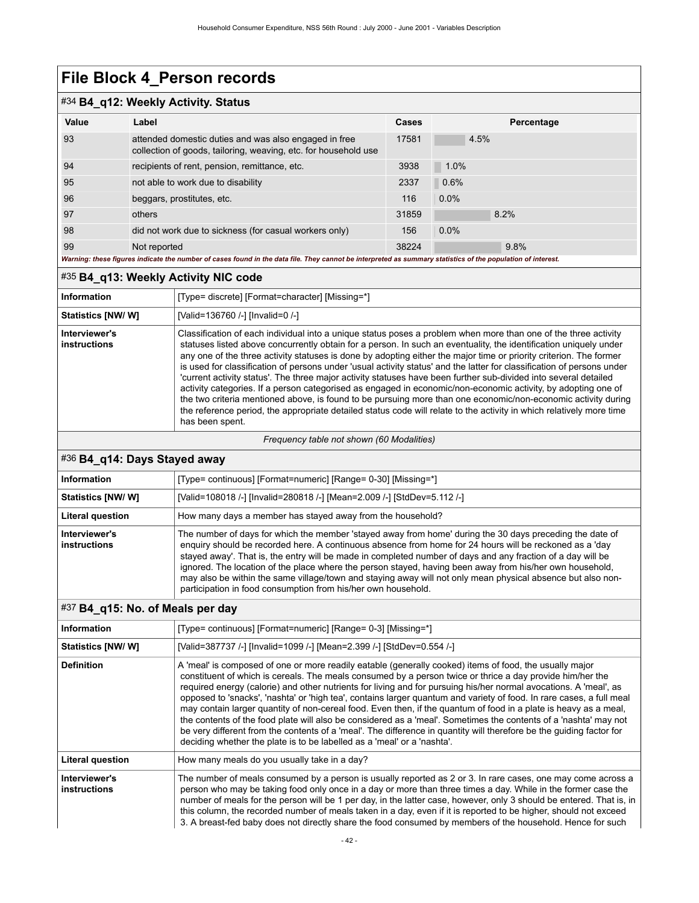# File Block 4_Person records

## #34 B4_q12: Weekly Activity. Status

| Value | Label | Cases | Percentage |
|---|---|---|---|
| 93 | attended domestic duties and was also engaged in free collection of goods, tailoring, weaving, etc. for household use | 17581 | 4.5% |
| 94 | recipients of rent, pension, remittance, etc. | 3938 | 1.0% |
| 95 | not able to work due to disability | 2337 | 0.6% |
| 96 | beggars, prostitutes, etc. | 116 | 0.0% |
| 97 | others | 31859 | 8.2% |
| 98 | did not work due to sickness (for casual workers only) | 156 | 0.0% |
| 99 | Not reported | 38224 | 9.8% |

*Warning: these figures indicate the number of cases found in the data file. They cannot be interpreted as summary statistics of the population of interest.*

## #35 B4_q13: Weekly Activity NIC code

| | |
|---|---|
| **Information** | [Type= discrete] [Format=character] [Missing=*] |
| **Statistics [NW/ W]** | [Valid=136760 /-] [Invalid=0 /-] |
| **Interviewer's instructions** | Classification of each individual into a unique status poses a problem when more than one of the three activity statuses listed above concurrently obtain for a person. In such an eventuality, the identification uniquely under any one of the three activity statuses is done by adopting either the major time or priority criterion. The former is used for classification of persons under 'usual activity status' and the latter for classification of persons under 'current activity status'. The three major activity statuses have been further sub-divided into several detailed activity categories. If a person categorised as engaged in economic/non-economic activity, by adopting one of the two criteria mentioned above, is found to be pursuing more than one economic/non-economic activity during the reference period, the appropriate detailed status code will relate to the activity in which relatively more time has been spent. |

*Frequency table not shown (60 Modalities)*

## #36 B4_q14: Days Stayed away

| | |
|---|---|
| **Information** | [Type= continuous] [Format=numeric] [Range= 0-30] [Missing=*] |
| **Statistics [NW/ W]** | [Valid=108018 /-] [Invalid=280818 /-] [Mean=2.009 /-] [StdDev=5.112 /-] |
| **Literal question** | How many days a member has stayed away from the household? |
| **Interviewer's instructions** | The number of days for which the member 'stayed away from home' during the 30 days preceding the date of enquiry should be recorded here. A continuous absence from home for 24 hours will be reckoned as a 'day stayed away'. That is, the entry will be made in completed number of days and any fraction of a day will be ignored. The location of the place where the person stayed, having been away from his/her own household, may also be within the same village/town and staying away will not only mean physical absence but also non-participation in food consumption from his/her own household. |

## #37 B4_q15: No. of Meals per day

| | |
|---|---|
| **Information** | [Type= continuous] [Format=numeric] [Range= 0-3] [Missing=*] |
| **Statistics [NW/ W]** | [Valid=387737 /-] [Invalid=1099 /-] [Mean=2.399 /-] [StdDev=0.554 /-] |
| **Definition** | A 'meal' is composed of one or more readily eatable (generally cooked) items of food, the usually major constituent of which is cereals. The meals consumed by a person twice or thrice a day provide him/her the required energy (calorie) and other nutrients for living and for pursuing his/her normal avocations. A 'meal', as opposed to 'snacks', 'nashta' or 'high tea', contains larger quantum and variety of food. In rare cases, a full meal may contain larger quantity of non-cereal food. Even then, if the quantum of food in a plate is heavy as a meal, the contents of the food plate will also be considered as a 'meal'. Sometimes the contents of a 'nashta' may not be very different from the contents of a 'meal'. The difference in quantity will therefore be the guiding factor for deciding whether the plate is to be labelled as a 'meal' or a 'nashta'. |
| **Literal question** | How many meals do you usually take in a day? |
| **Interviewer's instructions** | The number of meals consumed by a person is usually reported as 2 or 3. In rare cases, one may come across a person who may be taking food only once in a day or more than three times a day. While in the former case the number of meals for the person will be 1 per day, in the latter case, however, only 3 should be entered. That is, in this column, the recorded number of meals taken in a day, even if it is reported to be higher, should not exceed 3. A breast-fed baby does not directly share the food consumed by members of the household. Hence for such |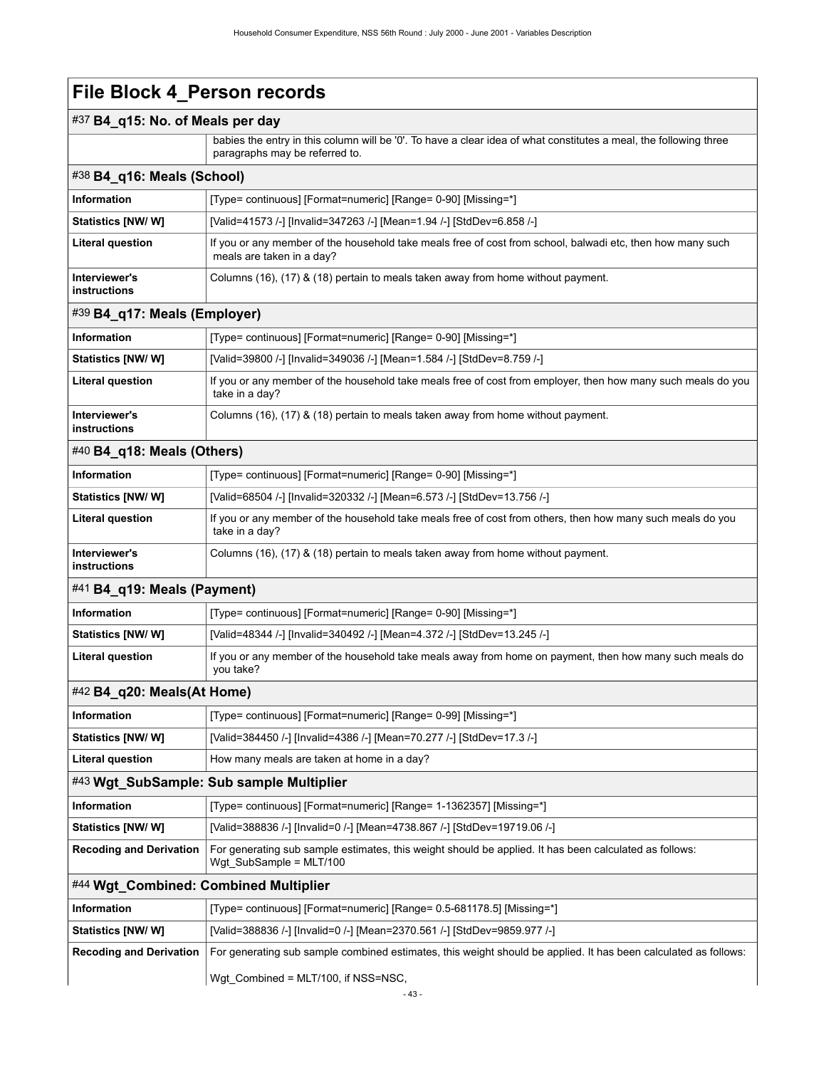# File Block 4_Person records

## #37 B4_q15: No. of Meals per day

| | |
|---|---|
| | babies the entry in this column will be '0'. To have a clear idea of what constitutes a meal, the following three paragraphs may be referred to. |

## #38 B4_q16: Meals (School)

| | |
|---|---|
| **Information** | [Type= continuous] [Format=numeric] [Range= 0-90] [Missing=*] |
| **Statistics [NW/ W]** | [Valid=41573 /-] [Invalid=347263 /-] [Mean=1.94 /-] [StdDev=6.858 /-] |
| **Literal question** | If you or any member of the household take meals free of cost from school, balwadi etc, then how many such meals are taken in a day? |
| **Interviewer's instructions** | Columns (16), (17) & (18) pertain to meals taken away from home without payment. |

## #39 B4_q17: Meals (Employer)

| | |
|---|---|
| **Information** | [Type= continuous] [Format=numeric] [Range= 0-90] [Missing=*] |
| **Statistics [NW/ W]** | [Valid=39800 /-] [Invalid=349036 /-] [Mean=1.584 /-] [StdDev=8.759 /-] |
| **Literal question** | If you or any member of the household take meals free of cost from employer, then how many such meals do you take in a day? |
| **Interviewer's instructions** | Columns (16), (17) & (18) pertain to meals taken away from home without payment. |

## #40 B4_q18: Meals (Others)

| | |
|---|---|
| **Information** | [Type= continuous] [Format=numeric] [Range= 0-90] [Missing=*] |
| **Statistics [NW/ W]** | [Valid=68504 /-] [Invalid=320332 /-] [Mean=6.573 /-] [StdDev=13.756 /-] |
| **Literal question** | If you or any member of the household take meals free of cost from others, then how many such meals do you take in a day? |
| **Interviewer's instructions** | Columns (16), (17) & (18) pertain to meals taken away from home without payment. |

## #41 B4_q19: Meals (Payment)

| | |
|---|---|
| **Information** | [Type= continuous] [Format=numeric] [Range= 0-90] [Missing=*] |
| **Statistics [NW/ W]** | [Valid=48344 /-] [Invalid=340492 /-] [Mean=4.372 /-] [StdDev=13.245 /-] |
| **Literal question** | If you or any member of the household take meals away from home on payment, then how many such meals do you take? |

## #42 B4_q20: Meals(At Home)

| | |
|---|---|
| **Information** | [Type= continuous] [Format=numeric] [Range= 0-99] [Missing=*] |
| **Statistics [NW/ W]** | [Valid=384450 /-] [Invalid=4386 /-] [Mean=70.277 /-] [StdDev=17.3 /-] |
| **Literal question** | How many meals are taken at home in a day? |

## #43 Wgt_SubSample: Sub sample Multiplier

| | |
|---|---|
| **Information** | [Type= continuous] [Format=numeric] [Range= 1-1362357] [Missing=*] |
| **Statistics [NW/ W]** | [Valid=388836 /-] [Invalid=0 /-] [Mean=4738.867 /-] [StdDev=19719.06 /-] |
| **Recoding and Derivation** | For generating sub sample estimates, this weight should be applied. It has been calculated as follows: Wgt_SubSample = MLT/100 |

## #44 Wgt_Combined: Combined Multiplier

| | |
|---|---|
| **Information** | [Type= continuous] [Format=numeric] [Range= 0.5-681178.5] [Missing=*] |
| **Statistics [NW/ W]** | [Valid=388836 /-] [Invalid=0 /-] [Mean=2370.561 /-] [StdDev=9859.977 /-] |
| **Recoding and Derivation** | For generating sub sample combined estimates, this weight should be applied. It has been calculated as follows: Wgt_Combined = MLT/100, if NSS=NSC, |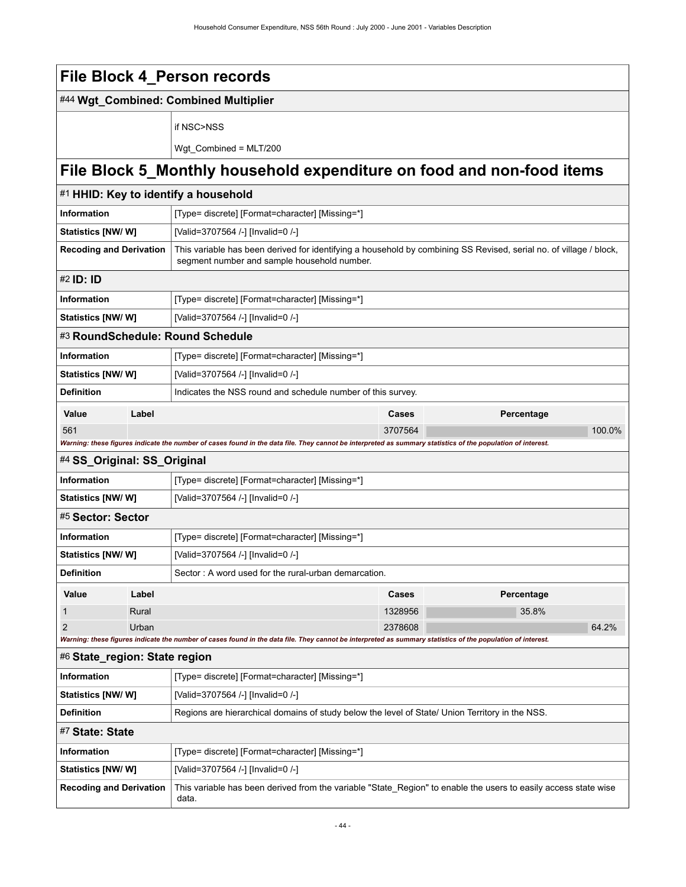# File Block 4_Person records

## #44 Wgt_Combined: Combined Multiplier

| | |
|---|---|
| | if NSC>NSS<br><br>Wgt_Combined = MLT/200 |

# File Block 5_Monthly household expenditure on food and non-food items

## #1 HHID: Key to identify a household

| | |
|---|---|
| **Information** | [Type= discrete] [Format=character] [Missing=*] |
| **Statistics [NW/ W]** | [Valid=3707564 /-] [Invalid=0 /-] |
| **Recoding and Derivation** | This variable has been derived for identifying a household by combining SS Revised, serial no. of village / block, segment number and sample household number. |

## #2 ID: ID

| | |
|---|---|
| **Information** | [Type= discrete] [Format=character] [Missing=*] |
| **Statistics [NW/ W]** | [Valid=3707564 /-] [Invalid=0 /-] |

## #3 RoundSchedule: Round Schedule

| | |
|---|---|
| **Information** | [Type= discrete] [Format=character] [Missing=*] |
| **Statistics [NW/ W]** | [Valid=3707564 /-] [Invalid=0 /-] |
| **Definition** | Indicates the NSS round and schedule number of this survey. |

| Value | Label | Cases | Percentage |
|---|---|---|---|
| 561 | | 3707564 | 100.0% |

*Warning: these figures indicate the number of cases found in the data file. They cannot be interpreted as summary statistics of the population of interest.*

## #4 SS_Original: SS_Original

| | |
|---|---|
| **Information** | [Type= discrete] [Format=character] [Missing=*] |
| **Statistics [NW/ W]** | [Valid=3707564 /-] [Invalid=0 /-] |

## #5 Sector: Sector

| | |
|---|---|
| **Information** | [Type= discrete] [Format=character] [Missing=*] |
| **Statistics [NW/ W]** | [Valid=3707564 /-] [Invalid=0 /-] |
| **Definition** | Sector : A word used for the rural-urban demarcation. |

| Value | Label | Cases | Percentage |
|---|---|---|---|
| 1 | Rural | 1328956 | 35.8% |
| 2 | Urban | 2378608 | 64.2% |

*Warning: these figures indicate the number of cases found in the data file. They cannot be interpreted as summary statistics of the population of interest.*

## #6 State_region: State region

| | |
|---|---|
| **Information** | [Type= discrete] [Format=character] [Missing=*] |
| **Statistics [NW/ W]** | [Valid=3707564 /-] [Invalid=0 /-] |
| **Definition** | Regions are hierarchical domains of study below the level of State/ Union Territory in the NSS. |

## #7 State: State

| | |
|---|---|
| **Information** | [Type= discrete] [Format=character] [Missing=*] |
| **Statistics [NW/ W]** | [Valid=3707564 /-] [Invalid=0 /-] |
| **Recoding and Derivation** | This variable has been derived from the variable "State_Region" to enable the users to easily access state wise data. |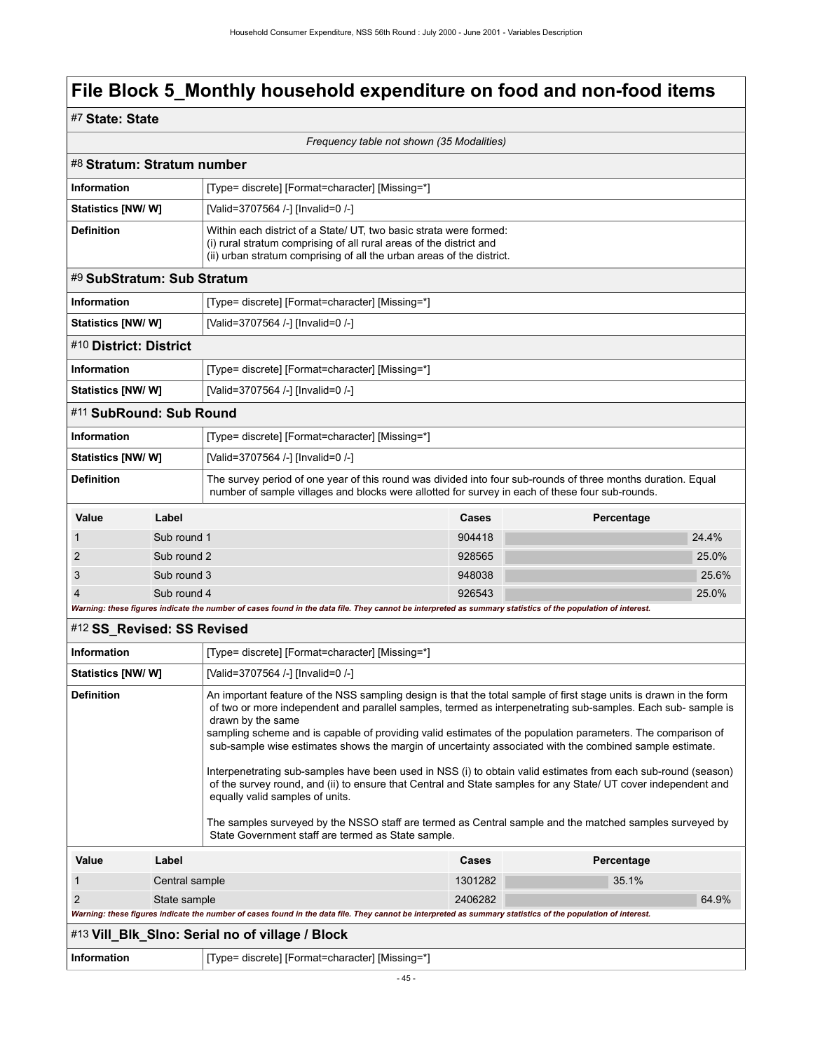# File Block 5_Monthly household expenditure on food and non-food items

## #7 State: State

*Frequency table not shown (35 Modalities)*

## #8 Stratum: Stratum number

| | |
|---|---|
| **Information** | [Type= discrete] [Format=character] [Missing=*] |
| **Statistics [NW/ W]** | [Valid=3707564 /-] [Invalid=0 /-] |
| **Definition** | Within each district of a State/ UT, two basic strata were formed:<br>(i) rural stratum comprising of all rural areas of the district and<br>(ii) urban stratum comprising of all the urban areas of the district. |

## #9 SubStratum: Sub Stratum

| | |
|---|---|
| **Information** | [Type= discrete] [Format=character] [Missing=*] |
| **Statistics [NW/ W]** | [Valid=3707564 /-] [Invalid=0 /-] |

## #10 District: District

| | |
|---|---|
| **Information** | [Type= discrete] [Format=character] [Missing=*] |
| **Statistics [NW/ W]** | [Valid=3707564 /-] [Invalid=0 /-] |

## #11 SubRound: Sub Round

| | |
|---|---|
| **Information** | [Type= discrete] [Format=character] [Missing=*] |
| **Statistics [NW/ W]** | [Valid=3707564 /-] [Invalid=0 /-] |
| **Definition** | The survey period of one year of this round was divided into four sub-rounds of three months duration. Equal number of sample villages and blocks were allotted for survey in each of these four sub-rounds. |

| Value | Label | Cases | Percentage |
|---|---|---|---|
| 1 | Sub round 1 | 904418 | 24.4% |
| 2 | Sub round 2 | 928565 | 25.0% |
| 3 | Sub round 3 | 948038 | 25.6% |
| 4 | Sub round 4 | 926543 | 25.0% |

***Warning: these figures indicate the number of cases found in the data file. They cannot be interpreted as summary statistics of the population of interest.***

## #12 SS_Revised: SS Revised

| | |
|---|---|
| **Information** | [Type= discrete] [Format=character] [Missing=*] |
| **Statistics [NW/ W]** | [Valid=3707564 /-] [Invalid=0 /-] |
| **Definition** | An important feature of the NSS sampling design is that the total sample of first stage units is drawn in the form of two or more independent and parallel samples, termed as interpenetrating sub-samples. Each sub- sample is drawn by the same sampling scheme and is capable of providing valid estimates of the population parameters. The comparison of sub-sample wise estimates shows the margin of uncertainty associated with the combined sample estimate.<br><br>Interpenetrating sub-samples have been used in NSS (i) to obtain valid estimates from each sub-round (season) of the survey round, and (ii) to ensure that Central and State samples for any State/ UT cover independent and equally valid samples of units.<br><br>The samples surveyed by the NSSO staff are termed as Central sample and the matched samples surveyed by State Government staff are termed as State sample. |

| Value | Label | Cases | Percentage |
|---|---|---|---|
| 1 | Central sample | 1301282 | 35.1% |
| 2 | State sample | 2406282 | 64.9% |

***Warning: these figures indicate the number of cases found in the data file. They cannot be interpreted as summary statistics of the population of interest.***

## #13 Vill_Blk_Slno: Serial no of village / Block

| | |
|---|---|
| **Information** | [Type= discrete] [Format=character] [Missing=*] |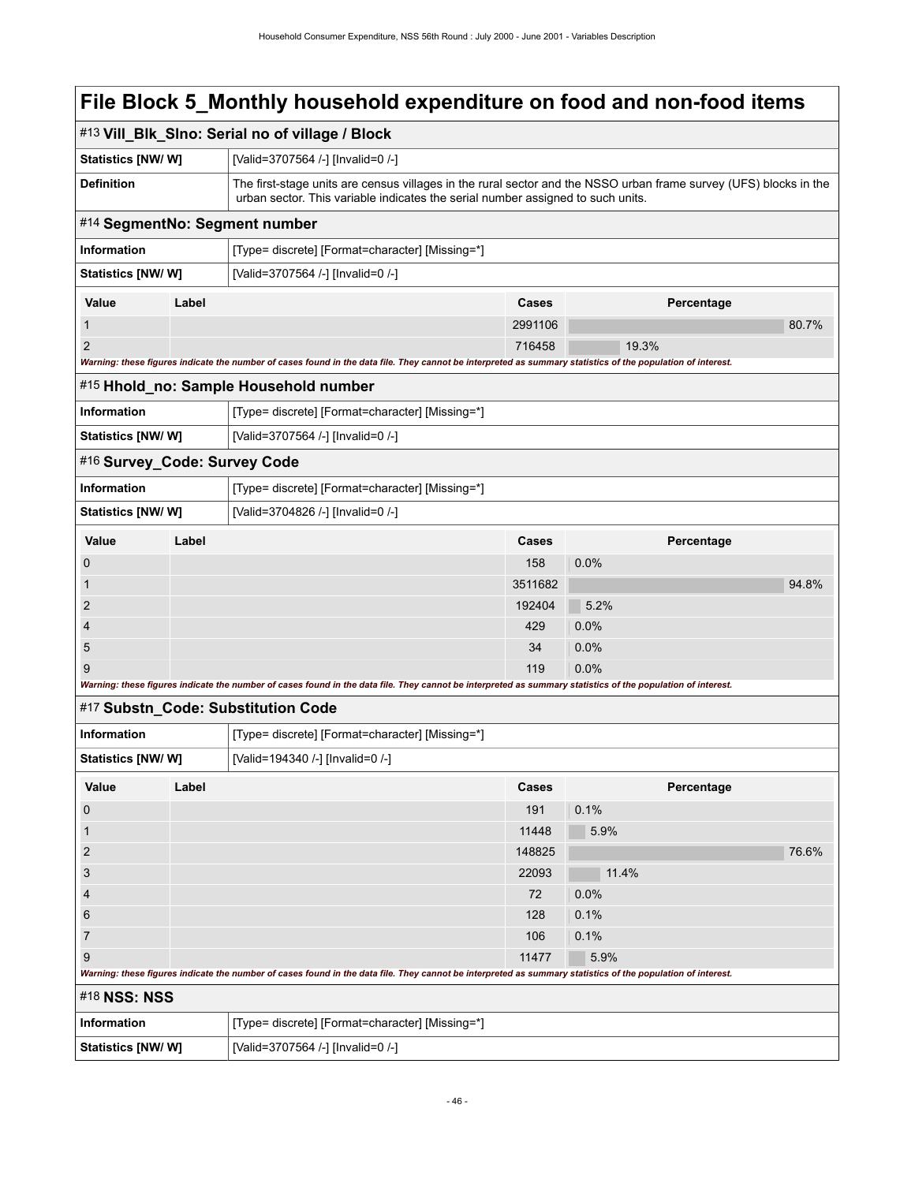# File Block 5_Monthly household expenditure on food and non-food items

## #13 Vill_Blk_Slno: Serial no of village / Block

| | |
|---|---|
| **Statistics [NW/ W]** | [Valid=3707564 /-] [Invalid=0 /-] |
| **Definition** | The first-stage units are census villages in the rural sector and the NSSO urban frame survey (UFS) blocks in the urban sector. This variable indicates the serial number assigned to such units. |

## #14 SegmentNo: Segment number

| | |
|---|---|
| **Information** | [Type= discrete] [Format=character] [Missing=*] |
| **Statistics [NW/ W]** | [Valid=3707564 /-] [Invalid=0 /-] |

| Value | Label | Cases | Percentage |
|---|---|---|---|
| 1 | | 2991106 | 80.7% |
| 2 | | 716458 | 19.3% |

*Warning: these figures indicate the number of cases found in the data file. They cannot be interpreted as summary statistics of the population of interest.*

## #15 Hhold_no: Sample Household number

| | |
|---|---|
| **Information** | [Type= discrete] [Format=character] [Missing=*] |
| **Statistics [NW/ W]** | [Valid=3707564 /-] [Invalid=0 /-] |

## #16 Survey_Code: Survey Code

| | |
|---|---|
| **Information** | [Type= discrete] [Format=character] [Missing=*] |
| **Statistics [NW/ W]** | [Valid=3704826 /-] [Invalid=0 /-] |

| Value | Label | Cases | Percentage |
|---|---|---|---|
| 0 | | 158 | 0.0% |
| 1 | | 3511682 | 94.8% |
| 2 | | 192404 | 5.2% |
| 4 | | 429 | 0.0% |
| 5 | | 34 | 0.0% |
| 9 | | 119 | 0.0% |

*Warning: these figures indicate the number of cases found in the data file. They cannot be interpreted as summary statistics of the population of interest.*

## #17 Substn_Code: Substitution Code

| | |
|---|---|
| **Information** | [Type= discrete] [Format=character] [Missing=*] |
| **Statistics [NW/ W]** | [Valid=194340 /-] [Invalid=0 /-] |

| Value | Label | Cases | Percentage |
|---|---|---|---|
| 0 | | 191 | 0.1% |
| 1 | | 11448 | 5.9% |
| 2 | | 148825 | 76.6% |
| 3 | | 22093 | 11.4% |
| 4 | | 72 | 0.0% |
| 6 | | 128 | 0.1% |
| 7 | | 106 | 0.1% |
| 9 | | 11477 | 5.9% |

*Warning: these figures indicate the number of cases found in the data file. They cannot be interpreted as summary statistics of the population of interest.*

## #18 NSS: NSS

| | |
|---|---|
| **Information** | [Type= discrete] [Format=character] [Missing=*] |
| **Statistics [NW/ W]** | [Valid=3707564 /-] [Invalid=0 /-] |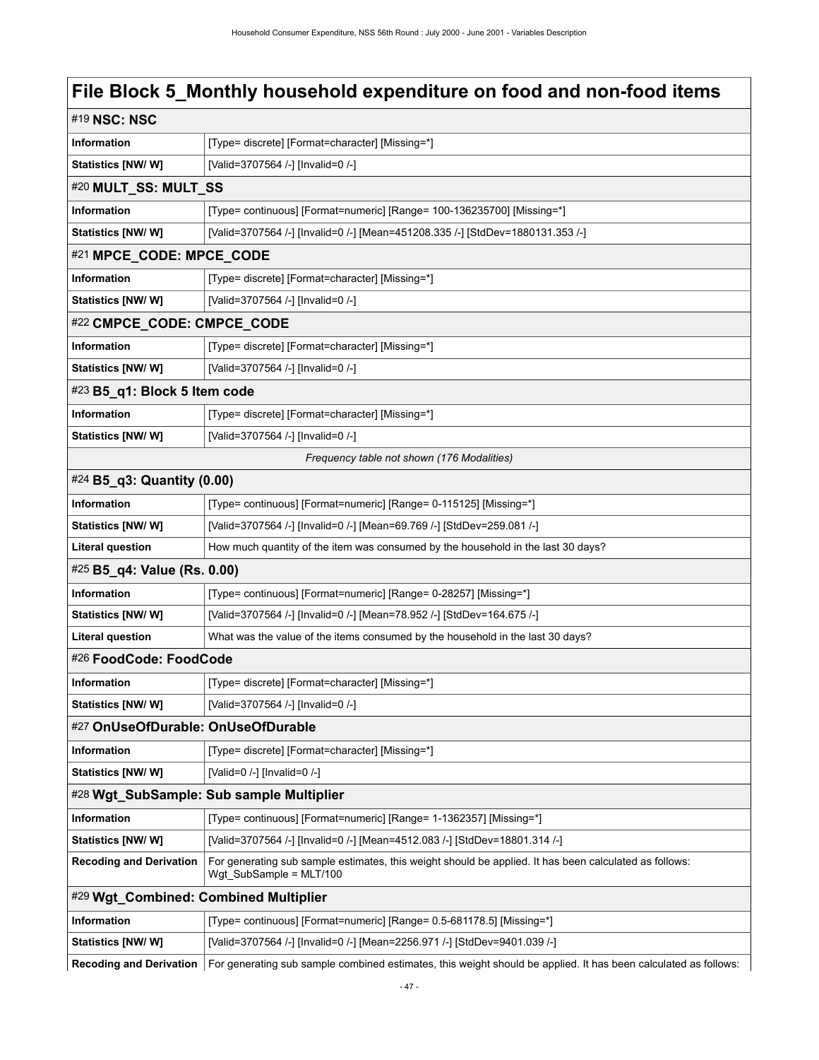# File Block 5_Monthly household expenditure on food and non-food items

## #19 NSC: NSC

| | |
|---|---|
| **Information** | [Type= discrete] [Format=character] [Missing=*] |
| **Statistics [NW/ W]** | [Valid=3707564 /-] [Invalid=0 /-] |

## #20 MULT_SS: MULT_SS

| | |
|---|---|
| **Information** | [Type= continuous] [Format=numeric] [Range= 100-136235700] [Missing=*] |
| **Statistics [NW/ W]** | [Valid=3707564 /-] [Invalid=0 /-] [Mean=451208.335 /-] [StdDev=1880131.353 /-] |

## #21 MPCE_CODE: MPCE_CODE

| | |
|---|---|
| **Information** | [Type= discrete] [Format=character] [Missing=*] |
| **Statistics [NW/ W]** | [Valid=3707564 /-] [Invalid=0 /-] |

## #22 CMPCE_CODE: CMPCE_CODE

| | |
|---|---|
| **Information** | [Type= discrete] [Format=character] [Missing=*] |
| **Statistics [NW/ W]** | [Valid=3707564 /-] [Invalid=0 /-] |

## #23 B5_q1: Block 5 Item code

| | |
|---|---|
| **Information** | [Type= discrete] [Format=character] [Missing=*] |
| **Statistics [NW/ W]** | [Valid=3707564 /-] [Invalid=0 /-] |

*Frequency table not shown (176 Modalities)*

## #24 B5_q3: Quantity (0.00)

| | |
|---|---|
| **Information** | [Type= continuous] [Format=numeric] [Range= 0-115125] [Missing=*] |
| **Statistics [NW/ W]** | [Valid=3707564 /-] [Invalid=0 /-] [Mean=69.769 /-] [StdDev=259.081 /-] |
| **Literal question** | How much quantity of the item was consumed by the household in the last 30 days? |

## #25 B5_q4: Value (Rs. 0.00)

| | |
|---|---|
| **Information** | [Type= continuous] [Format=numeric] [Range= 0-28257] [Missing=*] |
| **Statistics [NW/ W]** | [Valid=3707564 /-] [Invalid=0 /-] [Mean=78.952 /-] [StdDev=164.675 /-] |
| **Literal question** | What was the value of the items consumed by the household in the last 30 days? |

## #26 FoodCode: FoodCode

| | |
|---|---|
| **Information** | [Type= discrete] [Format=character] [Missing=*] |
| **Statistics [NW/ W]** | [Valid=3707564 /-] [Invalid=0 /-] |

## #27 OnUseOfDurable: OnUseOfDurable

| | |
|---|---|
| **Information** | [Type= discrete] [Format=character] [Missing=*] |
| **Statistics [NW/ W]** | [Valid=0 /-] [Invalid=0 /-] |

## #28 Wgt_SubSample: Sub sample Multiplier

| | |
|---|---|
| **Information** | [Type= continuous] [Format=numeric] [Range= 1-1362357] [Missing=*] |
| **Statistics [NW/ W]** | [Valid=3707564 /-] [Invalid=0 /-] [Mean=4512.083 /-] [StdDev=18801.314 /-] |
| **Recoding and Derivation** | For generating sub sample estimates, this weight should be applied. It has been calculated as follows: Wgt_SubSample = MLT/100 |

## #29 Wgt_Combined: Combined Multiplier

| | |
|---|---|
| **Information** | [Type= continuous] [Format=numeric] [Range= 0.5-681178.5] [Missing=*] |
| **Statistics [NW/ W]** | [Valid=3707564 /-] [Invalid=0 /-] [Mean=2256.971 /-] [StdDev=9401.039 /-] |
| **Recoding and Derivation** | For generating sub sample combined estimates, this weight should be applied. It has been calculated as follows: |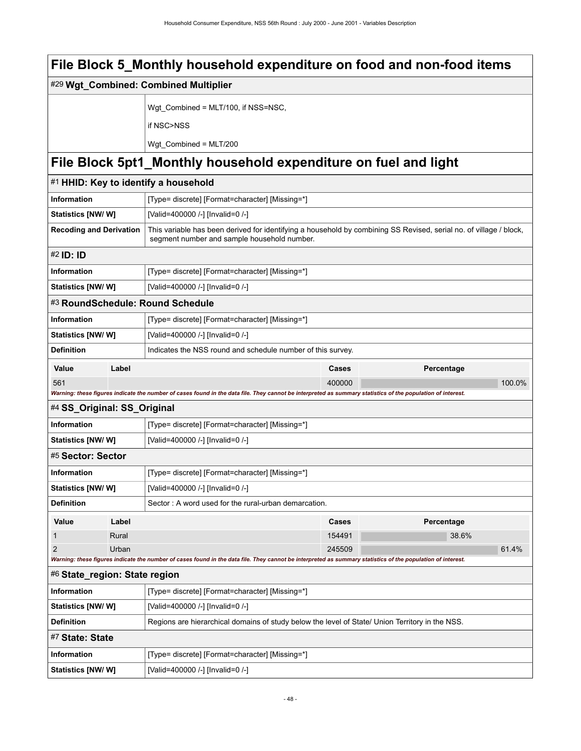# File Block 5_Monthly household expenditure on food and non-food items

## #29 Wgt_Combined: Combined Multiplier

| | |
|---|---|
| | Wgt_Combined = MLT/100, if NSS=NSC,<br><br>if NSC>NSS<br><br>Wgt_Combined = MLT/200 |

# File Block 5pt1_Monthly household expenditure on fuel and light

## #1 HHID: Key to identify a household

| | |
|---|---|
| **Information** | [Type= discrete] [Format=character] [Missing=*] |
| **Statistics [NW/ W]** | [Valid=400000 /-] [Invalid=0 /-] |
| **Recoding and Derivation** | This variable has been derived for identifying a household by combining SS Revised, serial no. of village / block, segment number and sample household number. |

## #2 ID: ID

| | |
|---|---|
| **Information** | [Type= discrete] [Format=character] [Missing=*] |
| **Statistics [NW/ W]** | [Valid=400000 /-] [Invalid=0 /-] |

## #3 RoundSchedule: Round Schedule

| | |
|---|---|
| **Information** | [Type= discrete] [Format=character] [Missing=*] |
| **Statistics [NW/ W]** | [Valid=400000 /-] [Invalid=0 /-] |
| **Definition** | Indicates the NSS round and schedule number of this survey. |

| Value | Label | Cases | Percentage |
|---|---|---|---|
| 561 | | 400000 | 100.0% |

*Warning: these figures indicate the number of cases found in the data file. They cannot be interpreted as summary statistics of the population of interest.*

## #4 SS_Original: SS_Original

| | |
|---|---|
| **Information** | [Type= discrete] [Format=character] [Missing=*] |
| **Statistics [NW/ W]** | [Valid=400000 /-] [Invalid=0 /-] |

## #5 Sector: Sector

| | |
|---|---|
| **Information** | [Type= discrete] [Format=character] [Missing=*] |
| **Statistics [NW/ W]** | [Valid=400000 /-] [Invalid=0 /-] |
| **Definition** | Sector : A word used for the rural-urban demarcation. |

| Value | Label | Cases | Percentage |
|---|---|---|---|
| 1 | Rural | 154491 | 38.6% |
| 2 | Urban | 245509 | 61.4% |

*Warning: these figures indicate the number of cases found in the data file. They cannot be interpreted as summary statistics of the population of interest.*

## #6 State_region: State region

| | |
|---|---|
| **Information** | [Type= discrete] [Format=character] [Missing=*] |
| **Statistics [NW/ W]** | [Valid=400000 /-] [Invalid=0 /-] |
| **Definition** | Regions are hierarchical domains of study below the level of State/ Union Territory in the NSS. |

## #7 State: State

| | |
|---|---|
| **Information** | [Type= discrete] [Format=character] [Missing=*] |
| **Statistics [NW/ W]** | [Valid=400000 /-] [Invalid=0 /-] |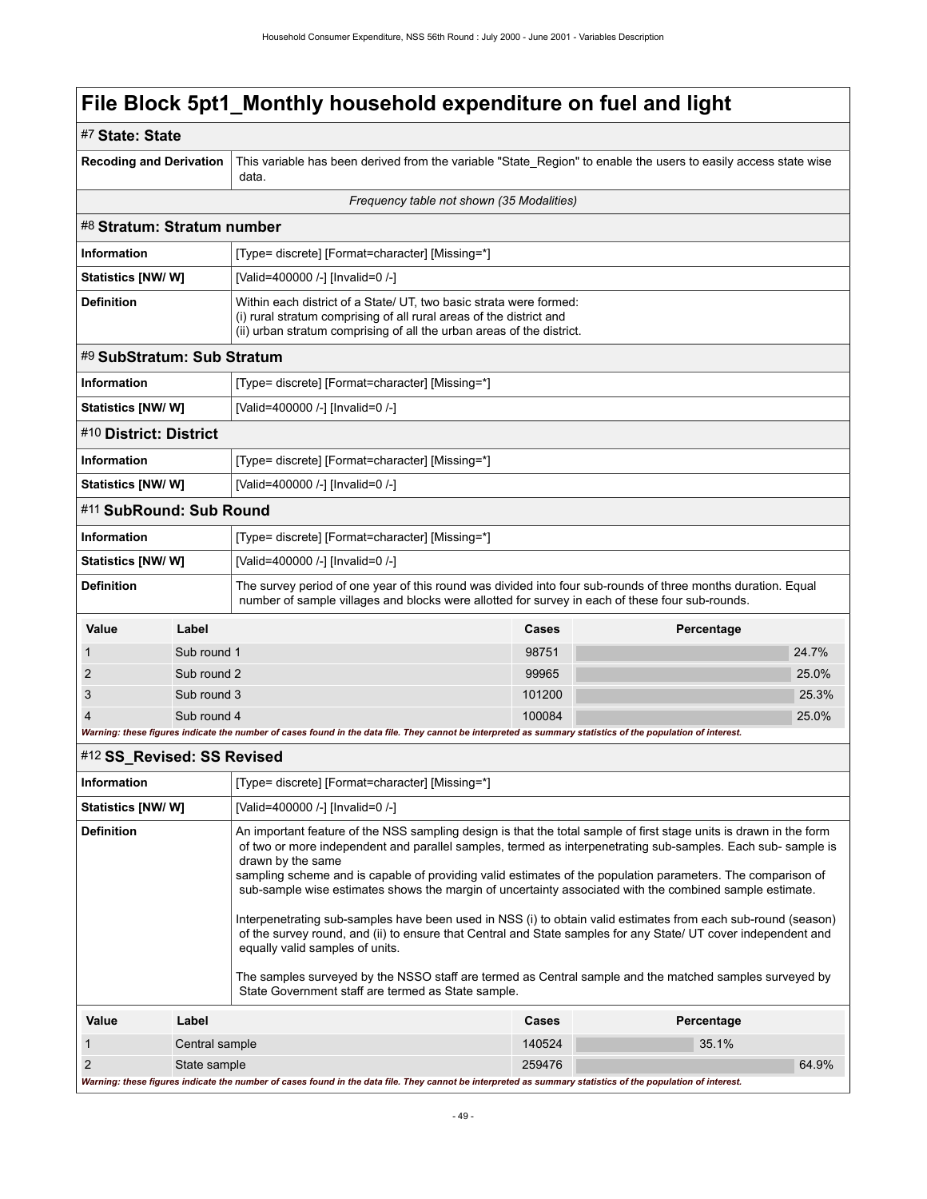# File Block 5pt1_Monthly household expenditure on fuel and light

## #7 State: State

| | |
|---|---|
| **Recoding and Derivation** | This variable has been derived from the variable "State_Region" to enable the users to easily access state wise data. |

*Frequency table not shown (35 Modalities)*

## #8 Stratum: Stratum number

| | |
|---|---|
| **Information** | [Type= discrete] [Format=character] [Missing=*] |
| **Statistics [NW/ W]** | [Valid=400000 /-] [Invalid=0 /-] |
| **Definition** | Within each district of a State/ UT, two basic strata were formed:<br>(i) rural stratum comprising of all rural areas of the district and<br>(ii) urban stratum comprising of all the urban areas of the district. |

## #9 SubStratum: Sub Stratum

| | |
|---|---|
| **Information** | [Type= discrete] [Format=character] [Missing=*] |
| **Statistics [NW/ W]** | [Valid=400000 /-] [Invalid=0 /-] |

## #10 District: District

| | |
|---|---|
| **Information** | [Type= discrete] [Format=character] [Missing=*] |
| **Statistics [NW/ W]** | [Valid=400000 /-] [Invalid=0 /-] |

## #11 SubRound: Sub Round

| | |
|---|---|
| **Information** | [Type= discrete] [Format=character] [Missing=*] |
| **Statistics [NW/ W]** | [Valid=400000 /-] [Invalid=0 /-] |
| **Definition** | The survey period of one year of this round was divided into four sub-rounds of three months duration. Equal number of sample villages and blocks were allotted for survey in each of these four sub-rounds. |

| Value | Label | Cases | Percentage |
|---|---|---|---|
| 1 | Sub round 1 | 98751 | 24.7% |
| 2 | Sub round 2 | 99965 | 25.0% |
| 3 | Sub round 3 | 101200 | 25.3% |
| 4 | Sub round 4 | 100084 | 25.0% |

***Warning: these figures indicate the number of cases found in the data file. They cannot be interpreted as summary statistics of the population of interest.***

## #12 SS_Revised: SS Revised

| | |
|---|---|
| **Information** | [Type= discrete] [Format=character] [Missing=*] |
| **Statistics [NW/ W]** | [Valid=400000 /-] [Invalid=0 /-] |
| **Definition** | An important feature of the NSS sampling design is that the total sample of first stage units is drawn in the form of two or more independent and parallel samples, termed as interpenetrating sub-samples. Each sub- sample is drawn by the same<br>sampling scheme and is capable of providing valid estimates of the population parameters. The comparison of sub-sample wise estimates shows the margin of uncertainty associated with the combined sample estimate.<br><br>Interpenetrating sub-samples have been used in NSS (i) to obtain valid estimates from each sub-round (season) of the survey round, and (ii) to ensure that Central and State samples for any State/ UT cover independent and equally valid samples of units.<br><br>The samples surveyed by the NSSO staff are termed as Central sample and the matched samples surveyed by State Government staff are termed as State sample. |

| Value | Label | Cases | Percentage |
|---|---|---|---|
| 1 | Central sample | 140524 | 35.1% |
| 2 | State sample | 259476 | 64.9% |

***Warning: these figures indicate the number of cases found in the data file. They cannot be interpreted as summary statistics of the population of interest.***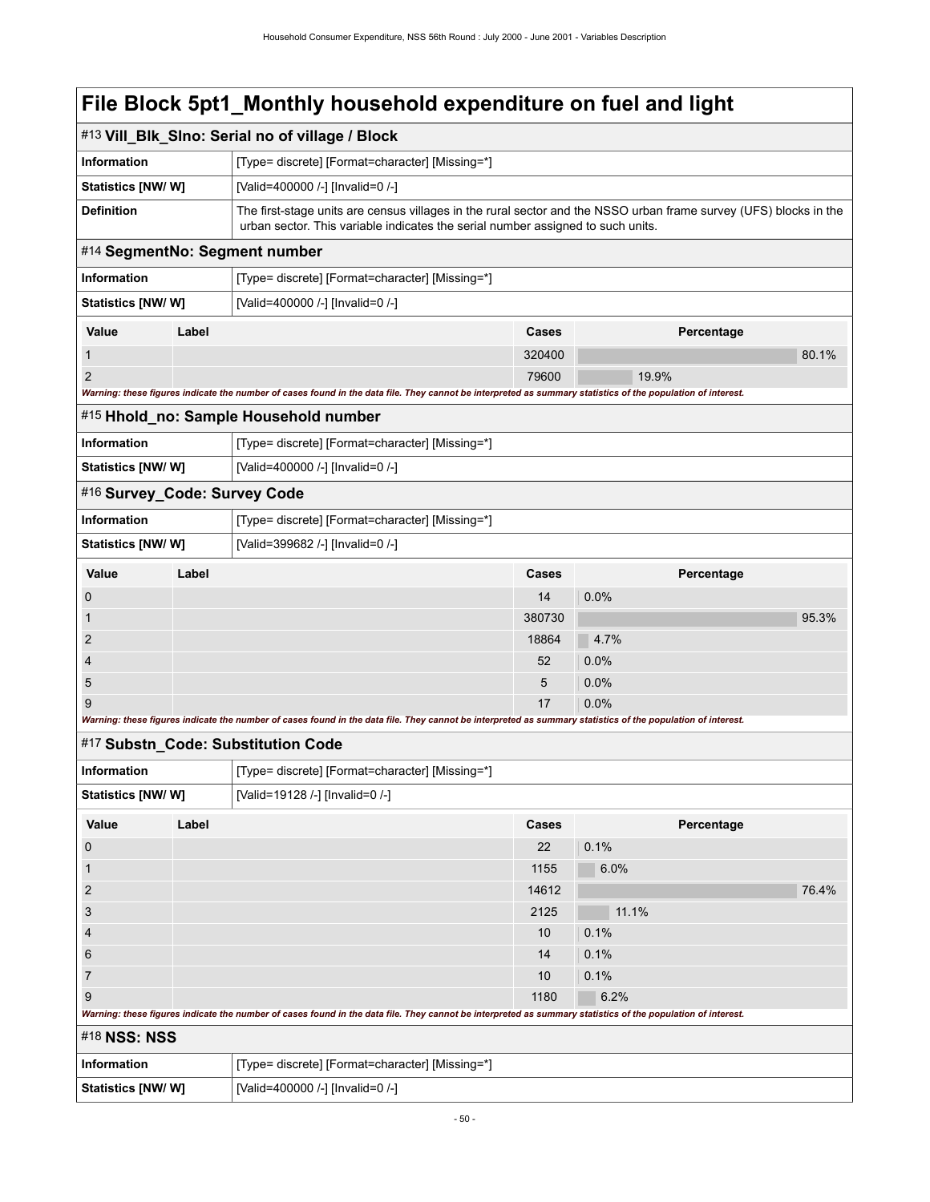# File Block 5pt1_Monthly household expenditure on fuel and light

## #13 Vill_Blk_Slno: Serial no of village / Block

| | |
|---|---|
| **Information** | [Type= discrete] [Format=character] [Missing=*] |
| **Statistics [NW/ W]** | [Valid=400000 /-] [Invalid=0 /-] |
| **Definition** | The first-stage units are census villages in the rural sector and the NSSO urban frame survey (UFS) blocks in the urban sector. This variable indicates the serial number assigned to such units. |

## #14 SegmentNo: Segment number

| | |
|---|---|
| **Information** | [Type= discrete] [Format=character] [Missing=*] |
| **Statistics [NW/ W]** | [Valid=400000 /-] [Invalid=0 /-] |

| Value | Label | Cases | Percentage |
|---|---|---|---|
| 1 | | 320400 | 80.1% |
| 2 | | 79600 | 19.9% |

*Warning: these figures indicate the number of cases found in the data file. They cannot be interpreted as summary statistics of the population of interest.*

## #15 Hhold_no: Sample Household number

| | |
|---|---|
| **Information** | [Type= discrete] [Format=character] [Missing=*] |
| **Statistics [NW/ W]** | [Valid=400000 /-] [Invalid=0 /-] |

## #16 Survey_Code: Survey Code

| | |
|---|---|
| **Information** | [Type= discrete] [Format=character] [Missing=*] |
| **Statistics [NW/ W]** | [Valid=399682 /-] [Invalid=0 /-] |

| Value | Label | Cases | Percentage |
|---|---|---|---|
| 0 | | 14 | 0.0% |
| 1 | | 380730 | 95.3% |
| 2 | | 18864 | 4.7% |
| 4 | | 52 | 0.0% |
| 5 | | 5 | 0.0% |
| 9 | | 17 | 0.0% |

*Warning: these figures indicate the number of cases found in the data file. They cannot be interpreted as summary statistics of the population of interest.*

## #17 Substn_Code: Substitution Code

| | |
|---|---|
| **Information** | [Type= discrete] [Format=character] [Missing=*] |
| **Statistics [NW/ W]** | [Valid=19128 /-] [Invalid=0 /-] |

| Value | Label | Cases | Percentage |
|---|---|---|---|
| 0 | | 22 | 0.1% |
| 1 | | 1155 | 6.0% |
| 2 | | 14612 | 76.4% |
| 3 | | 2125 | 11.1% |
| 4 | | 10 | 0.1% |
| 6 | | 14 | 0.1% |
| 7 | | 10 | 0.1% |
| 9 | | 1180 | 6.2% |

*Warning: these figures indicate the number of cases found in the data file. They cannot be interpreted as summary statistics of the population of interest.*

## #18 NSS: NSS

| | |
|---|---|
| **Information** | [Type= discrete] [Format=character] [Missing=*] |
| **Statistics [NW/ W]** | [Valid=400000 /-] [Invalid=0 /-] |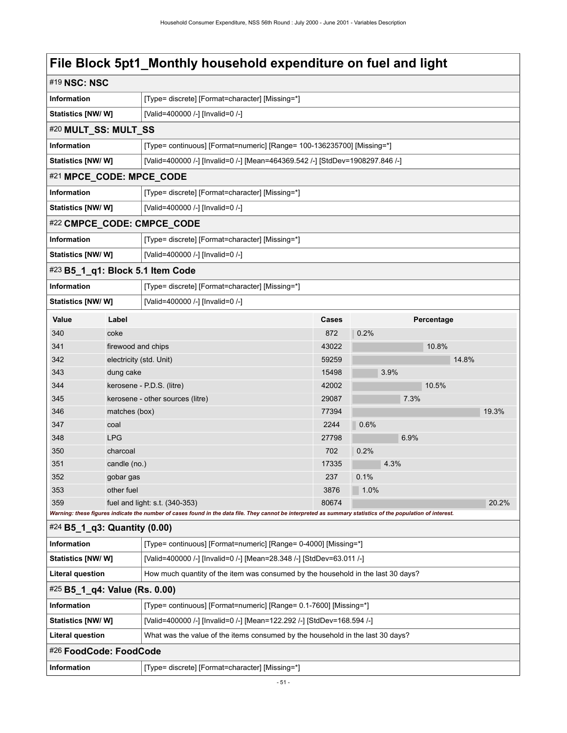# File Block 5pt1_Monthly household expenditure on fuel and light

## #19 NSC: NSC

| | |
|---|---|
| **Information** | [Type= discrete] [Format=character] [Missing=*] |
| **Statistics [NW/ W]** | [Valid=400000 /-] [Invalid=0 /-] |

## #20 MULT_SS: MULT_SS

| | |
|---|---|
| **Information** | [Type= continuous] [Format=numeric] [Range= 100-136235700] [Missing=*] |
| **Statistics [NW/ W]** | [Valid=400000 /-] [Invalid=0 /-] [Mean=464369.542 /-] [StdDev=1908297.846 /-] |

## #21 MPCE_CODE: MPCE_CODE

| | |
|---|---|
| **Information** | [Type= discrete] [Format=character] [Missing=*] |
| **Statistics [NW/ W]** | [Valid=400000 /-] [Invalid=0 /-] |

## #22 CMPCE_CODE: CMPCE_CODE

| | |
|---|---|
| **Information** | [Type= discrete] [Format=character] [Missing=*] |
| **Statistics [NW/ W]** | [Valid=400000 /-] [Invalid=0 /-] |

## #23 B5_1_q1: Block 5.1 Item Code

| | |
|---|---|
| **Information** | [Type= discrete] [Format=character] [Missing=*] |
| **Statistics [NW/ W]** | [Valid=400000 /-] [Invalid=0 /-] |

| Value | Label | Cases | Percentage |
|---|---|---|---|
| 340 | coke | 872 | 0.2% |
| 341 | firewood and chips | 43022 | 10.8% |
| 342 | electricity (std. Unit) | 59259 | 14.8% |
| 343 | dung cake | 15498 | 3.9% |
| 344 | kerosene - P.D.S. (litre) | 42002 | 10.5% |
| 345 | kerosene - other sources (litre) | 29087 | 7.3% |
| 346 | matches (box) | 77394 | 19.3% |
| 347 | coal | 2244 | 0.6% |
| 348 | LPG | 27798 | 6.9% |
| 350 | charcoal | 702 | 0.2% |
| 351 | candle (no.) | 17335 | 4.3% |
| 352 | gobar gas | 237 | 0.1% |
| 353 | other fuel | 3876 | 1.0% |
| 359 | fuel and light: s.t. (340-353) | 80674 | 20.2% |

*Warning: these figures indicate the number of cases found in the data file. They cannot be interpreted as summary statistics of the population of interest.*

## #24 B5_1_q3: Quantity (0.00)

| | |
|---|---|
| **Information** | [Type= continuous] [Format=numeric] [Range= 0-4000] [Missing=*] |
| **Statistics [NW/ W]** | [Valid=400000 /-] [Invalid=0 /-] [Mean=28.348 /-] [StdDev=63.011 /-] |
| **Literal question** | How much quantity of the item was consumed by the household in the last 30 days? |

## #25 B5_1_q4: Value (Rs. 0.00)

| | |
|---|---|
| **Information** | [Type= continuous] [Format=numeric] [Range= 0.1-7600] [Missing=*] |
| **Statistics [NW/ W]** | [Valid=400000 /-] [Invalid=0 /-] [Mean=122.292 /-] [StdDev=168.594 /-] |
| **Literal question** | What was the value of the items consumed by the household in the last 30 days? |

## #26 FoodCode: FoodCode

| | |
|---|---|
| **Information** | [Type= discrete] [Format=character] [Missing=*] |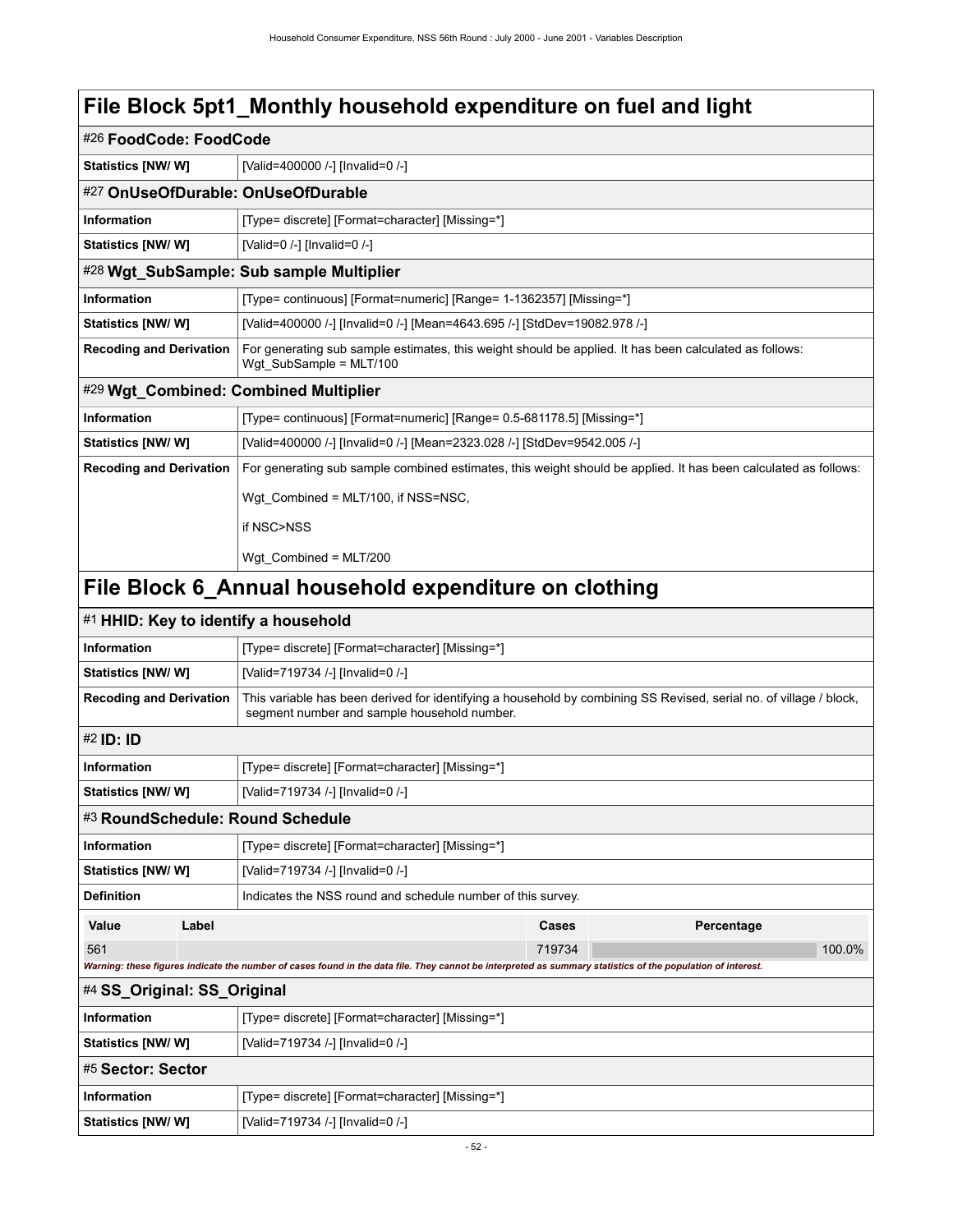# File Block 5pt1_Monthly household expenditure on fuel and light

## #26 FoodCode: FoodCode

| | |
|---|---|
| **Statistics [NW/ W]** | [Valid=400000 /-] [Invalid=0 /-] |

## #27 OnUseOfDurable: OnUseOfDurable

| | |
|---|---|
| **Information** | [Type= discrete] [Format=character] [Missing=*] |
| **Statistics [NW/ W]** | [Valid=0 /-] [Invalid=0 /-] |

## #28 Wgt_SubSample: Sub sample Multiplier

| | |
|---|---|
| **Information** | [Type= continuous] [Format=numeric] [Range= 1-1362357] [Missing=*] |
| **Statistics [NW/ W]** | [Valid=400000 /-] [Invalid=0 /-] [Mean=4643.695 /-] [StdDev=19082.978 /-] |
| **Recoding and Derivation** | For generating sub sample estimates, this weight should be applied. It has been calculated as follows: Wgt_SubSample = MLT/100 |

## #29 Wgt_Combined: Combined Multiplier

| | |
|---|---|
| **Information** | [Type= continuous] [Format=numeric] [Range= 0.5-681178.5] [Missing=*] |
| **Statistics [NW/ W]** | [Valid=400000 /-] [Invalid=0 /-] [Mean=2323.028 /-] [StdDev=9542.005 /-] |
| **Recoding and Derivation** | For generating sub sample combined estimates, this weight should be applied. It has been calculated as follows: Wgt_Combined = MLT/100, if NSS=NSC, if NSC>NSS Wgt_Combined = MLT/200 |

# File Block 6_Annual household expenditure on clothing

## #1 HHID: Key to identify a household

| | |
|---|---|
| **Information** | [Type= discrete] [Format=character] [Missing=*] |
| **Statistics [NW/ W]** | [Valid=719734 /-] [Invalid=0 /-] |
| **Recoding and Derivation** | This variable has been derived for identifying a household by combining SS Revised, serial no. of village / block, segment number and sample household number. |

## #2 ID: ID

| | |
|---|---|
| **Information** | [Type= discrete] [Format=character] [Missing=*] |
| **Statistics [NW/ W]** | [Valid=719734 /-] [Invalid=0 /-] |

## #3 RoundSchedule: Round Schedule

| | |
|---|---|
| **Information** | [Type= discrete] [Format=character] [Missing=*] |
| **Statistics [NW/ W]** | [Valid=719734 /-] [Invalid=0 /-] |
| **Definition** | Indicates the NSS round and schedule number of this survey. |

| Value | Label | Cases | Percentage |
|---|---|---|---|
| 561 | | 719734 | 100.0% |

*Warning: these figures indicate the number of cases found in the data file. They cannot be interpreted as summary statistics of the population of interest.*

## #4 SS_Original: SS_Original

| | |
|---|---|
| **Information** | [Type= discrete] [Format=character] [Missing=*] |
| **Statistics [NW/ W]** | [Valid=719734 /-] [Invalid=0 /-] |

## #5 Sector: Sector

| | |
|---|---|
| **Information** | [Type= discrete] [Format=character] [Missing=*] |
| **Statistics [NW/ W]** | [Valid=719734 /-] [Invalid=0 /-] |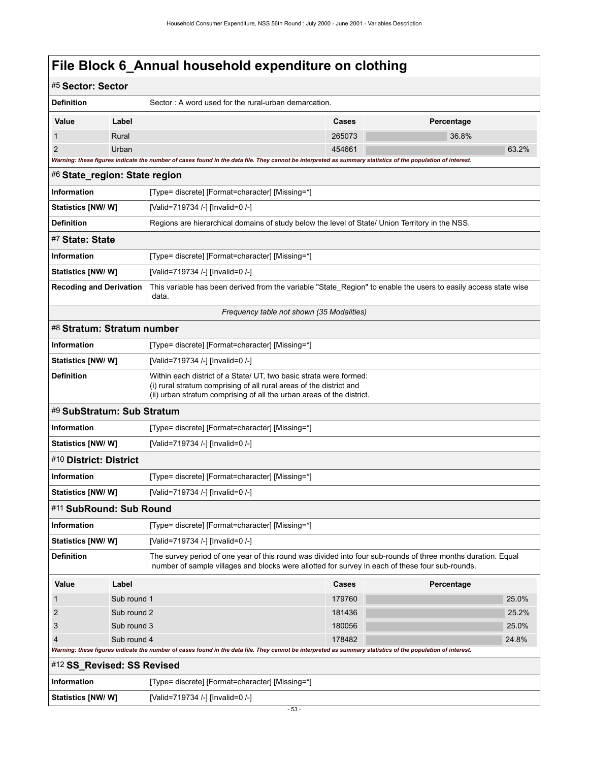# File Block 6_Annual household expenditure on clothing

## #5 Sector: Sector

| | |
|---|---|
| **Definition** | Sector : A word used for the rural-urban demarcation. |

| Value | Label | Cases | Percentage |
|---|---|---|---|
| 1 | Rural | 265073 | 36.8% |
| 2 | Urban | 454661 | 63.2% |

*Warning: these figures indicate the number of cases found in the data file. They cannot be interpreted as summary statistics of the population of interest.*

## #6 State_region: State region

| | |
|---|---|
| **Information** | [Type= discrete] [Format=character] [Missing=*] |
| **Statistics [NW/ W]** | [Valid=719734 /-] [Invalid=0 /-] |
| **Definition** | Regions are hierarchical domains of study below the level of State/ Union Territory in the NSS. |

## #7 State: State

| | |
|---|---|
| **Information** | [Type= discrete] [Format=character] [Missing=*] |
| **Statistics [NW/ W]** | [Valid=719734 /-] [Invalid=0 /-] |
| **Recoding and Derivation** | This variable has been derived from the variable "State_Region" to enable the users to easily access state wise data. |

*Frequency table not shown (35 Modalities)*

## #8 Stratum: Stratum number

| | |
|---|---|
| **Information** | [Type= discrete] [Format=character] [Missing=*] |
| **Statistics [NW/ W]** | [Valid=719734 /-] [Invalid=0 /-] |
| **Definition** | Within each district of a State/ UT, two basic strata were formed:<br>(i) rural stratum comprising of all rural areas of the district and<br>(ii) urban stratum comprising of all the urban areas of the district. |

## #9 SubStratum: Sub Stratum

| | |
|---|---|
| **Information** | [Type= discrete] [Format=character] [Missing=*] |
| **Statistics [NW/ W]** | [Valid=719734 /-] [Invalid=0 /-] |

## #10 District: District

| | |
|---|---|
| **Information** | [Type= discrete] [Format=character] [Missing=*] |
| **Statistics [NW/ W]** | [Valid=719734 /-] [Invalid=0 /-] |

## #11 SubRound: Sub Round

| | |
|---|---|
| **Information** | [Type= discrete] [Format=character] [Missing=*] |
| **Statistics [NW/ W]** | [Valid=719734 /-] [Invalid=0 /-] |
| **Definition** | The survey period of one year of this round was divided into four sub-rounds of three months duration. Equal number of sample villages and blocks were allotted for survey in each of these four sub-rounds. |

| Value | Label | Cases | Percentage |
|---|---|---|---|
| 1 | Sub round 1 | 179760 | 25.0% |
| 2 | Sub round 2 | 181436 | 25.2% |
| 3 | Sub round 3 | 180056 | 25.0% |
| 4 | Sub round 4 | 178482 | 24.8% |

*Warning: these figures indicate the number of cases found in the data file. They cannot be interpreted as summary statistics of the population of interest.*

## #12 SS_Revised: SS Revised

| | |
|---|---|
| **Information** | [Type= discrete] [Format=character] [Missing=*] |
| **Statistics [NW/ W]** | [Valid=719734 /-] [Invalid=0 /-] |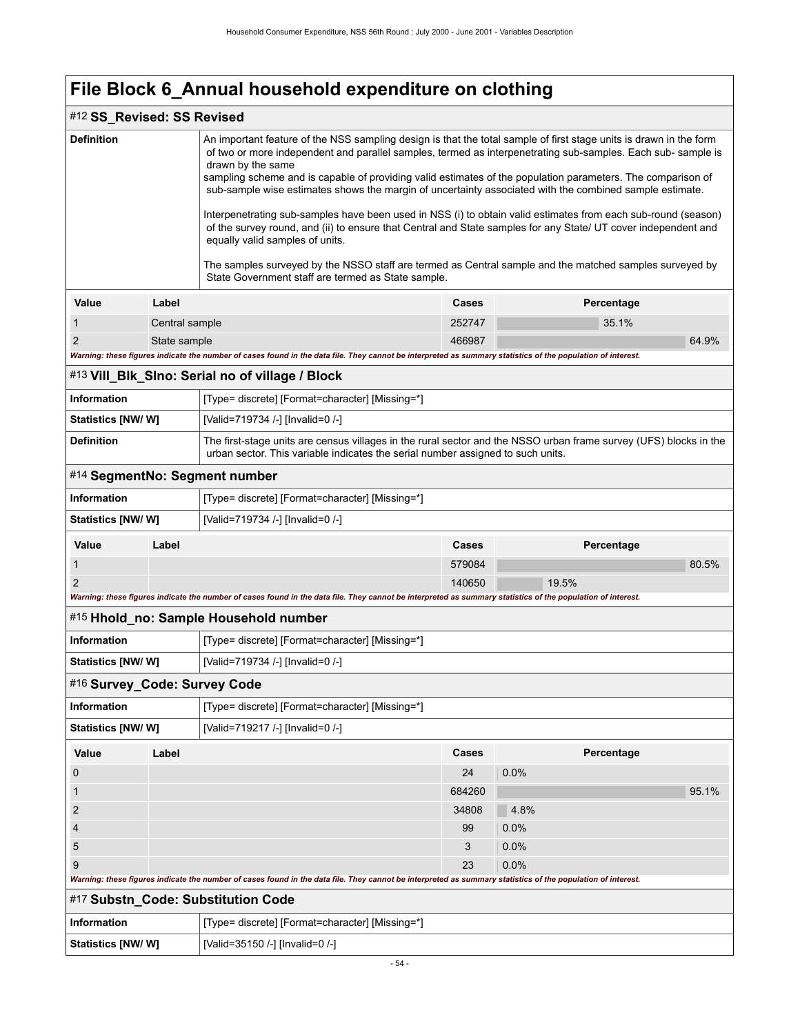# File Block 6_Annual household expenditure on clothing

## #12 SS_Revised: SS Revised

| | |
|---|---|
| **Definition** | An important feature of the NSS sampling design is that the total sample of first stage units is drawn in the form of two or more independent and parallel samples, termed as interpenetrating sub-samples. Each sub- sample is drawn by the same sampling scheme and is capable of providing valid estimates of the population parameters. The comparison of sub-sample wise estimates shows the margin of uncertainty associated with the combined sample estimate.<br><br>Interpenetrating sub-samples have been used in NSS (i) to obtain valid estimates from each sub-round (season) of the survey round, and (ii) to ensure that Central and State samples for any State/ UT cover independent and equally valid samples of units.<br><br>The samples surveyed by the NSSO staff are termed as Central sample and the matched samples surveyed by State Government staff are termed as State sample. |

| Value | Label | Cases | Percentage |
|---|---|---|---|
| 1 | Central sample | 252747 | 35.1% |
| 2 | State sample | 466987 | 64.9% |

***Warning: these figures indicate the number of cases found in the data file. They cannot be interpreted as summary statistics of the population of interest.***

## #13 Vill_Blk_Slno: Serial no of village / Block

| | |
|---|---|
| **Information** | [Type= discrete] [Format=character] [Missing=*] |
| **Statistics [NW/ W]** | [Valid=719734 /-] [Invalid=0 /-] |
| **Definition** | The first-stage units are census villages in the rural sector and the NSSO urban frame survey (UFS) blocks in the urban sector. This variable indicates the serial number assigned to such units. |

## #14 SegmentNo: Segment number

| | |
|---|---|
| **Information** | [Type= discrete] [Format=character] [Missing=*] |
| **Statistics [NW/ W]** | [Valid=719734 /-] [Invalid=0 /-] |

| Value | Label | Cases | Percentage |
|---|---|---|---|
| 1 | | 579084 | 80.5% |
| 2 | | 140650 | 19.5% |

***Warning: these figures indicate the number of cases found in the data file. They cannot be interpreted as summary statistics of the population of interest.***

## #15 Hhold_no: Sample Household number

| | |
|---|---|
| **Information** | [Type= discrete] [Format=character] [Missing=*] |
| **Statistics [NW/ W]** | [Valid=719734 /-] [Invalid=0 /-] |

## #16 Survey_Code: Survey Code

| | |
|---|---|
| **Information** | [Type= discrete] [Format=character] [Missing=*] |
| **Statistics [NW/ W]** | [Valid=719217 /-] [Invalid=0 /-] |

| Value | Label | Cases | Percentage |
|---|---|---|---|
| 0 | | 24 | 0.0% |
| 1 | | 684260 | 95.1% |
| 2 | | 34808 | 4.8% |
| 4 | | 99 | 0.0% |
| 5 | | 3 | 0.0% |
| 9 | | 23 | 0.0% |

***Warning: these figures indicate the number of cases found in the data file. They cannot be interpreted as summary statistics of the population of interest.***

## #17 Substn_Code: Substitution Code

| | |
|---|---|
| **Information** | [Type= discrete] [Format=character] [Missing=*] |
| **Statistics [NW/ W]** | [Valid=35150 /-] [Invalid=0 /-] |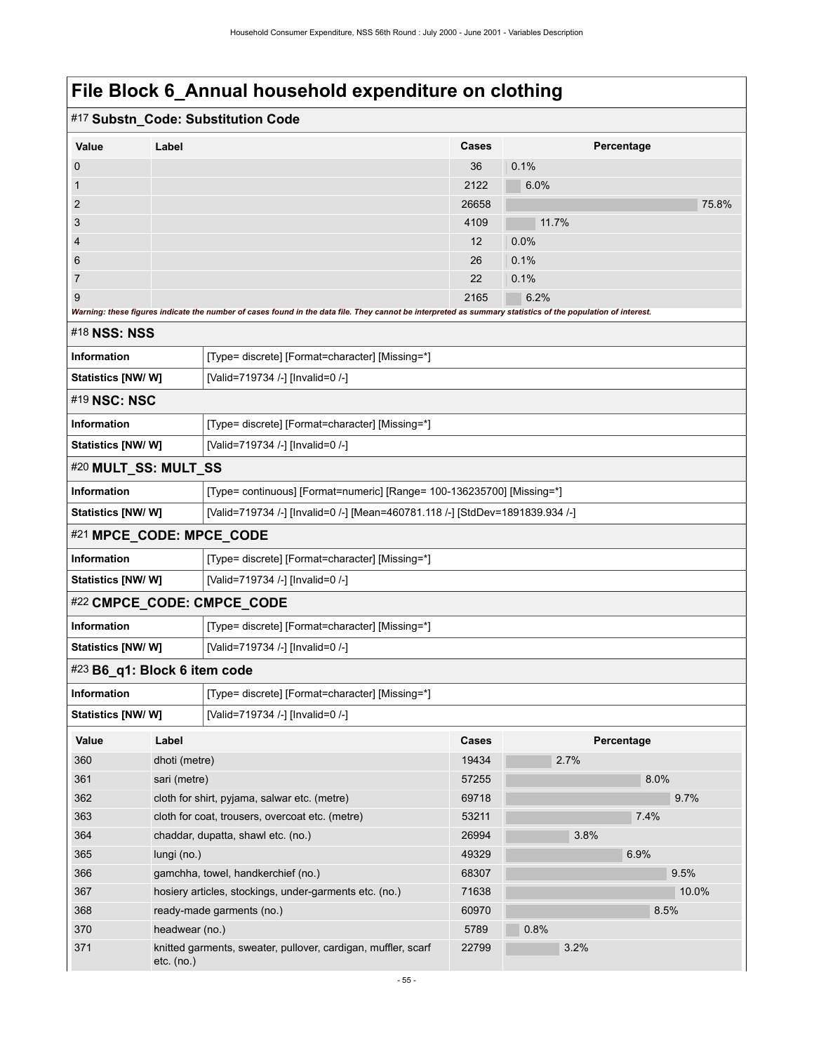# File Block 6_Annual household expenditure on clothing

## #17 Substn_Code: Substitution Code

| Value | Label | Cases | Percentage |
|---|---|---|---|
| 0 | | 36 | 0.1% |
| 1 | | 2122 | 6.0% |
| 2 | | 26658 | 75.8% |
| 3 | | 4109 | 11.7% |
| 4 | | 12 | 0.0% |
| 6 | | 26 | 0.1% |
| 7 | | 22 | 0.1% |
| 9 | | 2165 | 6.2% |

***Warning: these figures indicate the number of cases found in the data file. They cannot be interpreted as summary statistics of the population of interest.***

## #18 NSS: NSS

| | |
|---|---|
| **Information** | [Type= discrete] [Format=character] [Missing=*] |
| **Statistics [NW/ W]** | [Valid=719734 /-] [Invalid=0 /-] |

## #19 NSC: NSC

| | |
|---|---|
| **Information** | [Type= discrete] [Format=character] [Missing=*] |
| **Statistics [NW/ W]** | [Valid=719734 /-] [Invalid=0 /-] |

## #20 MULT_SS: MULT_SS

| | |
|---|---|
| **Information** | [Type= continuous] [Format=numeric] [Range= 100-136235700] [Missing=*] |
| **Statistics [NW/ W]** | [Valid=719734 /-] [Invalid=0 /-] [Mean=460781.118 /-] [StdDev=1891839.934 /-] |

## #21 MPCE_CODE: MPCE_CODE

| | |
|---|---|
| **Information** | [Type= discrete] [Format=character] [Missing=*] |
| **Statistics [NW/ W]** | [Valid=719734 /-] [Invalid=0 /-] |

## #22 CMPCE_CODE: CMPCE_CODE

| | |
|---|---|
| **Information** | [Type= discrete] [Format=character] [Missing=*] |
| **Statistics [NW/ W]** | [Valid=719734 /-] [Invalid=0 /-] |

## #23 B6_q1: Block 6 item code

| | |
|---|---|
| **Information** | [Type= discrete] [Format=character] [Missing=*] |
| **Statistics [NW/ W]** | [Valid=719734 /-] [Invalid=0 /-] |

| Value | Label | Cases | Percentage |
|---|---|---|---|
| 360 | dhoti (metre) | 19434 | 2.7% |
| 361 | sari (metre) | 57255 | 8.0% |
| 362 | cloth for shirt, pyjama, salwar etc. (metre) | 69718 | 9.7% |
| 363 | cloth for coat, trousers, overcoat etc. (metre) | 53211 | 7.4% |
| 364 | chaddar, dupatta, shawl etc. (no.) | 26994 | 3.8% |
| 365 | lungi (no.) | 49329 | 6.9% |
| 366 | gamchha, towel, handkerchief (no.) | 68307 | 9.5% |
| 367 | hosiery articles, stockings, under-garments etc. (no.) | 71638 | 10.0% |
| 368 | ready-made garments (no.) | 60970 | 8.5% |
| 370 | headwear (no.) | 5789 | 0.8% |
| 371 | knitted garments, sweater, pullover, cardigan, muffler, scarf etc. (no.) | 22799 | 3.2% |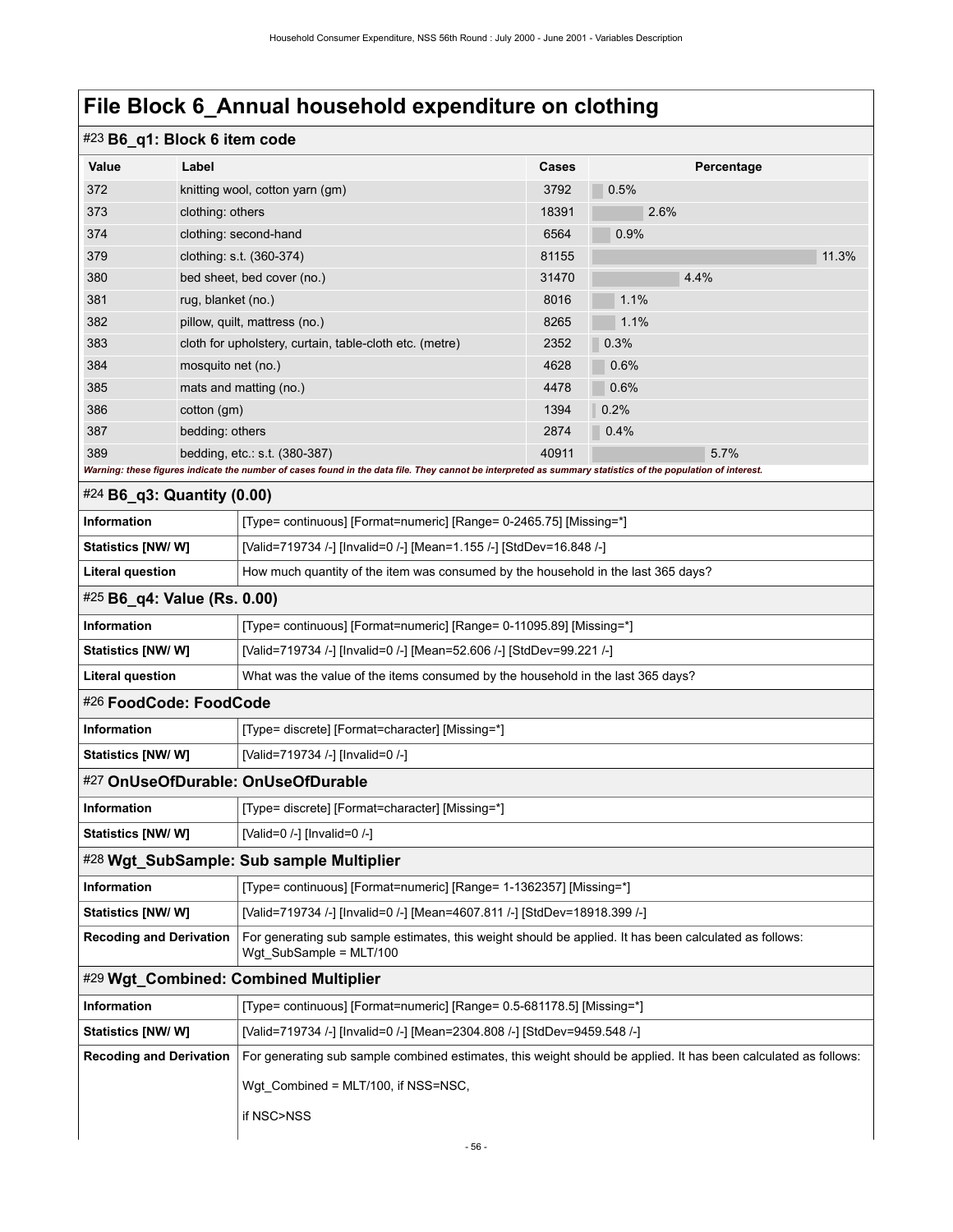# File Block 6_Annual household expenditure on clothing

## #23 B6_q1: Block 6 item code

| Value | Label | Cases | Percentage |
|---|---|---|---|
| 372 | knitting wool, cotton yarn (gm) | 3792 | 0.5% |
| 373 | clothing: others | 18391 | 2.6% |
| 374 | clothing: second-hand | 6564 | 0.9% |
| 379 | clothing: s.t. (360-374) | 81155 | 11.3% |
| 380 | bed sheet, bed cover (no.) | 31470 | 4.4% |
| 381 | rug, blanket (no.) | 8016 | 1.1% |
| 382 | pillow, quilt, mattress (no.) | 8265 | 1.1% |
| 383 | cloth for upholstery, curtain, table-cloth etc. (metre) | 2352 | 0.3% |
| 384 | mosquito net (no.) | 4628 | 0.6% |
| 385 | mats and matting (no.) | 4478 | 0.6% |
| 386 | cotton (gm) | 1394 | 0.2% |
| 387 | bedding: others | 2874 | 0.4% |
| 389 | bedding, etc.: s.t. (380-387) | 40911 | 5.7% |

*Warning: these figures indicate the number of cases found in the data file. They cannot be interpreted as summary statistics of the population of interest.*

## #24 B6_q3: Quantity (0.00)

| | |
|---|---|
| **Information** | [Type= continuous] [Format=numeric] [Range= 0-2465.75] [Missing=*] |
| **Statistics [NW/ W]** | [Valid=719734 /-] [Invalid=0 /-] [Mean=1.155 /-] [StdDev=16.848 /-] |
| **Literal question** | How much quantity of the item was consumed by the household in the last 365 days? |

## #25 B6_q4: Value (Rs. 0.00)

| | |
|---|---|
| **Information** | [Type= continuous] [Format=numeric] [Range= 0-11095.89] [Missing=*] |
| **Statistics [NW/ W]** | [Valid=719734 /-] [Invalid=0 /-] [Mean=52.606 /-] [StdDev=99.221 /-] |
| **Literal question** | What was the value of the items consumed by the household in the last 365 days? |

## #26 FoodCode: FoodCode

| | |
|---|---|
| **Information** | [Type= discrete] [Format=character] [Missing=*] |
| **Statistics [NW/ W]** | [Valid=719734 /-] [Invalid=0 /-] |

## #27 OnUseOfDurable: OnUseOfDurable

| | |
|---|---|
| **Information** | [Type= discrete] [Format=character] [Missing=*] |
| **Statistics [NW/ W]** | [Valid=0 /-] [Invalid=0 /-] |

## #28 Wgt_SubSample: Sub sample Multiplier

| | |
|---|---|
| **Information** | [Type= continuous] [Format=numeric] [Range= 1-1362357] [Missing=*] |
| **Statistics [NW/ W]** | [Valid=719734 /-] [Invalid=0 /-] [Mean=4607.811 /-] [StdDev=18918.399 /-] |
| **Recoding and Derivation** | For generating sub sample estimates, this weight should be applied. It has been calculated as follows: Wgt_SubSample = MLT/100 |

## #29 Wgt_Combined: Combined Multiplier

| | |
|---|---|
| **Information** | [Type= continuous] [Format=numeric] [Range= 0.5-681178.5] [Missing=*] |
| **Statistics [NW/ W]** | [Valid=719734 /-] [Invalid=0 /-] [Mean=2304.808 /-] [StdDev=9459.548 /-] |
| **Recoding and Derivation** | For generating sub sample combined estimates, this weight should be applied. It has been calculated as follows:<br><br>Wgt_Combined = MLT/100, if NSS=NSC,<br><br>if NSC>NSS |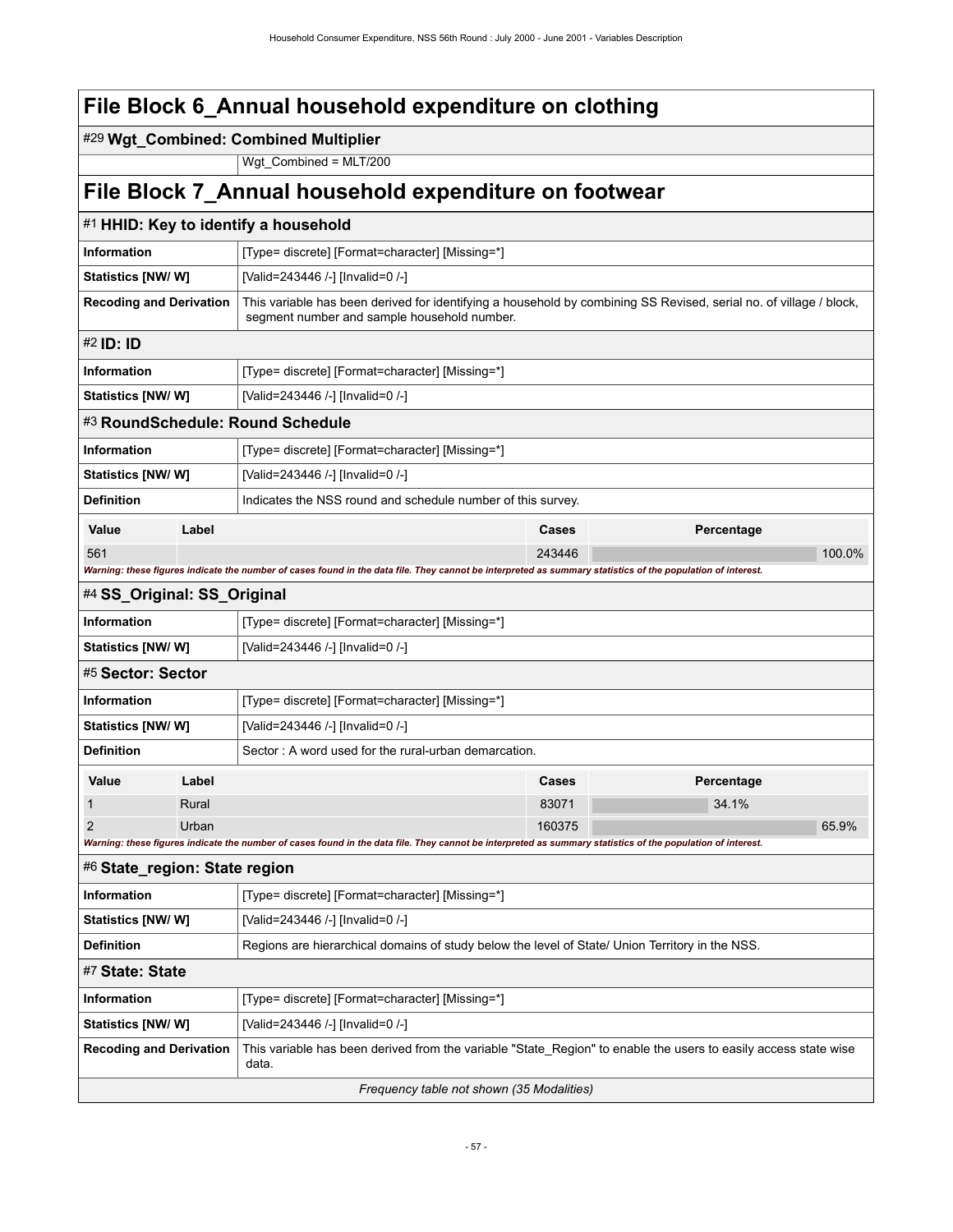# File Block 6_Annual household expenditure on clothing

## #29 Wgt_Combined: Combined Multiplier

| | |
|---|---|
| | Wgt_Combined = MLT/200 |

# File Block 7_Annual household expenditure on footwear

## #1 HHID: Key to identify a household

| | |
|---|---|
| **Information** | [Type= discrete] [Format=character] [Missing=*] |
| **Statistics [NW/ W]** | [Valid=243446 /-] [Invalid=0 /-] |
| **Recoding and Derivation** | This variable has been derived for identifying a household by combining SS Revised, serial no. of village / block, segment number and sample household number. |

## #2 ID: ID

| | |
|---|---|
| **Information** | [Type= discrete] [Format=character] [Missing=*] |
| **Statistics [NW/ W]** | [Valid=243446 /-] [Invalid=0 /-] |

## #3 RoundSchedule: Round Schedule

| | |
|---|---|
| **Information** | [Type= discrete] [Format=character] [Missing=*] |
| **Statistics [NW/ W]** | [Valid=243446 /-] [Invalid=0 /-] |
| **Definition** | Indicates the NSS round and schedule number of this survey. |

| Value | Label | Cases | Percentage |
|---|---|---|---|
| 561 | | 243446 | 100.0% |

*Warning: these figures indicate the number of cases found in the data file. They cannot be interpreted as summary statistics of the population of interest.*

## #4 SS_Original: SS_Original

| | |
|---|---|
| **Information** | [Type= discrete] [Format=character] [Missing=*] |
| **Statistics [NW/ W]** | [Valid=243446 /-] [Invalid=0 /-] |

## #5 Sector: Sector

| | |
|---|---|
| **Information** | [Type= discrete] [Format=character] [Missing=*] |
| **Statistics [NW/ W]** | [Valid=243446 /-] [Invalid=0 /-] |
| **Definition** | Sector : A word used for the rural-urban demarcation. |

| Value | Label | Cases | Percentage |
|---|---|---|---|
| 1 | Rural | 83071 | 34.1% |
| 2 | Urban | 160375 | 65.9% |

*Warning: these figures indicate the number of cases found in the data file. They cannot be interpreted as summary statistics of the population of interest.*

## #6 State_region: State region

| | |
|---|---|
| **Information** | [Type= discrete] [Format=character] [Missing=*] |
| **Statistics [NW/ W]** | [Valid=243446 /-] [Invalid=0 /-] |
| **Definition** | Regions are hierarchical domains of study below the level of State/ Union Territory in the NSS. |

## #7 State: State

| | |
|---|---|
| **Information** | [Type= discrete] [Format=character] [Missing=*] |
| **Statistics [NW/ W]** | [Valid=243446 /-] [Invalid=0 /-] |
| **Recoding and Derivation** | This variable has been derived from the variable "State_Region" to enable the users to easily access state wise data. |

*Frequency table not shown (35 Modalities)*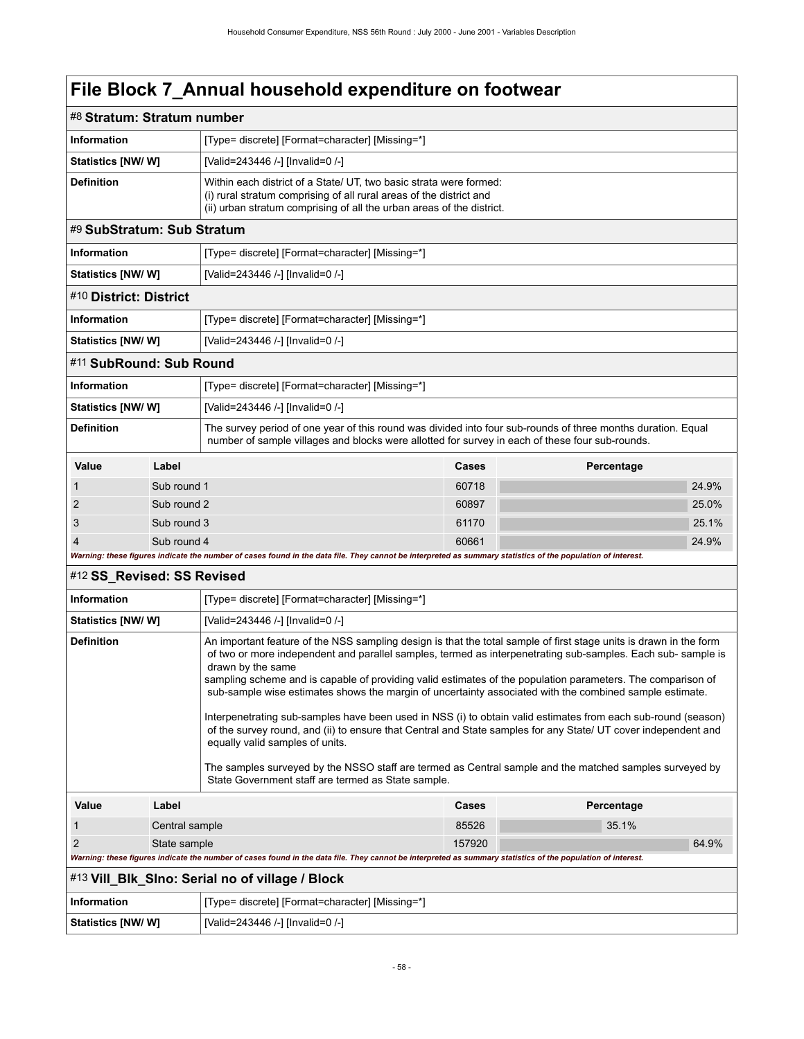# File Block 7_Annual household expenditure on footwear

## #8 Stratum: Stratum number

| | |
|---|---|
| **Information** | [Type= discrete] [Format=character] [Missing=*] |
| **Statistics [NW/ W]** | [Valid=243446 /-] [Invalid=0 /-] |
| **Definition** | Within each district of a State/ UT, two basic strata were formed:<br>(i) rural stratum comprising of all rural areas of the district and<br>(ii) urban stratum comprising of all the urban areas of the district. |

## #9 SubStratum: Sub Stratum

| | |
|---|---|
| **Information** | [Type= discrete] [Format=character] [Missing=*] |
| **Statistics [NW/ W]** | [Valid=243446 /-] [Invalid=0 /-] |

## #10 District: District

| | |
|---|---|
| **Information** | [Type= discrete] [Format=character] [Missing=*] |
| **Statistics [NW/ W]** | [Valid=243446 /-] [Invalid=0 /-] |

## #11 SubRound: Sub Round

| | |
|---|---|
| **Information** | [Type= discrete] [Format=character] [Missing=*] |
| **Statistics [NW/ W]** | [Valid=243446 /-] [Invalid=0 /-] |
| **Definition** | The survey period of one year of this round was divided into four sub-rounds of three months duration. Equal number of sample villages and blocks were allotted for survey in each of these four sub-rounds. |

| Value | Label | Cases | Percentage |
|---|---|---|---|
| 1 | Sub round 1 | 60718 | 24.9% |
| 2 | Sub round 2 | 60897 | 25.0% |
| 3 | Sub round 3 | 61170 | 25.1% |
| 4 | Sub round 4 | 60661 | 24.9% |

***Warning: these figures indicate the number of cases found in the data file. They cannot be interpreted as summary statistics of the population of interest.***

## #12 SS_Revised: SS Revised

| | |
|---|---|
| **Information** | [Type= discrete] [Format=character] [Missing=*] |
| **Statistics [NW/ W]** | [Valid=243446 /-] [Invalid=0 /-] |
| **Definition** | An important feature of the NSS sampling design is that the total sample of first stage units is drawn in the form of two or more independent and parallel samples, termed as interpenetrating sub-samples. Each sub- sample is drawn by the same sampling scheme and is capable of providing valid estimates of the population parameters. The comparison of sub-sample wise estimates shows the margin of uncertainty associated with the combined sample estimate.<br><br>Interpenetrating sub-samples have been used in NSS (i) to obtain valid estimates from each sub-round (season) of the survey round, and (ii) to ensure that Central and State samples for any State/ UT cover independent and equally valid samples of units.<br><br>The samples surveyed by the NSSO staff are termed as Central sample and the matched samples surveyed by State Government staff are termed as State sample. |

| Value | Label | Cases | Percentage |
|---|---|---|---|
| 1 | Central sample | 85526 | 35.1% |
| 2 | State sample | 157920 | 64.9% |

***Warning: these figures indicate the number of cases found in the data file. They cannot be interpreted as summary statistics of the population of interest.***

## #13 Vill_Blk_Slno: Serial no of village / Block

| | |
|---|---|
| **Information** | [Type= discrete] [Format=character] [Missing=*] |
| **Statistics [NW/ W]** | [Valid=243446 /-] [Invalid=0 /-] |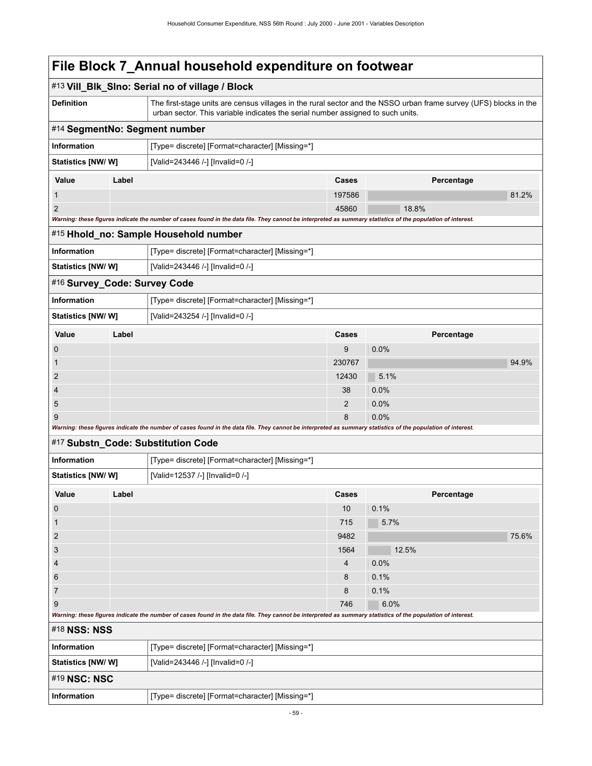# File Block 7_Annual household expenditure on footwear

## #13 Vill_Blk_Slno: Serial no of village / Block

| | |
|---|---|
| **Definition** | The first-stage units are census villages in the rural sector and the NSSO urban frame survey (UFS) blocks in the urban sector. This variable indicates the serial number assigned to such units. |

## #14 SegmentNo: Segment number

| | |
|---|---|
| **Information** | [Type= discrete] [Format=character] [Missing=*] |
| **Statistics [NW/ W]** | [Valid=243446 /-] [Invalid=0 /-] |

| Value | Label | Cases | Percentage |
|---|---|---|---|
| 1 | | 197586 | 81.2% |
| 2 | | 45860 | 18.8% |

***Warning: these figures indicate the number of cases found in the data file. They cannot be interpreted as summary statistics of the population of interest.***

## #15 Hhold_no: Sample Household number

| | |
|---|---|
| **Information** | [Type= discrete] [Format=character] [Missing=*] |
| **Statistics [NW/ W]** | [Valid=243446 /-] [Invalid=0 /-] |

## #16 Survey_Code: Survey Code

| | |
|---|---|
| **Information** | [Type= discrete] [Format=character] [Missing=*] |
| **Statistics [NW/ W]** | [Valid=243254 /-] [Invalid=0 /-] |

| Value | Label | Cases | Percentage |
|---|---|---|---|
| 0 | | 9 | 0.0% |
| 1 | | 230767 | 94.9% |
| 2 | | 12430 | 5.1% |
| 4 | | 38 | 0.0% |
| 5 | | 2 | 0.0% |
| 9 | | 8 | 0.0% |

***Warning: these figures indicate the number of cases found in the data file. They cannot be interpreted as summary statistics of the population of interest.***

## #17 Substn_Code: Substitution Code

| | |
|---|---|
| **Information** | [Type= discrete] [Format=character] [Missing=*] |
| **Statistics [NW/ W]** | [Valid=12537 /-] [Invalid=0 /-] |

| Value | Label | Cases | Percentage |
|---|---|---|---|
| 0 | | 10 | 0.1% |
| 1 | | 715 | 5.7% |
| 2 | | 9482 | 75.6% |
| 3 | | 1564 | 12.5% |
| 4 | | 4 | 0.0% |
| 6 | | 8 | 0.1% |
| 7 | | 8 | 0.1% |
| 9 | | 746 | 6.0% |

***Warning: these figures indicate the number of cases found in the data file. They cannot be interpreted as summary statistics of the population of interest.***

## #18 NSS: NSS

| | |
|---|---|
| **Information** | [Type= discrete] [Format=character] [Missing=*] |
| **Statistics [NW/ W]** | [Valid=243446 /-] [Invalid=0 /-] |

## #19 NSC: NSC

| | |
|---|---|
| **Information** | [Type= discrete] [Format=character] [Missing=*] |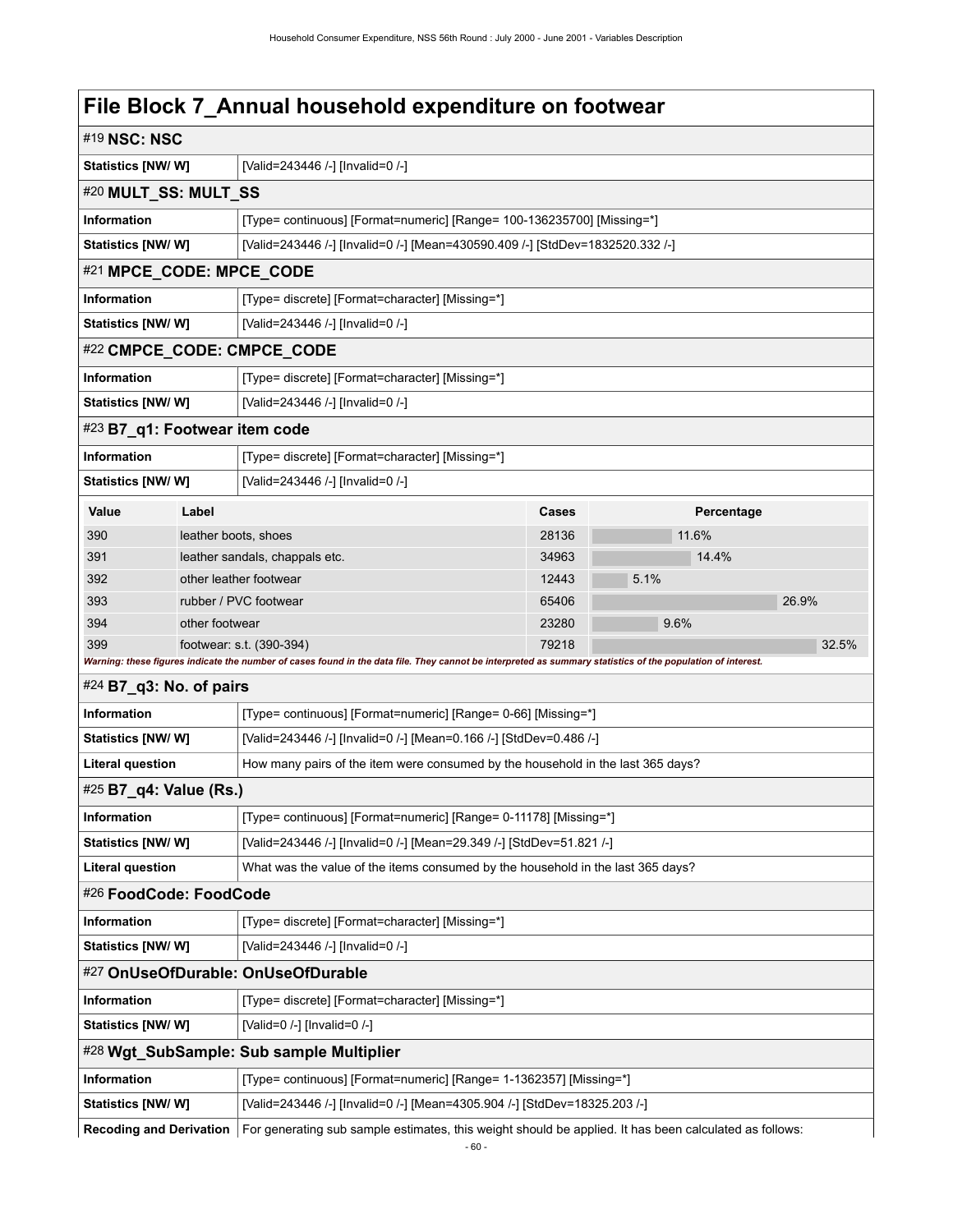# File Block 7_Annual household expenditure on footwear

## #19 NSC: NSC

| | |
|---|---|
| **Statistics [NW/ W]** | [Valid=243446 /-] [Invalid=0 /-] |

## #20 MULT_SS: MULT_SS

| | |
|---|---|
| **Information** | [Type= continuous] [Format=numeric] [Range= 100-136235700] [Missing=*] |
| **Statistics [NW/ W]** | [Valid=243446 /-] [Invalid=0 /-] [Mean=430590.409 /-] [StdDev=1832520.332 /-] |

## #21 MPCE_CODE: MPCE_CODE

| | |
|---|---|
| **Information** | [Type= discrete] [Format=character] [Missing=*] |
| **Statistics [NW/ W]** | [Valid=243446 /-] [Invalid=0 /-] |

## #22 CMPCE_CODE: CMPCE_CODE

| | |
|---|---|
| **Information** | [Type= discrete] [Format=character] [Missing=*] |
| **Statistics [NW/ W]** | [Valid=243446 /-] [Invalid=0 /-] |

## #23 B7_q1: Footwear item code

| | |
|---|---|
| **Information** | [Type= discrete] [Format=character] [Missing=*] |
| **Statistics [NW/ W]** | [Valid=243446 /-] [Invalid=0 /-] |

| Value | Label | Cases | Percentage |
|---|---|---|---|
| 390 | leather boots, shoes | 28136 | 11.6% |
| 391 | leather sandals, chappals etc. | 34963 | 14.4% |
| 392 | other leather footwear | 12443 | 5.1% |
| 393 | rubber / PVC footwear | 65406 | 26.9% |
| 394 | other footwear | 23280 | 9.6% |
| 399 | footwear: s.t. (390-394) | 79218 | 32.5% |

*Warning: these figures indicate the number of cases found in the data file. They cannot be interpreted as summary statistics of the population of interest.*

## #24 B7_q3: No. of pairs

| | |
|---|---|
| **Information** | [Type= continuous] [Format=numeric] [Range= 0-66] [Missing=*] |
| **Statistics [NW/ W]** | [Valid=243446 /-] [Invalid=0 /-] [Mean=0.166 /-] [StdDev=0.486 /-] |
| **Literal question** | How many pairs of the item were consumed by the household in the last 365 days? |

## #25 B7_q4: Value (Rs.)

| | |
|---|---|
| **Information** | [Type= continuous] [Format=numeric] [Range= 0-11178] [Missing=*] |
| **Statistics [NW/ W]** | [Valid=243446 /-] [Invalid=0 /-] [Mean=29.349 /-] [StdDev=51.821 /-] |
| **Literal question** | What was the value of the items consumed by the household in the last 365 days? |

## #26 FoodCode: FoodCode

| | |
|---|---|
| **Information** | [Type= discrete] [Format=character] [Missing=*] |
| **Statistics [NW/ W]** | [Valid=243446 /-] [Invalid=0 /-] |

## #27 OnUseOfDurable: OnUseOfDurable

| | |
|---|---|
| **Information** | [Type= discrete] [Format=character] [Missing=*] |
| **Statistics [NW/ W]** | [Valid=0 /-] [Invalid=0 /-] |

## #28 Wgt_SubSample: Sub sample Multiplier

| | |
|---|---|
| **Information** | [Type= continuous] [Format=numeric] [Range= 1-1362357] [Missing=*] |
| **Statistics [NW/ W]** | [Valid=243446 /-] [Invalid=0 /-] [Mean=4305.904 /-] [StdDev=18325.203 /-] |
| **Recoding and Derivation** | For generating sub sample estimates, this weight should be applied. It has been calculated as follows: |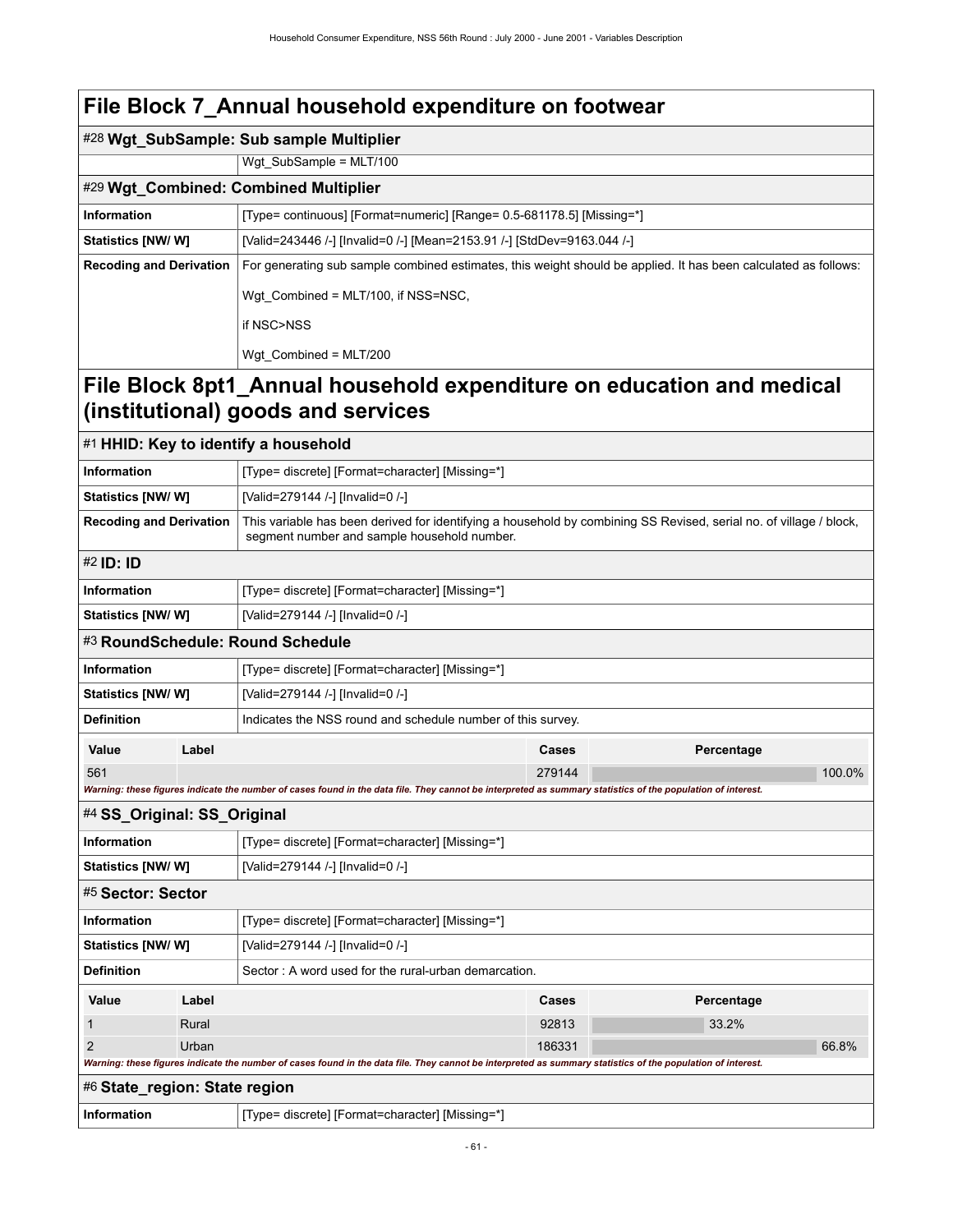# File Block 7_Annual household expenditure on footwear

## #28 Wgt_SubSample: Sub sample Multiplier

| | |
|---|---|
| | Wgt_SubSample = MLT/100 |

## #29 Wgt_Combined: Combined Multiplier

| | |
|---|---|
| **Information** | [Type= continuous] [Format=numeric] [Range= 0.5-681178.5] [Missing=*] |
| **Statistics [NW/ W]** | [Valid=243446 /-] [Invalid=0 /-] [Mean=2153.91 /-] [StdDev=9163.044 /-] |
| **Recoding and Derivation** | For generating sub sample combined estimates, this weight should be applied. It has been calculated as follows:<br><br>Wgt_Combined = MLT/100, if NSS=NSC,<br><br>if NSC>NSS<br><br>Wgt_Combined = MLT/200 |

# File Block 8pt1_Annual household expenditure on education and medical (institutional) goods and services

## #1 HHID: Key to identify a household

| | |
|---|---|
| **Information** | [Type= discrete] [Format=character] [Missing=*] |
| **Statistics [NW/ W]** | [Valid=279144 /-] [Invalid=0 /-] |
| **Recoding and Derivation** | This variable has been derived for identifying a household by combining SS Revised, serial no. of village / block, segment number and sample household number. |

## #2 ID: ID

| | |
|---|---|
| **Information** | [Type= discrete] [Format=character] [Missing=*] |
| **Statistics [NW/ W]** | [Valid=279144 /-] [Invalid=0 /-] |

## #3 RoundSchedule: Round Schedule

| | |
|---|---|
| **Information** | [Type= discrete] [Format=character] [Missing=*] |
| **Statistics [NW/ W]** | [Valid=279144 /-] [Invalid=0 /-] |
| **Definition** | Indicates the NSS round and schedule number of this survey. |

| Value | Label | Cases | Percentage |
|---|---|---|---|
| 561 | | 279144 | 100.0% |

*Warning: these figures indicate the number of cases found in the data file. They cannot be interpreted as summary statistics of the population of interest.*

## #4 SS_Original: SS_Original

| | |
|---|---|
| **Information** | [Type= discrete] [Format=character] [Missing=*] |
| **Statistics [NW/ W]** | [Valid=279144 /-] [Invalid=0 /-] |

## #5 Sector: Sector

| | |
|---|---|
| **Information** | [Type= discrete] [Format=character] [Missing=*] |
| **Statistics [NW/ W]** | [Valid=279144 /-] [Invalid=0 /-] |
| **Definition** | Sector : A word used for the rural-urban demarcation. |

| Value | Label | Cases | Percentage |
|---|---|---|---|
| 1 | Rural | 92813 | 33.2% |
| 2 | Urban | 186331 | 66.8% |

*Warning: these figures indicate the number of cases found in the data file. They cannot be interpreted as summary statistics of the population of interest.*

## #6 State_region: State region

| | |
|---|---|
| **Information** | [Type= discrete] [Format=character] [Missing=*] |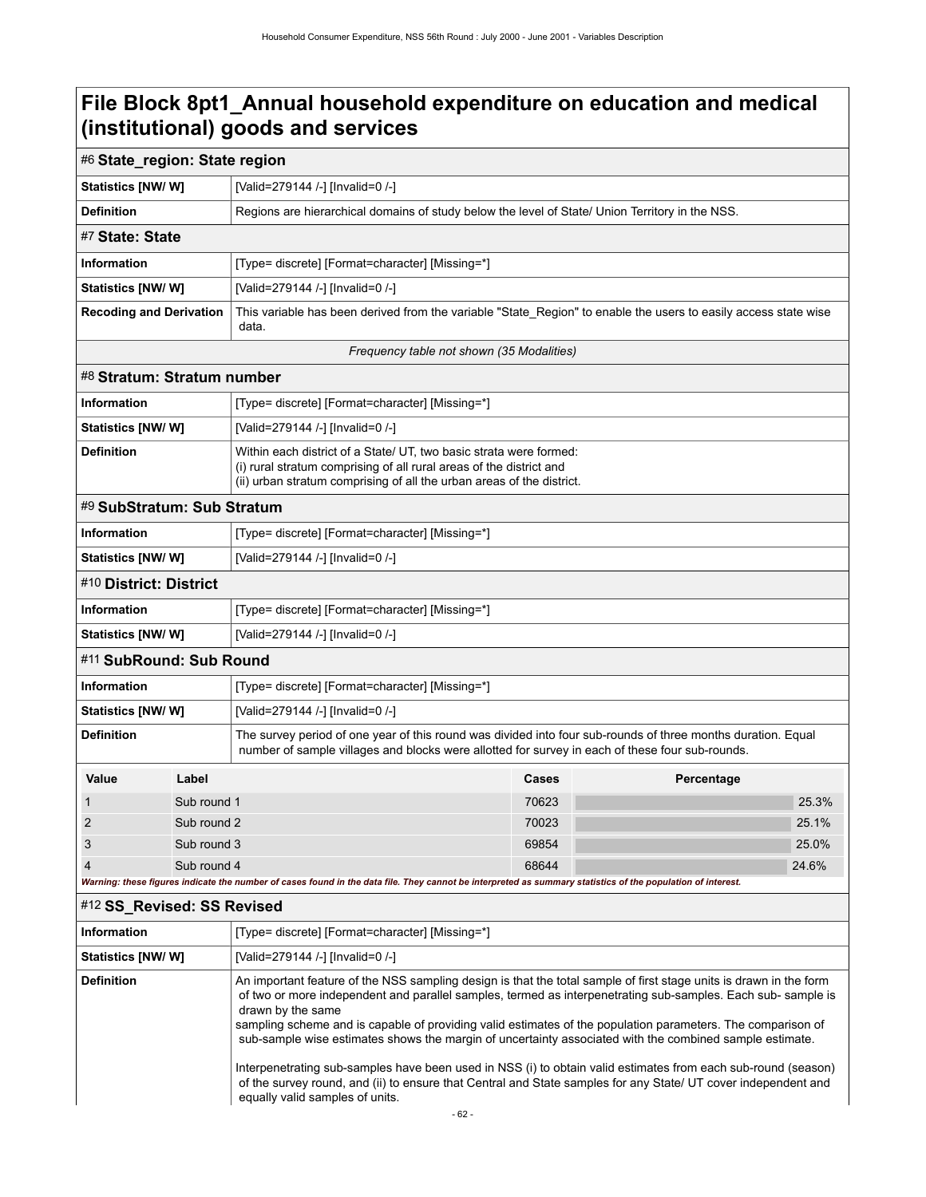# File Block 8pt1_Annual household expenditure on education and medical (institutional) goods and services

## #6 State_region: State region

| | |
|---|---|
| **Statistics [NW/ W]** | [Valid=279144 /-] [Invalid=0 /-] |
| **Definition** | Regions are hierarchical domains of study below the level of State/ Union Territory in the NSS. |

## #7 State: State

| | |
|---|---|
| **Information** | [Type= discrete] [Format=character] [Missing=*] |
| **Statistics [NW/ W]** | [Valid=279144 /-] [Invalid=0 /-] |
| **Recoding and Derivation** | This variable has been derived from the variable "State_Region" to enable the users to easily access state wise data. |

*Frequency table not shown (35 Modalities)*

## #8 Stratum: Stratum number

| | |
|---|---|
| **Information** | [Type= discrete] [Format=character] [Missing=*] |
| **Statistics [NW/ W]** | [Valid=279144 /-] [Invalid=0 /-] |
| **Definition** | Within each district of a State/ UT, two basic strata were formed:<br>(i) rural stratum comprising of all rural areas of the district and<br>(ii) urban stratum comprising of all the urban areas of the district. |

## #9 SubStratum: Sub Stratum

| | |
|---|---|
| **Information** | [Type= discrete] [Format=character] [Missing=*] |
| **Statistics [NW/ W]** | [Valid=279144 /-] [Invalid=0 /-] |

## #10 District: District

| | |
|---|---|
| **Information** | [Type= discrete] [Format=character] [Missing=*] |
| **Statistics [NW/ W]** | [Valid=279144 /-] [Invalid=0 /-] |

## #11 SubRound: Sub Round

| | |
|---|---|
| **Information** | [Type= discrete] [Format=character] [Missing=*] |
| **Statistics [NW/ W]** | [Valid=279144 /-] [Invalid=0 /-] |
| **Definition** | The survey period of one year of this round was divided into four sub-rounds of three months duration. Equal number of sample villages and blocks were allotted for survey in each of these four sub-rounds. |

| Value | Label | Cases | Percentage |
|---|---|---|---|
| 1 | Sub round 1 | 70623 | 25.3% |
| 2 | Sub round 2 | 70023 | 25.1% |
| 3 | Sub round 3 | 69854 | 25.0% |
| 4 | Sub round 4 | 68644 | 24.6% |

***Warning: these figures indicate the number of cases found in the data file. They cannot be interpreted as summary statistics of the population of interest.***

## #12 SS_Revised: SS Revised

| | |
|---|---|
| **Information** | [Type= discrete] [Format=character] [Missing=*] |
| **Statistics [NW/ W]** | [Valid=279144 /-] [Invalid=0 /-] |
| **Definition** | An important feature of the NSS sampling design is that the total sample of first stage units is drawn in the form of two or more independent and parallel samples, termed as interpenetrating sub-samples. Each sub- sample is drawn by the same sampling scheme and is capable of providing valid estimates of the population parameters. The comparison of sub-sample wise estimates shows the margin of uncertainty associated with the combined sample estimate.<br><br>Interpenetrating sub-samples have been used in NSS (i) to obtain valid estimates from each sub-round (season) of the survey round, and (ii) to ensure that Central and State samples for any State/ UT cover independent and equally valid samples of units. |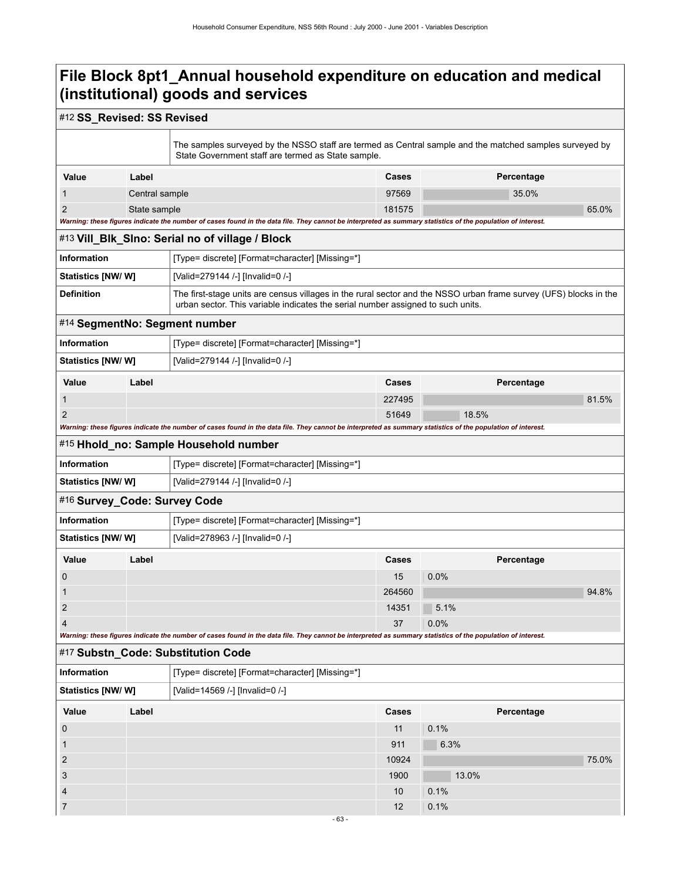# File Block 8pt1_Annual household expenditure on education and medical (institutional) goods and services

## #12 SS_Revised: SS Revised

| | |
|---|---|
| | The samples surveyed by the NSSO staff are termed as Central sample and the matched samples surveyed by State Government staff are termed as State sample. |

| Value | Label | Cases | Percentage |
|---|---|---|---|
| 1 | Central sample | 97569 | 35.0% |
| 2 | State sample | 181575 | 65.0% |

***Warning: these figures indicate the number of cases found in the data file. They cannot be interpreted as summary statistics of the population of interest.***

## #13 Vill_Blk_Slno: Serial no of village / Block

| | |
|---|---|
| **Information** | [Type= discrete] [Format=character] [Missing=*] |
| **Statistics [NW/ W]** | [Valid=279144 /-] [Invalid=0 /-] |
| **Definition** | The first-stage units are census villages in the rural sector and the NSSO urban frame survey (UFS) blocks in the urban sector. This variable indicates the serial number assigned to such units. |

## #14 SegmentNo: Segment number

| | |
|---|---|
| **Information** | [Type= discrete] [Format=character] [Missing=*] |
| **Statistics [NW/ W]** | [Valid=279144 /-] [Invalid=0 /-] |

| Value | Label | Cases | Percentage |
|---|---|---|---|
| 1 | | 227495 | 81.5% |
| 2 | | 51649 | 18.5% |

***Warning: these figures indicate the number of cases found in the data file. They cannot be interpreted as summary statistics of the population of interest.***

## #15 Hhold_no: Sample Household number

| | |
|---|---|
| **Information** | [Type= discrete] [Format=character] [Missing=*] |
| **Statistics [NW/ W]** | [Valid=279144 /-] [Invalid=0 /-] |

## #16 Survey_Code: Survey Code

| | |
|---|---|
| **Information** | [Type= discrete] [Format=character] [Missing=*] |
| **Statistics [NW/ W]** | [Valid=278963 /-] [Invalid=0 /-] |

| Value | Label | Cases | Percentage |
|---|---|---|---|
| 0 | | 15 | 0.0% |
| 1 | | 264560 | 94.8% |
| 2 | | 14351 | 5.1% |
| 4 | | 37 | 0.0% |

***Warning: these figures indicate the number of cases found in the data file. They cannot be interpreted as summary statistics of the population of interest.***

## #17 Substn_Code: Substitution Code

| | |
|---|---|
| **Information** | [Type= discrete] [Format=character] [Missing=*] |
| **Statistics [NW/ W]** | [Valid=14569 /-] [Invalid=0 /-] |

| Value | Label | Cases | Percentage |
|---|---|---|---|
| 0 | | 11 | 0.1% |
| 1 | | 911 | 6.3% |
| 2 | | 10924 | 75.0% |
| 3 | | 1900 | 13.0% |
| 4 | | 10 | 0.1% |
| 7 | | 12 | 0.1% |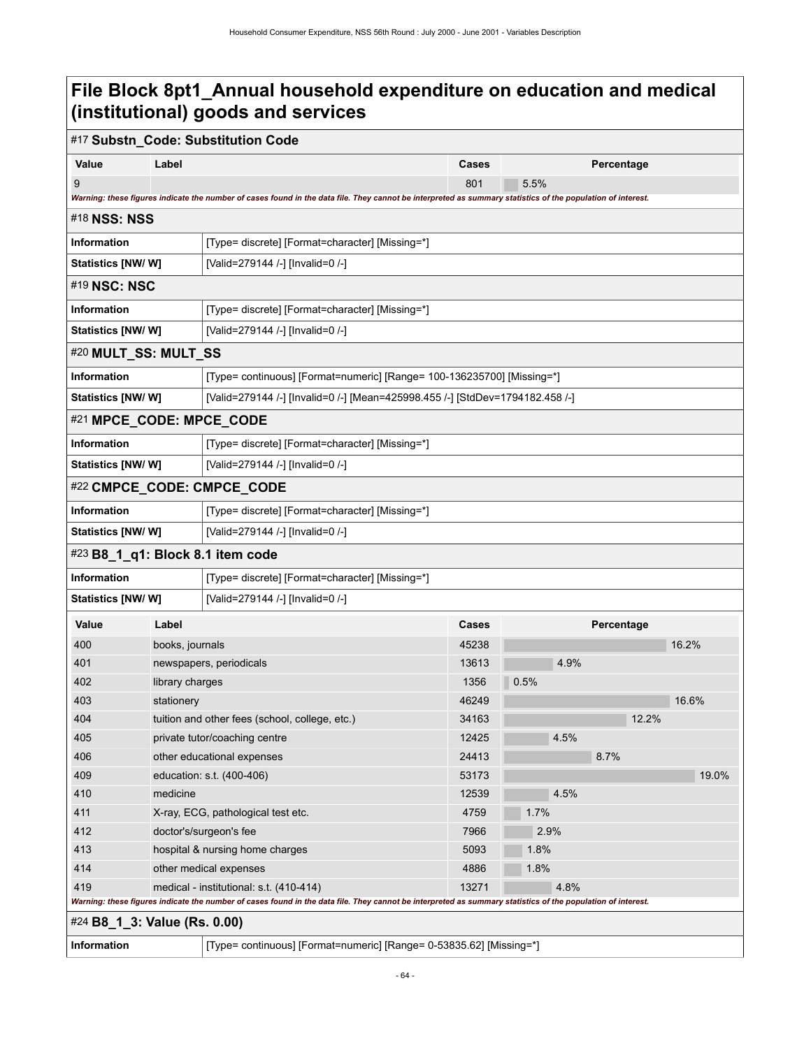# File Block 8pt1_Annual household expenditure on education and medical (institutional) goods and services

## #17 Substn_Code: Substitution Code

| Value | Label | Cases | Percentage |
|---|---|---|---|
| 9 | | 801 | 5.5% |

*Warning: these figures indicate the number of cases found in the data file. They cannot be interpreted as summary statistics of the population of interest.*

## #18 NSS: NSS

| | |
|---|---|
| **Information** | [Type= discrete] [Format=character] [Missing=*] |
| **Statistics [NW/ W]** | [Valid=279144 /-] [Invalid=0 /-] |

## #19 NSC: NSC

| | |
|---|---|
| **Information** | [Type= discrete] [Format=character] [Missing=*] |
| **Statistics [NW/ W]** | [Valid=279144 /-] [Invalid=0 /-] |

## #20 MULT_SS: MULT_SS

| | |
|---|---|
| **Information** | [Type= continuous] [Format=numeric] [Range= 100-136235700] [Missing=*] |
| **Statistics [NW/ W]** | [Valid=279144 /-] [Invalid=0 /-] [Mean=425998.455 /-] [StdDev=1794182.458 /-] |

## #21 MPCE_CODE: MPCE_CODE

| | |
|---|---|
| **Information** | [Type= discrete] [Format=character] [Missing=*] |
| **Statistics [NW/ W]** | [Valid=279144 /-] [Invalid=0 /-] |

## #22 CMPCE_CODE: CMPCE_CODE

| | |
|---|---|
| **Information** | [Type= discrete] [Format=character] [Missing=*] |
| **Statistics [NW/ W]** | [Valid=279144 /-] [Invalid=0 /-] |

## #23 B8_1_q1: Block 8.1 item code

| | |
|---|---|
| **Information** | [Type= discrete] [Format=character] [Missing=*] |
| **Statistics [NW/ W]** | [Valid=279144 /-] [Invalid=0 /-] |

| Value | Label | Cases | Percentage |
|---|---|---|---|
| 400 | books, journals | 45238 | 16.2% |
| 401 | newspapers, periodicals | 13613 | 4.9% |
| 402 | library charges | 1356 | 0.5% |
| 403 | stationery | 46249 | 16.6% |
| 404 | tuition and other fees (school, college, etc.) | 34163 | 12.2% |
| 405 | private tutor/coaching centre | 12425 | 4.5% |
| 406 | other educational expenses | 24413 | 8.7% |
| 409 | education: s.t. (400-406) | 53173 | 19.0% |
| 410 | medicine | 12539 | 4.5% |
| 411 | X-ray, ECG, pathological test etc. | 4759 | 1.7% |
| 412 | doctor's/surgeon's fee | 7966 | 2.9% |
| 413 | hospital & nursing home charges | 5093 | 1.8% |
| 414 | other medical expenses | 4886 | 1.8% |
| 419 | medical - institutional: s.t. (410-414) | 13271 | 4.8% |

*Warning: these figures indicate the number of cases found in the data file. They cannot be interpreted as summary statistics of the population of interest.*

## #24 B8_1_3: Value (Rs. 0.00)

| | |
|---|---|
| **Information** | [Type= continuous] [Format=numeric] [Range= 0-53835.62] [Missing=*] |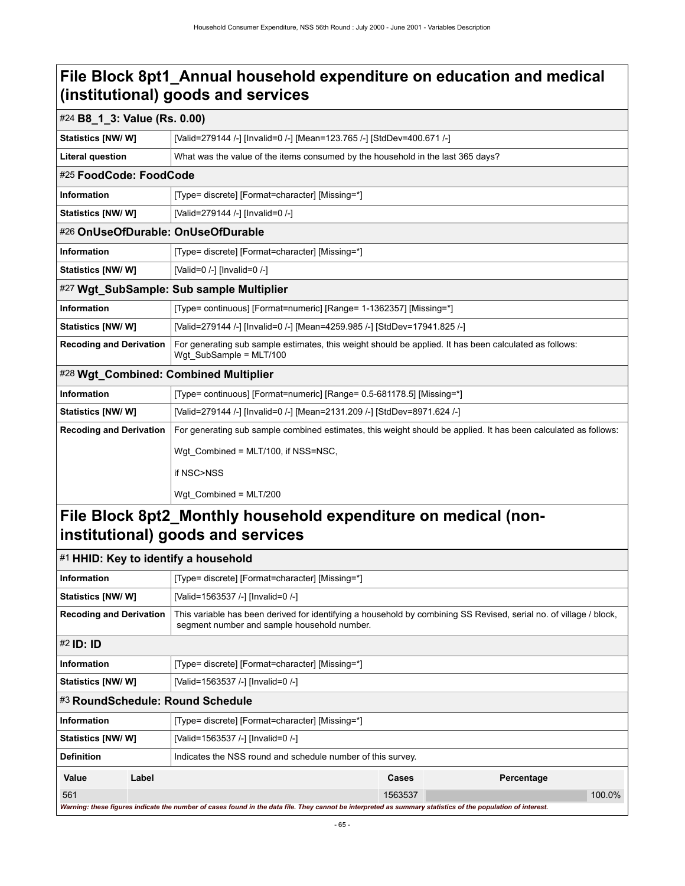# File Block 8pt1_Annual household expenditure on education and medical (institutional) goods and services

## #24 B8_1_3: Value (Rs. 0.00)

| | |
|---|---|
| **Statistics [NW/ W]** | [Valid=279144 /-] [Invalid=0 /-] [Mean=123.765 /-] [StdDev=400.671 /-] |
| **Literal question** | What was the value of the items consumed by the household in the last 365 days? |

## #25 FoodCode: FoodCode

| | |
|---|---|
| **Information** | [Type= discrete] [Format=character] [Missing=*] |
| **Statistics [NW/ W]** | [Valid=279144 /-] [Invalid=0 /-] |

## #26 OnUseOfDurable: OnUseOfDurable

| | |
|---|---|
| **Information** | [Type= discrete] [Format=character] [Missing=*] |
| **Statistics [NW/ W]** | [Valid=0 /-] [Invalid=0 /-] |

## #27 Wgt_SubSample: Sub sample Multiplier

| | |
|---|---|
| **Information** | [Type= continuous] [Format=numeric] [Range= 1-1362357] [Missing=*] |
| **Statistics [NW/ W]** | [Valid=279144 /-] [Invalid=0 /-] [Mean=4259.985 /-] [StdDev=17941.825 /-] |
| **Recoding and Derivation** | For generating sub sample estimates, this weight should be applied. It has been calculated as follows: Wgt_SubSample = MLT/100 |

## #28 Wgt_Combined: Combined Multiplier

| | |
|---|---|
| **Information** | [Type= continuous] [Format=numeric] [Range= 0.5-681178.5] [Missing=*] |
| **Statistics [NW/ W]** | [Valid=279144 /-] [Invalid=0 /-] [Mean=2131.209 /-] [StdDev=8971.624 /-] |
| **Recoding and Derivation** | For generating sub sample combined estimates, this weight should be applied. It has been calculated as follows: Wgt_Combined = MLT/100, if NSS=NSC, if NSC>NSS Wgt_Combined = MLT/200 |

# File Block 8pt2_Monthly household expenditure on medical (non-institutional) goods and services

## #1 HHID: Key to identify a household

| | |
|---|---|
| **Information** | [Type= discrete] [Format=character] [Missing=*] |
| **Statistics [NW/ W]** | [Valid=1563537 /-] [Invalid=0 /-] |
| **Recoding and Derivation** | This variable has been derived for identifying a household by combining SS Revised, serial no. of village / block, segment number and sample household number. |

## #2 ID: ID

| | |
|---|---|
| **Information** | [Type= discrete] [Format=character] [Missing=*] |
| **Statistics [NW/ W]** | [Valid=1563537 /-] [Invalid=0 /-] |

## #3 RoundSchedule: Round Schedule

| | |
|---|---|
| **Information** | [Type= discrete] [Format=character] [Missing=*] |
| **Statistics [NW/ W]** | [Valid=1563537 /-] [Invalid=0 /-] |
| **Definition** | Indicates the NSS round and schedule number of this survey. |

| Value | Label | Cases | Percentage |
|---|---|---|---|
| 561 | | 1563537 | 100.0% |

*Warning: these figures indicate the number of cases found in the data file. They cannot be interpreted as summary statistics of the population of interest.*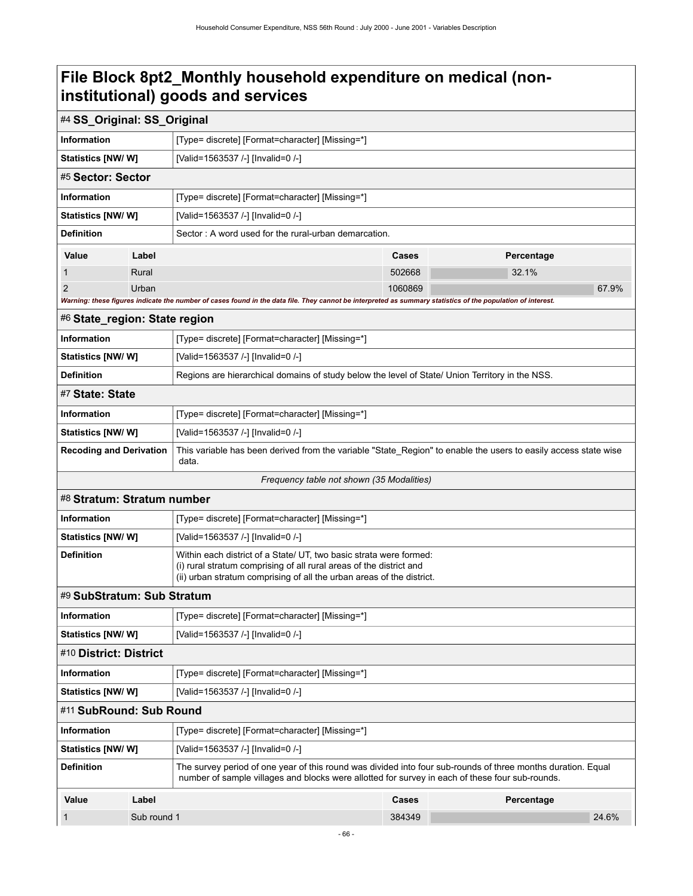# File Block 8pt2_Monthly household expenditure on medical (non-institutional) goods and services

## #4 SS_Original: SS_Original

| | |
|---|---|
| **Information** | [Type= discrete] [Format=character] [Missing=*] |
| **Statistics [NW/ W]** | [Valid=1563537 /-] [Invalid=0 /-] |

## #5 Sector: Sector

| | |
|---|---|
| **Information** | [Type= discrete] [Format=character] [Missing=*] |
| **Statistics [NW/ W]** | [Valid=1563537 /-] [Invalid=0 /-] |
| **Definition** | Sector : A word used for the rural-urban demarcation. |

| Value | Label | Cases | Percentage |
|---|---|---|---|
| 1 | Rural | 502668 | 32.1% |
| 2 | Urban | 1060869 | 67.9% |

*Warning: these figures indicate the number of cases found in the data file. They cannot be interpreted as summary statistics of the population of interest.*

## #6 State_region: State region

| | |
|---|---|
| **Information** | [Type= discrete] [Format=character] [Missing=*] |
| **Statistics [NW/ W]** | [Valid=1563537 /-] [Invalid=0 /-] |
| **Definition** | Regions are hierarchical domains of study below the level of State/ Union Territory in the NSS. |

## #7 State: State

| | |
|---|---|
| **Information** | [Type= discrete] [Format=character] [Missing=*] |
| **Statistics [NW/ W]** | [Valid=1563537 /-] [Invalid=0 /-] |
| **Recoding and Derivation** | This variable has been derived from the variable "State_Region" to enable the users to easily access state wise data. |

*Frequency table not shown (35 Modalities)*

## #8 Stratum: Stratum number

| | |
|---|---|
| **Information** | [Type= discrete] [Format=character] [Missing=*] |
| **Statistics [NW/ W]** | [Valid=1563537 /-] [Invalid=0 /-] |
| **Definition** | Within each district of a State/ UT, two basic strata were formed:<br>(i) rural stratum comprising of all rural areas of the district and<br>(ii) urban stratum comprising of all the urban areas of the district. |

## #9 SubStratum: Sub Stratum

| | |
|---|---|
| **Information** | [Type= discrete] [Format=character] [Missing=*] |
| **Statistics [NW/ W]** | [Valid=1563537 /-] [Invalid=0 /-] |

## #10 District: District

| | |
|---|---|
| **Information** | [Type= discrete] [Format=character] [Missing=*] |
| **Statistics [NW/ W]** | [Valid=1563537 /-] [Invalid=0 /-] |

## #11 SubRound: Sub Round

| | |
|---|---|
| **Information** | [Type= discrete] [Format=character] [Missing=*] |
| **Statistics [NW/ W]** | [Valid=1563537 /-] [Invalid=0 /-] |
| **Definition** | The survey period of one year of this round was divided into four sub-rounds of three months duration. Equal number of sample villages and blocks were allotted for survey in each of these four sub-rounds. |

| Value | Label | Cases | Percentage |
|---|---|---|---|
| 1 | Sub round 1 | 384349 | 24.6% |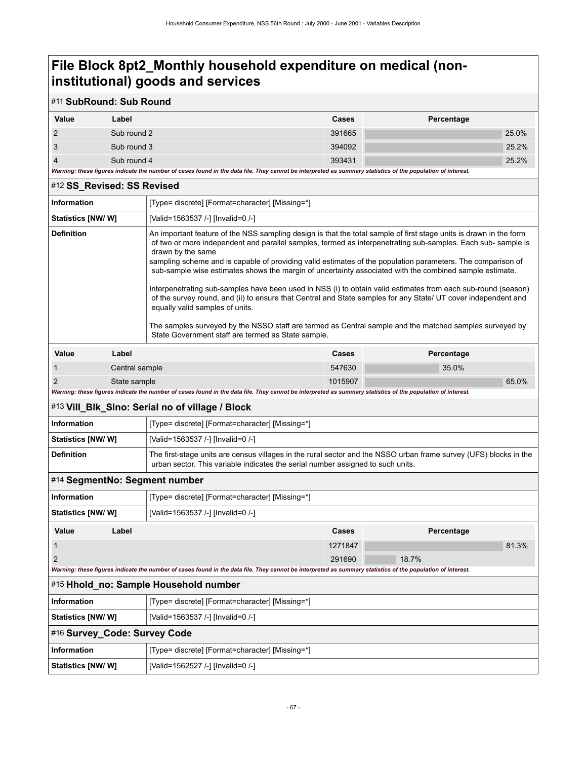# File Block 8pt2_Monthly household expenditure on medical (non-institutional) goods and services

## #11 SubRound: Sub Round

| Value | Label | Cases | Percentage |
|---|---|---|---|
| 2 | Sub round 2 | 391665 | 25.0% |
| 3 | Sub round 3 | 394092 | 25.2% |
| 4 | Sub round 4 | 393431 | 25.2% |

*Warning: these figures indicate the number of cases found in the data file. They cannot be interpreted as summary statistics of the population of interest.*

## #12 SS_Revised: SS Revised

| | |
|---|---|
| **Information** | [Type= discrete] [Format=character] [Missing=*] |
| **Statistics [NW/ W]** | [Valid=1563537 /-] [Invalid=0 /-] |
| **Definition** | An important feature of the NSS sampling design is that the total sample of first stage units is drawn in the form of two or more independent and parallel samples, termed as interpenetrating sub-samples. Each sub- sample is drawn by the same sampling scheme and is capable of providing valid estimates of the population parameters. The comparison of sub-sample wise estimates shows the margin of uncertainty associated with the combined sample estimate.<br><br>Interpenetrating sub-samples have been used in NSS (i) to obtain valid estimates from each sub-round (season) of the survey round, and (ii) to ensure that Central and State samples for any State/ UT cover independent and equally valid samples of units.<br><br>The samples surveyed by the NSSO staff are termed as Central sample and the matched samples surveyed by State Government staff are termed as State sample. |

| Value | Label | Cases | Percentage |
|---|---|---|---|
| 1 | Central sample | 547630 | 35.0% |
| 2 | State sample | 1015907 | 65.0% |

*Warning: these figures indicate the number of cases found in the data file. They cannot be interpreted as summary statistics of the population of interest.*

## #13 Vill_Blk_Slno: Serial no of village / Block

| | |
|---|---|
| **Information** | [Type= discrete] [Format=character] [Missing=*] |
| **Statistics [NW/ W]** | [Valid=1563537 /-] [Invalid=0 /-] |
| **Definition** | The first-stage units are census villages in the rural sector and the NSSO urban frame survey (UFS) blocks in the urban sector. This variable indicates the serial number assigned to such units. |

## #14 SegmentNo: Segment number

| | |
|---|---|
| **Information** | [Type= discrete] [Format=character] [Missing=*] |
| **Statistics [NW/ W]** | [Valid=1563537 /-] [Invalid=0 /-] |

| Value | Label | Cases | Percentage |
|---|---|---|---|
| 1 | | 1271847 | 81.3% |
| 2 | | 291690 | 18.7% |

*Warning: these figures indicate the number of cases found in the data file. They cannot be interpreted as summary statistics of the population of interest.*

## #15 Hhold_no: Sample Household number

| | |
|---|---|
| **Information** | [Type= discrete] [Format=character] [Missing=*] |
| **Statistics [NW/ W]** | [Valid=1563537 /-] [Invalid=0 /-] |

## #16 Survey_Code: Survey Code

| | |
|---|---|
| **Information** | [Type= discrete] [Format=character] [Missing=*] |
| **Statistics [NW/ W]** | [Valid=1562527 /-] [Invalid=0 /-] |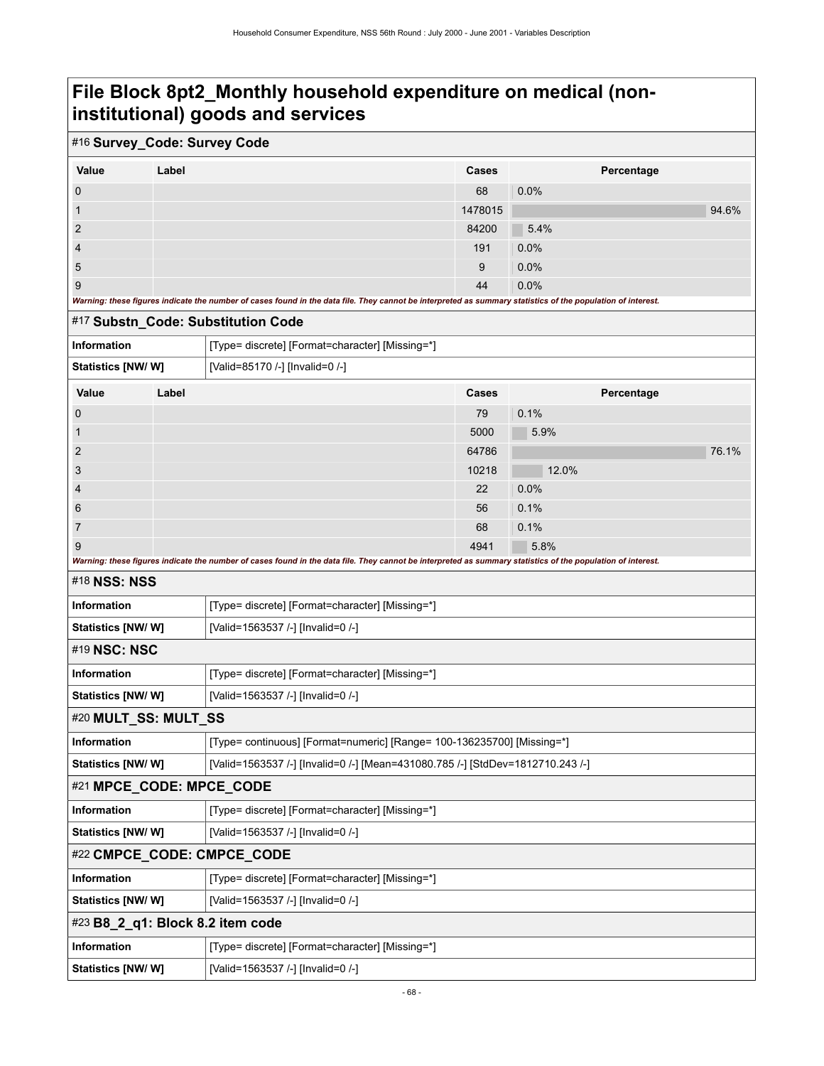# File Block 8pt2_Monthly household expenditure on medical (non-institutional) goods and services

## #16 Survey_Code: Survey Code

| Value | Label | Cases | Percentage |
|---|---|---|---|
| 0 | | 68 | 0.0% |
| 1 | | 1478015 | 94.6% |
| 2 | | 84200 | 5.4% |
| 4 | | 191 | 0.0% |
| 5 | | 9 | 0.0% |
| 9 | | 44 | 0.0% |

***Warning: these figures indicate the number of cases found in the data file. They cannot be interpreted as summary statistics of the population of interest.***

## #17 Substn_Code: Substitution Code

| | |
|---|---|
| **Information** | [Type= discrete] [Format=character] [Missing=*] |
| **Statistics [NW/ W]** | [Valid=85170 /-] [Invalid=0 /-] |

| Value | Label | Cases | Percentage |
|---|---|---|---|
| 0 | | 79 | 0.1% |
| 1 | | 5000 | 5.9% |
| 2 | | 64786 | 76.1% |
| 3 | | 10218 | 12.0% |
| 4 | | 22 | 0.0% |
| 6 | | 56 | 0.1% |
| 7 | | 68 | 0.1% |
| 9 | | 4941 | 5.8% |

***Warning: these figures indicate the number of cases found in the data file. They cannot be interpreted as summary statistics of the population of interest.***

## #18 NSS: NSS

| | |
|---|---|
| **Information** | [Type= discrete] [Format=character] [Missing=*] |
| **Statistics [NW/ W]** | [Valid=1563537 /-] [Invalid=0 /-] |

## #19 NSC: NSC

| | |
|---|---|
| **Information** | [Type= discrete] [Format=character] [Missing=*] |
| **Statistics [NW/ W]** | [Valid=1563537 /-] [Invalid=0 /-] |

## #20 MULT_SS: MULT_SS

| | |
|---|---|
| **Information** | [Type= continuous] [Format=numeric] [Range= 100-136235700] [Missing=*] |
| **Statistics [NW/ W]** | [Valid=1563537 /-] [Invalid=0 /-] [Mean=431080.785 /-] [StdDev=1812710.243 /-] |

## #21 MPCE_CODE: MPCE_CODE

| | |
|---|---|
| **Information** | [Type= discrete] [Format=character] [Missing=*] |
| **Statistics [NW/ W]** | [Valid=1563537 /-] [Invalid=0 /-] |

## #22 CMPCE_CODE: CMPCE_CODE

| | |
|---|---|
| **Information** | [Type= discrete] [Format=character] [Missing=*] |
| **Statistics [NW/ W]** | [Valid=1563537 /-] [Invalid=0 /-] |

## #23 B8_2_q1: Block 8.2 item code

| | |
|---|---|
| **Information** | [Type= discrete] [Format=character] [Missing=*] |
| **Statistics [NW/ W]** | [Valid=1563537 /-] [Invalid=0 /-] |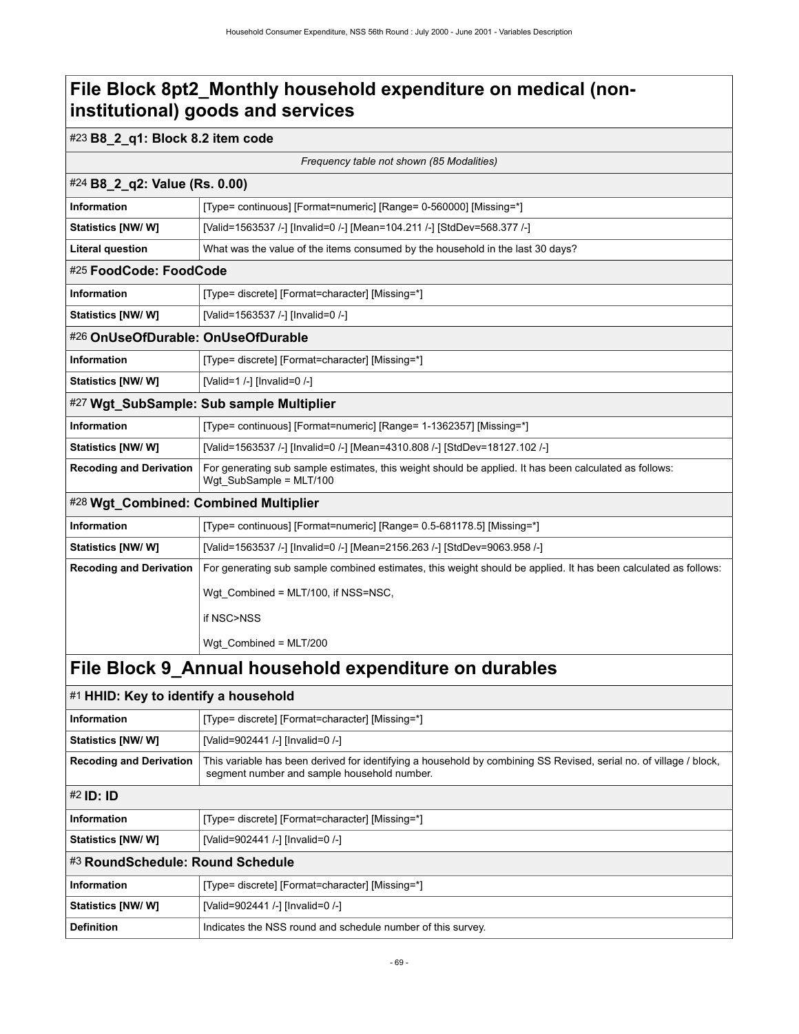# File Block 8pt2_Monthly household expenditure on medical (non-institutional) goods and services

## #23 B8_2_q1: Block 8.2 item code

*Frequency table not shown (85 Modalities)*

## #24 B8_2_q2: Value (Rs. 0.00)

| | |
|---|---|
| **Information** | [Type= continuous] [Format=numeric] [Range= 0-560000] [Missing=*] |
| **Statistics [NW/ W]** | [Valid=1563537 /-] [Invalid=0 /-] [Mean=104.211 /-] [StdDev=568.377 /-] |
| **Literal question** | What was the value of the items consumed by the household in the last 30 days? |

## #25 FoodCode: FoodCode

| | |
|---|---|
| **Information** | [Type= discrete] [Format=character] [Missing=*] |
| **Statistics [NW/ W]** | [Valid=1563537 /-] [Invalid=0 /-] |

## #26 OnUseOfDurable: OnUseOfDurable

| | |
|---|---|
| **Information** | [Type= discrete] [Format=character] [Missing=*] |
| **Statistics [NW/ W]** | [Valid=1 /-] [Invalid=0 /-] |

## #27 Wgt_SubSample: Sub sample Multiplier

| | |
|---|---|
| **Information** | [Type= continuous] [Format=numeric] [Range= 1-1362357] [Missing=*] |
| **Statistics [NW/ W]** | [Valid=1563537 /-] [Invalid=0 /-] [Mean=4310.808 /-] [StdDev=18127.102 /-] |
| **Recoding and Derivation** | For generating sub sample estimates, this weight should be applied. It has been calculated as follows: Wgt_SubSample = MLT/100 |

## #28 Wgt_Combined: Combined Multiplier

| | |
|---|---|
| **Information** | [Type= continuous] [Format=numeric] [Range= 0.5-681178.5] [Missing=*] |
| **Statistics [NW/ W]** | [Valid=1563537 /-] [Invalid=0 /-] [Mean=2156.263 /-] [StdDev=9063.958 /-] |
| **Recoding and Derivation** | For generating sub sample combined estimates, this weight should be applied. It has been calculated as follows: Wgt_Combined = MLT/100, if NSS=NSC, if NSC>NSS Wgt_Combined = MLT/200 |

# File Block 9_Annual household expenditure on durables

## #1 HHID: Key to identify a household

| | |
|---|---|
| **Information** | [Type= discrete] [Format=character] [Missing=*] |
| **Statistics [NW/ W]** | [Valid=902441 /-] [Invalid=0 /-] |
| **Recoding and Derivation** | This variable has been derived for identifying a household by combining SS Revised, serial no. of village / block, segment number and sample household number. |

## #2 ID: ID

| | |
|---|---|
| **Information** | [Type= discrete] [Format=character] [Missing=*] |
| **Statistics [NW/ W]** | [Valid=902441 /-] [Invalid=0 /-] |

## #3 RoundSchedule: Round Schedule

| | |
|---|---|
| **Information** | [Type= discrete] [Format=character] [Missing=*] |
| **Statistics [NW/ W]** | [Valid=902441 /-] [Invalid=0 /-] |
| **Definition** | Indicates the NSS round and schedule number of this survey. |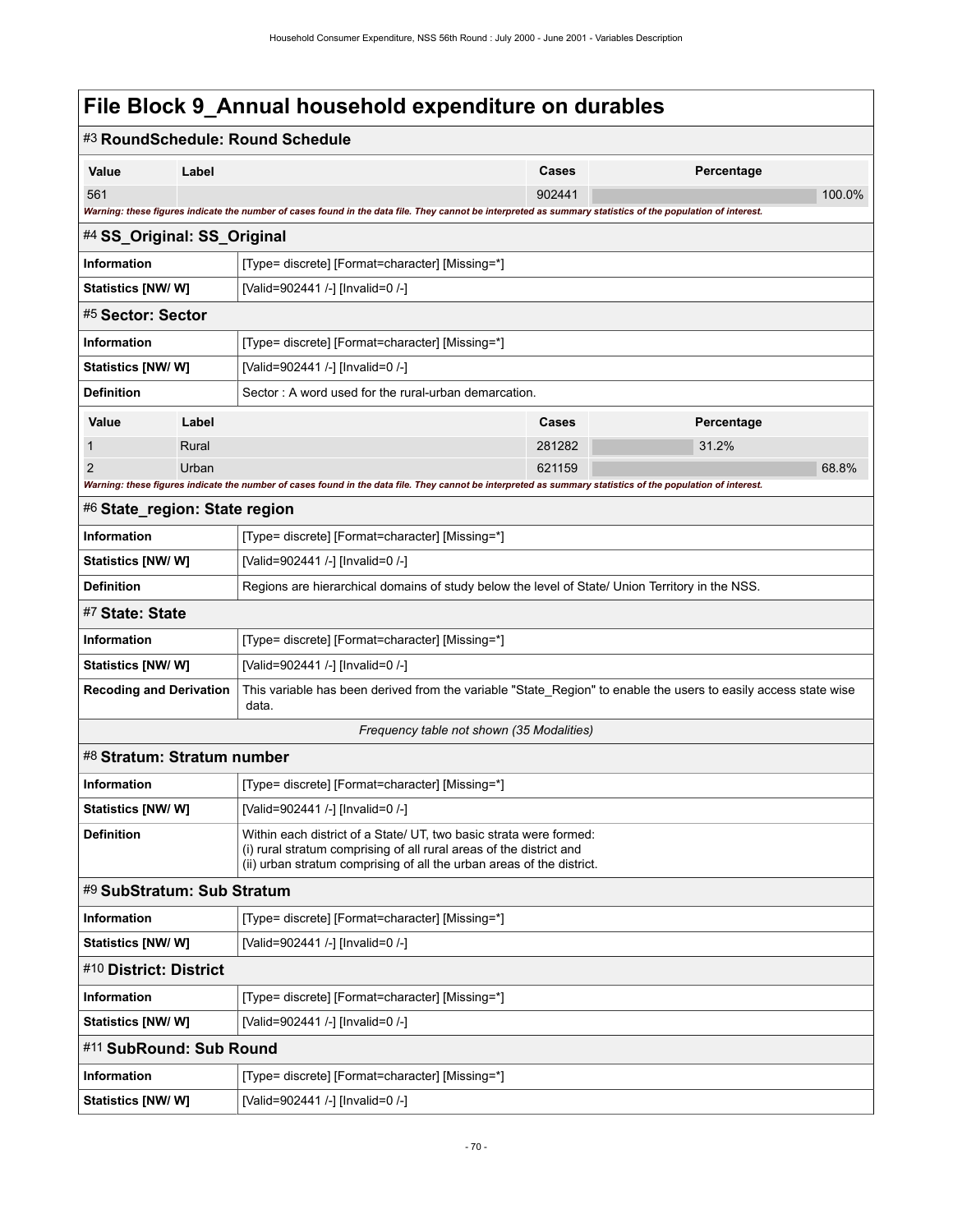# File Block 9_Annual household expenditure on durables

## #3 RoundSchedule: Round Schedule

| Value | Label | Cases | Percentage |
|---|---|---|---|
| 561 | | 902441 | 100.0% |

*Warning: these figures indicate the number of cases found in the data file. They cannot be interpreted as summary statistics of the population of interest.*

## #4 SS_Original: SS_Original

| | |
|---|---|
| **Information** | [Type= discrete] [Format=character] [Missing=*] |
| **Statistics [NW/ W]** | [Valid=902441 /-] [Invalid=0 /-] |

## #5 Sector: Sector

| | |
|---|---|
| **Information** | [Type= discrete] [Format=character] [Missing=*] |
| **Statistics [NW/ W]** | [Valid=902441 /-] [Invalid=0 /-] |
| **Definition** | Sector : A word used for the rural-urban demarcation. |

| Value | Label | Cases | Percentage |
|---|---|---|---|
| 1 | Rural | 281282 | 31.2% |
| 2 | Urban | 621159 | 68.8% |

*Warning: these figures indicate the number of cases found in the data file. They cannot be interpreted as summary statistics of the population of interest.*

## #6 State_region: State region

| | |
|---|---|
| **Information** | [Type= discrete] [Format=character] [Missing=*] |
| **Statistics [NW/ W]** | [Valid=902441 /-] [Invalid=0 /-] |
| **Definition** | Regions are hierarchical domains of study below the level of State/ Union Territory in the NSS. |

## #7 State: State

| | |
|---|---|
| **Information** | [Type= discrete] [Format=character] [Missing=*] |
| **Statistics [NW/ W]** | [Valid=902441 /-] [Invalid=0 /-] |
| **Recoding and Derivation** | This variable has been derived from the variable "State_Region" to enable the users to easily access state wise data. |

*Frequency table not shown (35 Modalities)*

## #8 Stratum: Stratum number

| | |
|---|---|
| **Information** | [Type= discrete] [Format=character] [Missing=*] |
| **Statistics [NW/ W]** | [Valid=902441 /-] [Invalid=0 /-] |
| **Definition** | Within each district of a State/ UT, two basic strata were formed:<br>(i) rural stratum comprising of all rural areas of the district and<br>(ii) urban stratum comprising of all the urban areas of the district. |

## #9 SubStratum: Sub Stratum

| | |
|---|---|
| **Information** | [Type= discrete] [Format=character] [Missing=*] |
| **Statistics [NW/ W]** | [Valid=902441 /-] [Invalid=0 /-] |

## #10 District: District

| | |
|---|---|
| **Information** | [Type= discrete] [Format=character] [Missing=*] |
| **Statistics [NW/ W]** | [Valid=902441 /-] [Invalid=0 /-] |

## #11 SubRound: Sub Round

| | |
|---|---|
| **Information** | [Type= discrete] [Format=character] [Missing=*] |
| **Statistics [NW/ W]** | [Valid=902441 /-] [Invalid=0 /-] |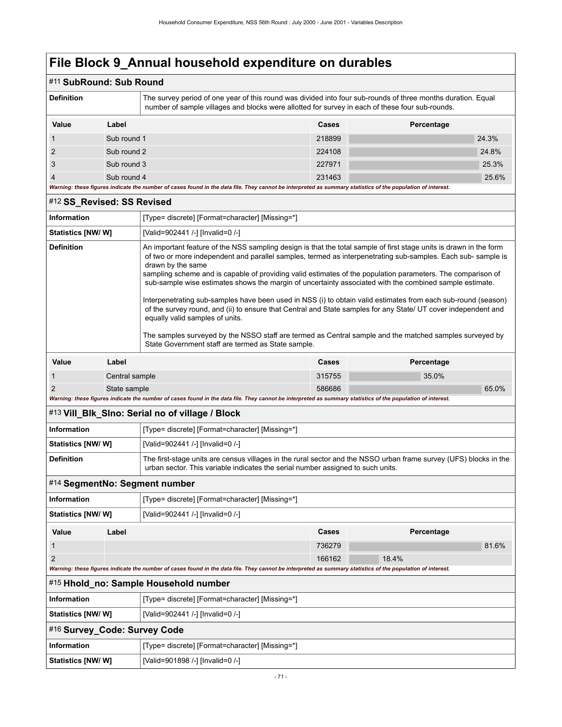# File Block 9_Annual household expenditure on durables

## #11 SubRound: Sub Round

| | |
|---|---|
| **Definition** | The survey period of one year of this round was divided into four sub-rounds of three months duration. Equal number of sample villages and blocks were allotted for survey in each of these four sub-rounds. |

| Value | Label | Cases | Percentage |
|---|---|---|---|
| 1 | Sub round 1 | 218899 | 24.3% |
| 2 | Sub round 2 | 224108 | 24.8% |
| 3 | Sub round 3 | 227971 | 25.3% |
| 4 | Sub round 4 | 231463 | 25.6% |

***Warning: these figures indicate the number of cases found in the data file. They cannot be interpreted as summary statistics of the population of interest.***

## #12 SS_Revised: SS Revised

| | |
|---|---|
| **Information** | [Type= discrete] [Format=character] [Missing=*] |
| **Statistics [NW/ W]** | [Valid=902441 /-] [Invalid=0 /-] |
| **Definition** | An important feature of the NSS sampling design is that the total sample of first stage units is drawn in the form of two or more independent and parallel samples, termed as interpenetrating sub-samples. Each sub- sample is drawn by the same sampling scheme and is capable of providing valid estimates of the population parameters. The comparison of sub-sample wise estimates shows the margin of uncertainty associated with the combined sample estimate.<br><br>Interpenetrating sub-samples have been used in NSS (i) to obtain valid estimates from each sub-round (season) of the survey round, and (ii) to ensure that Central and State samples for any State/ UT cover independent and equally valid samples of units.<br><br>The samples surveyed by the NSSO staff are termed as Central sample and the matched samples surveyed by State Government staff are termed as State sample. |

| Value | Label | Cases | Percentage |
|---|---|---|---|
| 1 | Central sample | 315755 | 35.0% |
| 2 | State sample | 586686 | 65.0% |

***Warning: these figures indicate the number of cases found in the data file. They cannot be interpreted as summary statistics of the population of interest.***

## #13 Vill_Blk_Slno: Serial no of village / Block

| | |
|---|---|
| **Information** | [Type= discrete] [Format=character] [Missing=*] |
| **Statistics [NW/ W]** | [Valid=902441 /-] [Invalid=0 /-] |
| **Definition** | The first-stage units are census villages in the rural sector and the NSSO urban frame survey (UFS) blocks in the urban sector. This variable indicates the serial number assigned to such units. |

## #14 SegmentNo: Segment number

| | |
|---|---|
| **Information** | [Type= discrete] [Format=character] [Missing=*] |
| **Statistics [NW/ W]** | [Valid=902441 /-] [Invalid=0 /-] |

| Value | Label | Cases | Percentage |
|---|---|---|---|
| 1 | | 736279 | 81.6% |
| 2 | | 166162 | 18.4% |

***Warning: these figures indicate the number of cases found in the data file. They cannot be interpreted as summary statistics of the population of interest.***

## #15 Hhold_no: Sample Household number

| | |
|---|---|
| **Information** | [Type= discrete] [Format=character] [Missing=*] |
| **Statistics [NW/ W]** | [Valid=902441 /-] [Invalid=0 /-] |

## #16 Survey_Code: Survey Code

| | |
|---|---|
| **Information** | [Type= discrete] [Format=character] [Missing=*] |
| **Statistics [NW/ W]** | [Valid=901898 /-] [Invalid=0 /-] |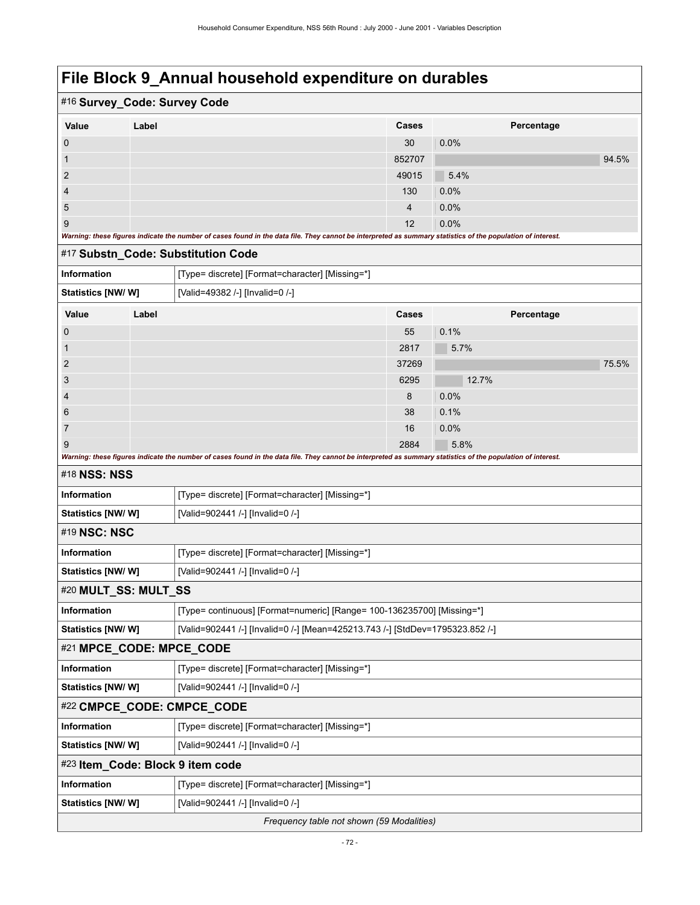# File Block 9_Annual household expenditure on durables

## #16 Survey_Code: Survey Code

| Value | Label | Cases | Percentage |
|---|---|---|---|
| 0 | | 30 | 0.0% |
| 1 | | 852707 | 94.5% |
| 2 | | 49015 | 5.4% |
| 4 | | 130 | 0.0% |
| 5 | | 4 | 0.0% |
| 9 | | 12 | 0.0% |

*Warning: these figures indicate the number of cases found in the data file. They cannot be interpreted as summary statistics of the population of interest.*

## #17 Substn_Code: Substitution Code

| | |
|---|---|
| **Information** | [Type= discrete] [Format=character] [Missing=*] |
| **Statistics [NW/ W]** | [Valid=49382 /-] [Invalid=0 /-] |

| Value | Label | Cases | Percentage |
|---|---|---|---|
| 0 | | 55 | 0.1% |
| 1 | | 2817 | 5.7% |
| 2 | | 37269 | 75.5% |
| 3 | | 6295 | 12.7% |
| 4 | | 8 | 0.0% |
| 6 | | 38 | 0.1% |
| 7 | | 16 | 0.0% |
| 9 | | 2884 | 5.8% |

*Warning: these figures indicate the number of cases found in the data file. They cannot be interpreted as summary statistics of the population of interest.*

## #18 NSS: NSS

| | |
|---|---|
| **Information** | [Type= discrete] [Format=character] [Missing=*] |
| **Statistics [NW/ W]** | [Valid=902441 /-] [Invalid=0 /-] |

## #19 NSC: NSC

| | |
|---|---|
| **Information** | [Type= discrete] [Format=character] [Missing=*] |
| **Statistics [NW/ W]** | [Valid=902441 /-] [Invalid=0 /-] |

## #20 MULT_SS: MULT_SS

| | |
|---|---|
| **Information** | [Type= continuous] [Format=numeric] [Range= 100-136235700] [Missing=*] |
| **Statistics [NW/ W]** | [Valid=902441 /-] [Invalid=0 /-] [Mean=425213.743 /-] [StdDev=1795323.852 /-] |

## #21 MPCE_CODE: MPCE_CODE

| | |
|---|---|
| **Information** | [Type= discrete] [Format=character] [Missing=*] |
| **Statistics [NW/ W]** | [Valid=902441 /-] [Invalid=0 /-] |

## #22 CMPCE_CODE: CMPCE_CODE

| | |
|---|---|
| **Information** | [Type= discrete] [Format=character] [Missing=*] |
| **Statistics [NW/ W]** | [Valid=902441 /-] [Invalid=0 /-] |

## #23 Item_Code: Block 9 item code

| | |
|---|---|
| **Information** | [Type= discrete] [Format=character] [Missing=*] |
| **Statistics [NW/ W]** | [Valid=902441 /-] [Invalid=0 /-] |

*Frequency table not shown (59 Modalities)*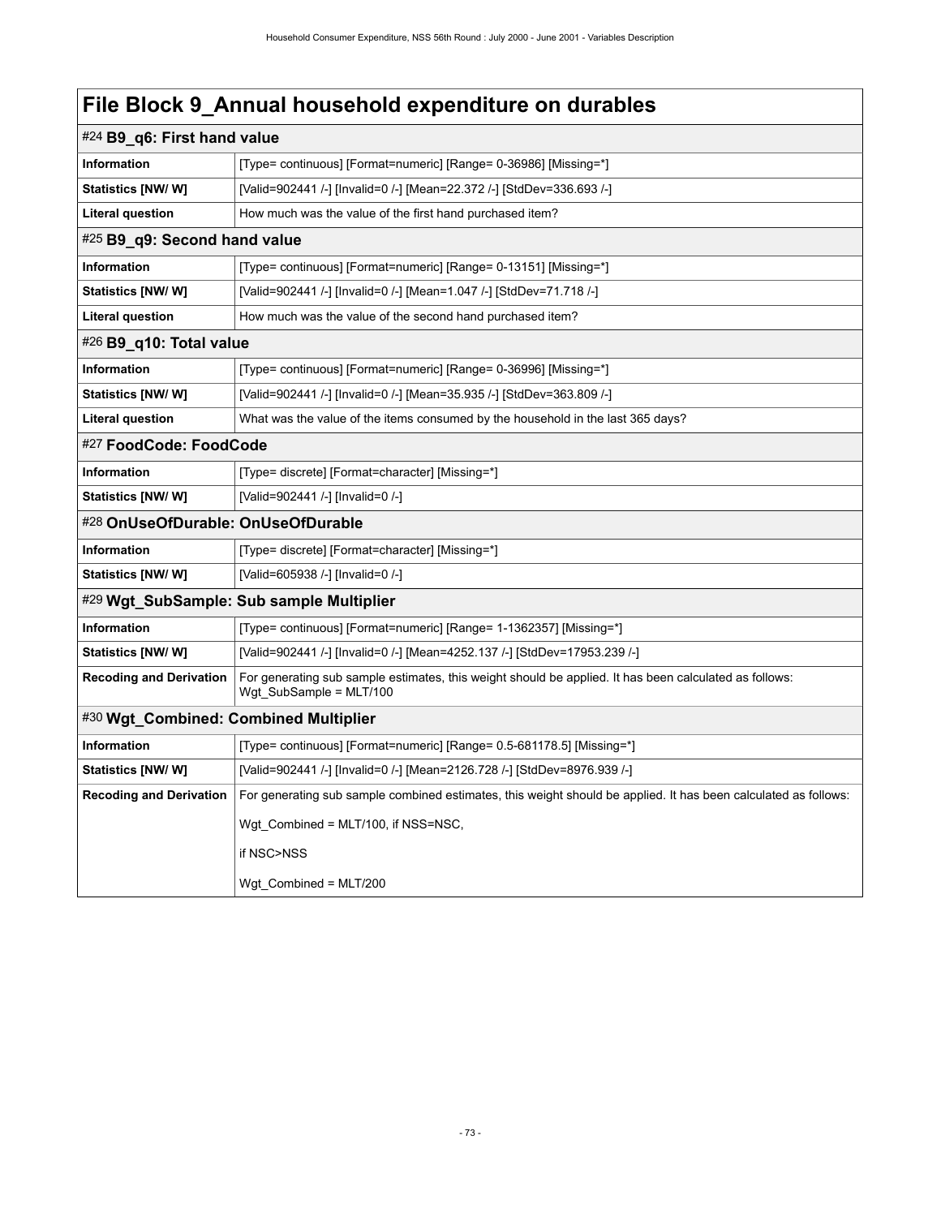# File Block 9_Annual household expenditure on durables

## #24 B9_q6: First hand value

| | |
|---|---|
| **Information** | [Type= continuous] [Format=numeric] [Range= 0-36986] [Missing=*] |
| **Statistics [NW/ W]** | [Valid=902441 /-] [Invalid=0 /-] [Mean=22.372 /-] [StdDev=336.693 /-] |
| **Literal question** | How much was the value of the first hand purchased item? |

## #25 B9_q9: Second hand value

| | |
|---|---|
| **Information** | [Type= continuous] [Format=numeric] [Range= 0-13151] [Missing=*] |
| **Statistics [NW/ W]** | [Valid=902441 /-] [Invalid=0 /-] [Mean=1.047 /-] [StdDev=71.718 /-] |
| **Literal question** | How much was the value of the second hand purchased item? |

## #26 B9_q10: Total value

| | |
|---|---|
| **Information** | [Type= continuous] [Format=numeric] [Range= 0-36996] [Missing=*] |
| **Statistics [NW/ W]** | [Valid=902441 /-] [Invalid=0 /-] [Mean=35.935 /-] [StdDev=363.809 /-] |
| **Literal question** | What was the value of the items consumed by the household in the last 365 days? |

## #27 FoodCode: FoodCode

| | |
|---|---|
| **Information** | [Type= discrete] [Format=character] [Missing=*] |
| **Statistics [NW/ W]** | [Valid=902441 /-] [Invalid=0 /-] |

## #28 OnUseOfDurable: OnUseOfDurable

| | |
|---|---|
| **Information** | [Type= discrete] [Format=character] [Missing=*] |
| **Statistics [NW/ W]** | [Valid=605938 /-] [Invalid=0 /-] |

## #29 Wgt_SubSample: Sub sample Multiplier

| | |
|---|---|
| **Information** | [Type= continuous] [Format=numeric] [Range= 1-1362357] [Missing=*] |
| **Statistics [NW/ W]** | [Valid=902441 /-] [Invalid=0 /-] [Mean=4252.137 /-] [StdDev=17953.239 /-] |
| **Recoding and Derivation** | For generating sub sample estimates, this weight should be applied. It has been calculated as follows: Wgt_SubSample = MLT/100 |

## #30 Wgt_Combined: Combined Multiplier

| | |
|---|---|
| **Information** | [Type= continuous] [Format=numeric] [Range= 0.5-681178.5] [Missing=*] |
| **Statistics [NW/ W]** | [Valid=902441 /-] [Invalid=0 /-] [Mean=2126.728 /-] [StdDev=8976.939 /-] |
| **Recoding and Derivation** | For generating sub sample combined estimates, this weight should be applied. It has been calculated as follows:<br><br>Wgt_Combined = MLT/100, if NSS=NSC,<br><br>if NSC>NSS<br><br>Wgt_Combined = MLT/200 |